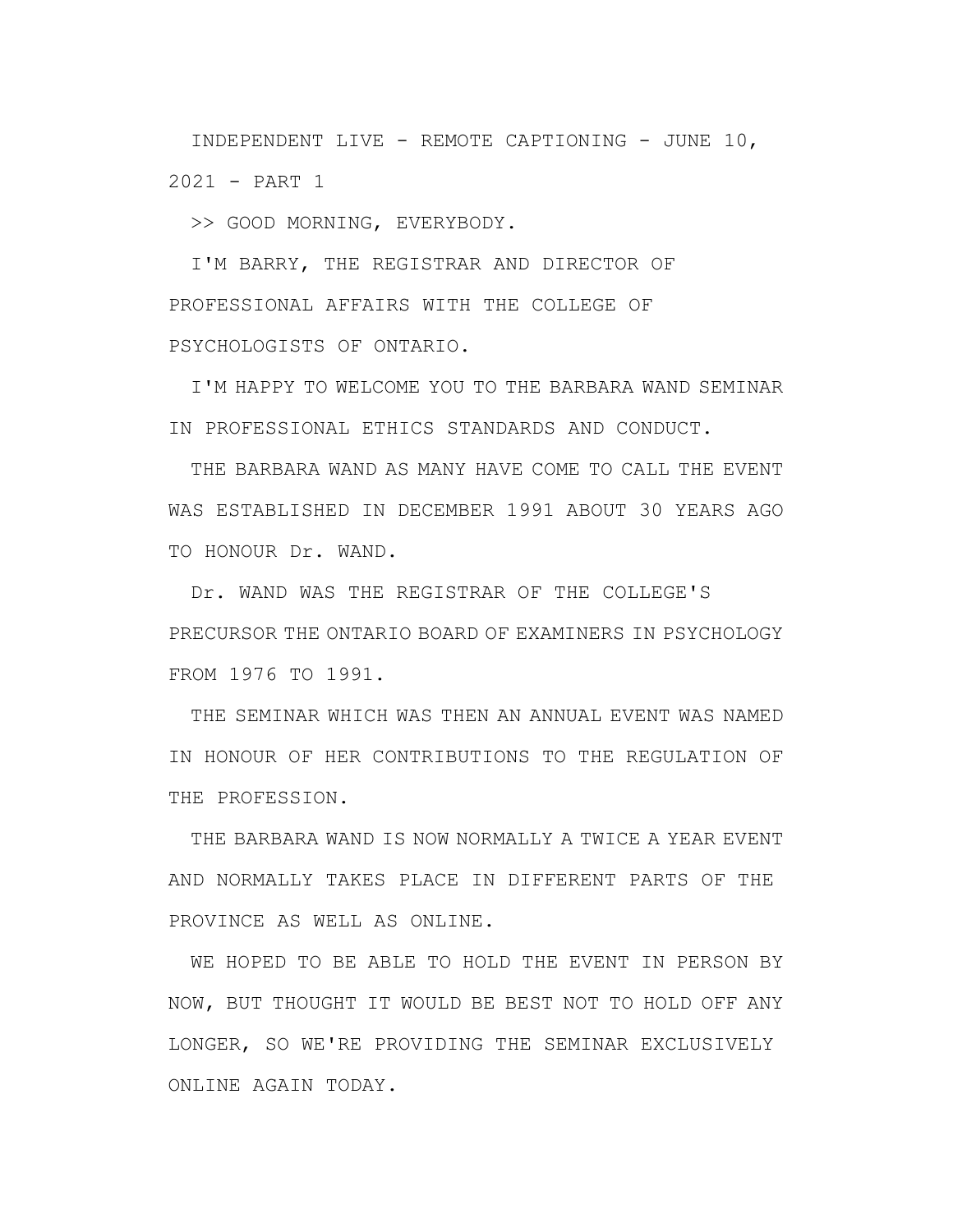INDEPENDENT LIVE - REMOTE CAPTIONING - JUNE 10, 2021 - PART 1

>> GOOD MORNING, EVERYBODY.

I'M BARRY, THE REGISTRAR AND DIRECTOR OF PROFESSIONAL AFFAIRS WITH THE COLLEGE OF PSYCHOLOGISTS OF ONTARIO.

I'M HAPPY TO WELCOME YOU TO THE BARBARA WAND SEMINAR IN PROFESSIONAL ETHICS STANDARDS AND CONDUCT.

THE BARBARA WAND AS MANY HAVE COME TO CALL THE EVENT WAS ESTABLISHED IN DECEMBER 1991 ABOUT 30 YEARS AGO TO HONOUR Dr. WAND.

Dr. WAND WAS THE REGISTRAR OF THE COLLEGE'S PRECURSOR THE ONTARIO BOARD OF EXAMINERS IN PSYCHOLOGY FROM 1976 TO 1991.

THE SEMINAR WHICH WAS THEN AN ANNUAL EVENT WAS NAMED IN HONOUR OF HER CONTRIBUTIONS TO THE REGULATION OF THE PROFESSION.

THE BARBARA WAND IS NOW NORMALLY A TWICE A YEAR EVENT AND NORMALLY TAKES PLACE IN DIFFERENT PARTS OF THE PROVINCE AS WELL AS ONLINE.

WE HOPED TO BE ABLE TO HOLD THE EVENT IN PERSON BY NOW, BUT THOUGHT IT WOULD BE BEST NOT TO HOLD OFF ANY LONGER, SO WE'RE PROVIDING THE SEMINAR EXCLUSIVELY ONLINE AGAIN TODAY.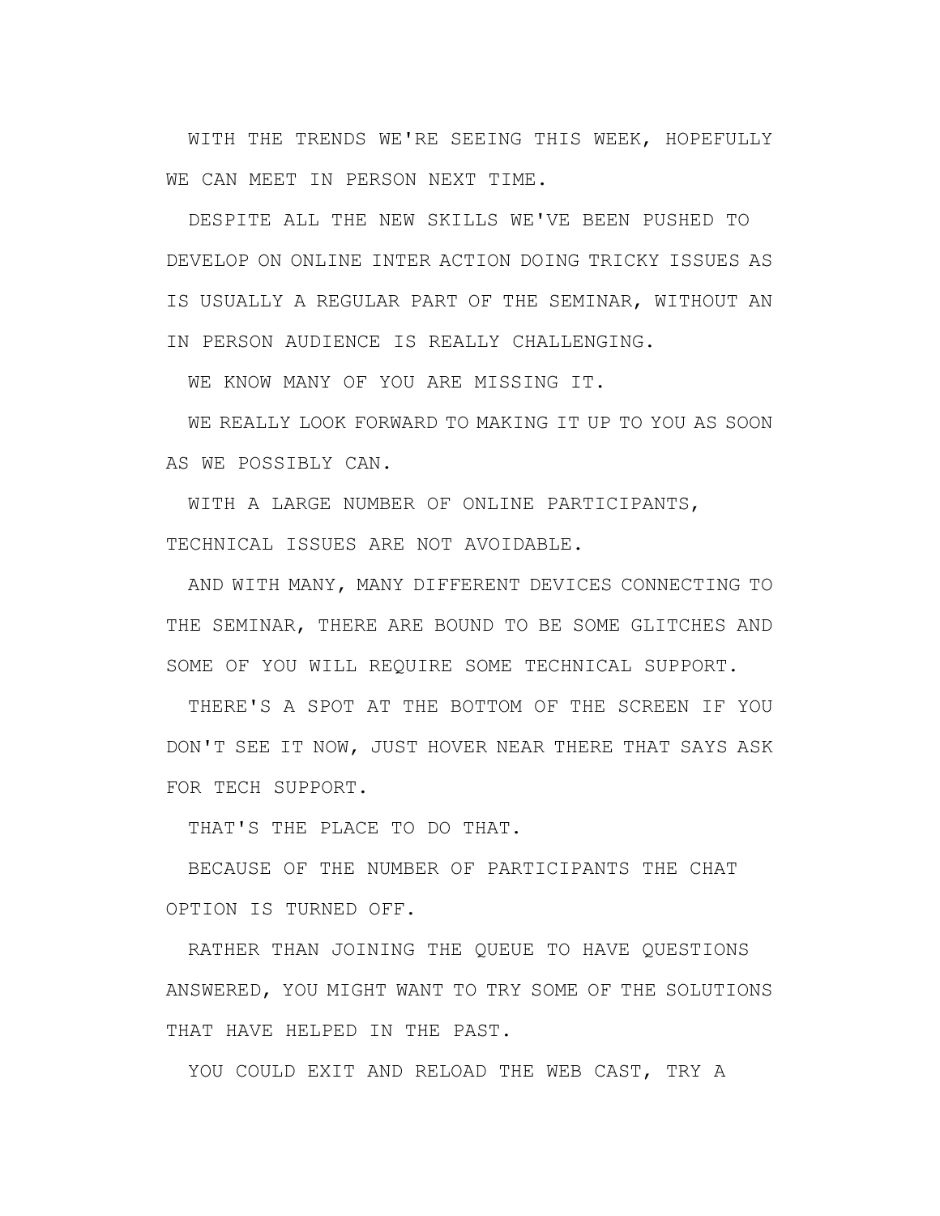WITH THE TRENDS WE'RE SEEING THIS WEEK, HOPEFULLY WE CAN MEET IN PERSON NEXT TIME.

DESPITE ALL THE NEW SKILLS WE'VE BEEN PUSHED TO DEVELOP ON ONLINE INTER ACTION DOING TRICKY ISSUES AS IS USUALLY A REGULAR PART OF THE SEMINAR, WITHOUT AN IN PERSON AUDIENCE IS REALLY CHALLENGING.

WE KNOW MANY OF YOU ARE MISSING IT.

WE REALLY LOOK FORWARD TO MAKING IT UP TO YOU AS SOON AS WE POSSIBLY CAN.

WITH A LARGE NUMBER OF ONLINE PARTICIPANTS, TECHNICAL ISSUES ARE NOT AVOIDABLE.

AND WITH MANY, MANY DIFFERENT DEVICES CONNECTING TO THE SEMINAR, THERE ARE BOUND TO BE SOME GLITCHES AND SOME OF YOU WILL REQUIRE SOME TECHNICAL SUPPORT.

THERE'S A SPOT AT THE BOTTOM OF THE SCREEN IF YOU DON'T SEE IT NOW, JUST HOVER NEAR THERE THAT SAYS ASK FOR TECH SUPPORT.

THAT'S THE PLACE TO DO THAT.

BECAUSE OF THE NUMBER OF PARTICIPANTS THE CHAT OPTION IS TURNED OFF.

RATHER THAN JOINING THE QUEUE TO HAVE QUESTIONS ANSWERED, YOU MIGHT WANT TO TRY SOME OF THE SOLUTIONS THAT HAVE HELPED IN THE PAST.

YOU COULD EXIT AND RELOAD THE WEB CAST, TRY A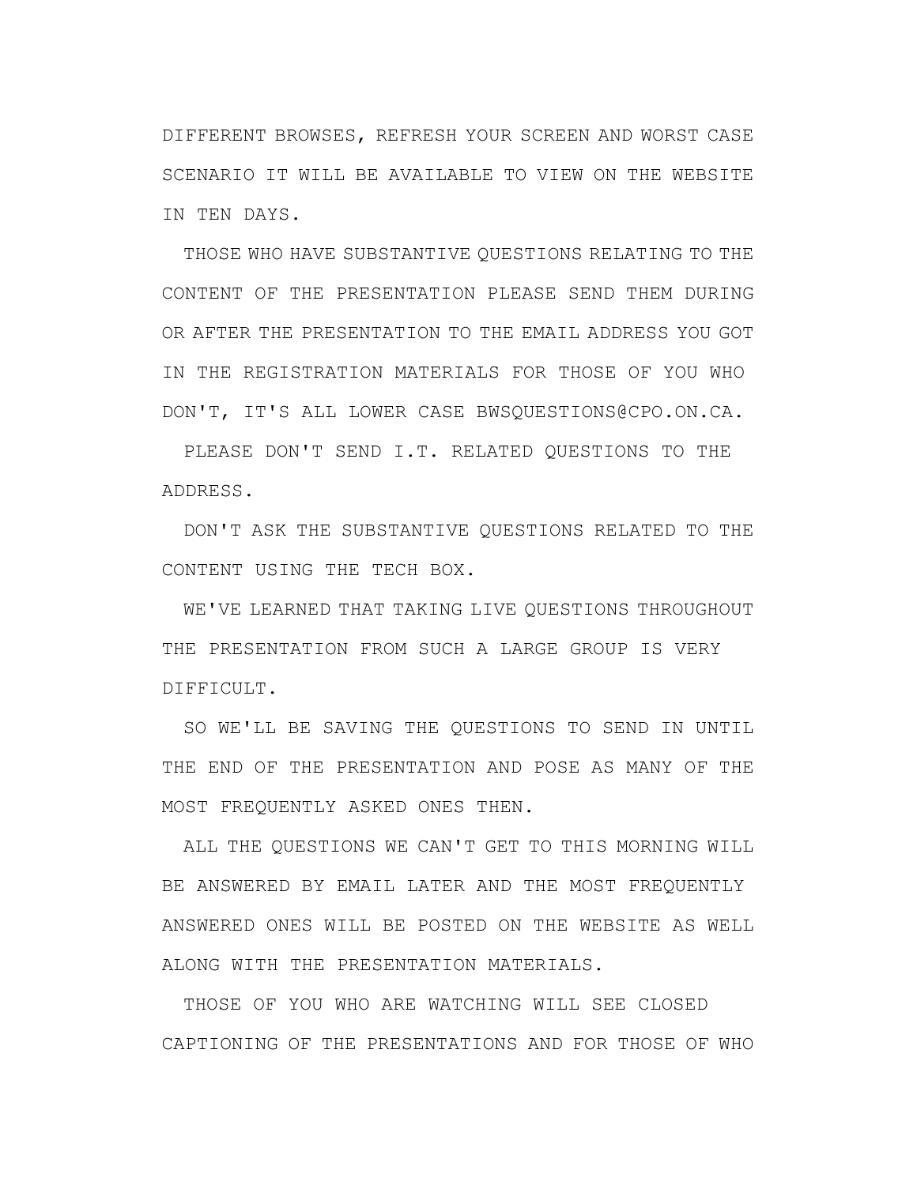DIFFERENT BROWSES, REFRESH YOUR SCREEN AND WORST CASE SCENARIO IT WILL BE AVAILABLE TO VIEW ON THE WEBSITE IN TEN DAYS.

THOSE WHO HAVE SUBSTANTIVE QUESTIONS RELATING TO THE CONTENT OF THE PRESENTATION PLEASE SEND THEM DURING OR AFTER THE PRESENTATION TO THE EMAIL ADDRESS YOU GOT IN THE REGISTRATION MATERIALS FOR THOSE OF YOU WHO DON'T, IT'S ALL LOWER CASE BWSQUESTIONS@CPO.ON.CA.

PLEASE DON'T SEND I.T. RELATED QUESTIONS TO THE ADDRESS.

DON'T ASK THE SUBSTANTIVE QUESTIONS RELATED TO THE CONTENT USING THE TECH BOX.

WE'VE LEARNED THAT TAKING LIVE QUESTIONS THROUGHOUT THE PRESENTATION FROM SUCH A LARGE GROUP IS VERY DIFFICULT.

SO WE'LL BE SAVING THE QUESTIONS TO SEND IN UNTIL THE END OF THE PRESENTATION AND POSE AS MANY OF THE MOST FREQUENTLY ASKED ONES THEN.

ALL THE QUESTIONS WE CAN'T GET TO THIS MORNING WILL BE ANSWERED BY EMAIL LATER AND THE MOST FREQUENTLY ANSWERED ONES WILL BE POSTED ON THE WEBSITE AS WELL ALONG WITH THE PRESENTATION MATERIALS.

THOSE OF YOU WHO ARE WATCHING WILL SEE CLOSED CAPTIONING OF THE PRESENTATIONS AND FOR THOSE OF WHO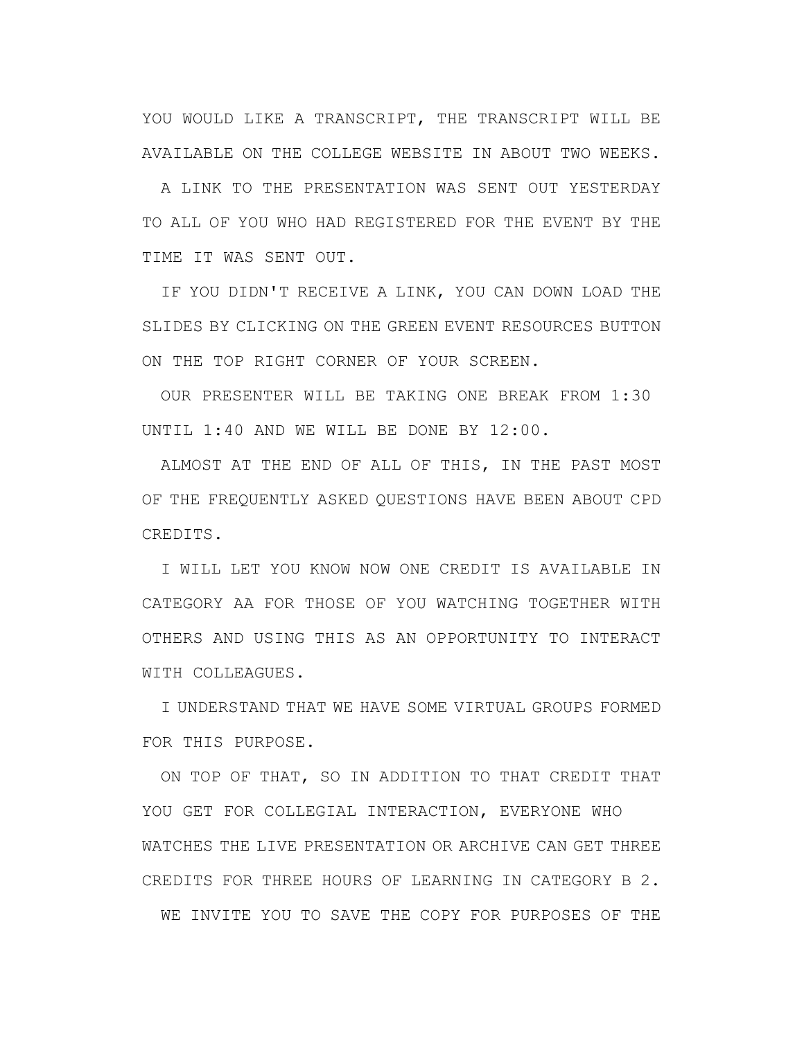YOU WOULD LIKE A TRANSCRIPT, THE TRANSCRIPT WILL BE AVAILABLE ON THE COLLEGE WEBSITE IN ABOUT TWO WEEKS.

A LINK TO THE PRESENTATION WAS SENT OUT YESTERDAY TO ALL OF YOU WHO HAD REGISTERED FOR THE EVENT BY THE TIME IT WAS SENT OUT.

IF YOU DIDN'T RECEIVE A LINK, YOU CAN DOWN LOAD THE SLIDES BY CLICKING ON THE GREEN EVENT RESOURCES BUTTON ON THE TOP RIGHT CORNER OF YOUR SCREEN.

OUR PRESENTER WILL BE TAKING ONE BREAK FROM 1:30 UNTIL 1:40 AND WE WILL BE DONE BY 12:00.

ALMOST AT THE END OF ALL OF THIS, IN THE PAST MOST OF THE FREQUENTLY ASKED QUESTIONS HAVE BEEN ABOUT CPD CREDITS.

I WILL LET YOU KNOW NOW ONE CREDIT IS AVAILABLE IN CATEGORY AA FOR THOSE OF YOU WATCHING TOGETHER WITH OTHERS AND USING THIS AS AN OPPORTUNITY TO INTERACT WITH COLLEAGUES.

I UNDERSTAND THAT WE HAVE SOME VIRTUAL GROUPS FORMED FOR THIS PURPOSE.

ON TOP OF THAT, SO IN ADDITION TO THAT CREDIT THAT YOU GET FOR COLLEGIAL INTERACTION, EVERYONE WHO WATCHES THE LIVE PRESENTATION OR ARCHIVE CAN GET THREE CREDITS FOR THREE HOURS OF LEARNING IN CATEGORY B 2.

WE INVITE YOU TO SAVE THE COPY FOR PURPOSES OF THE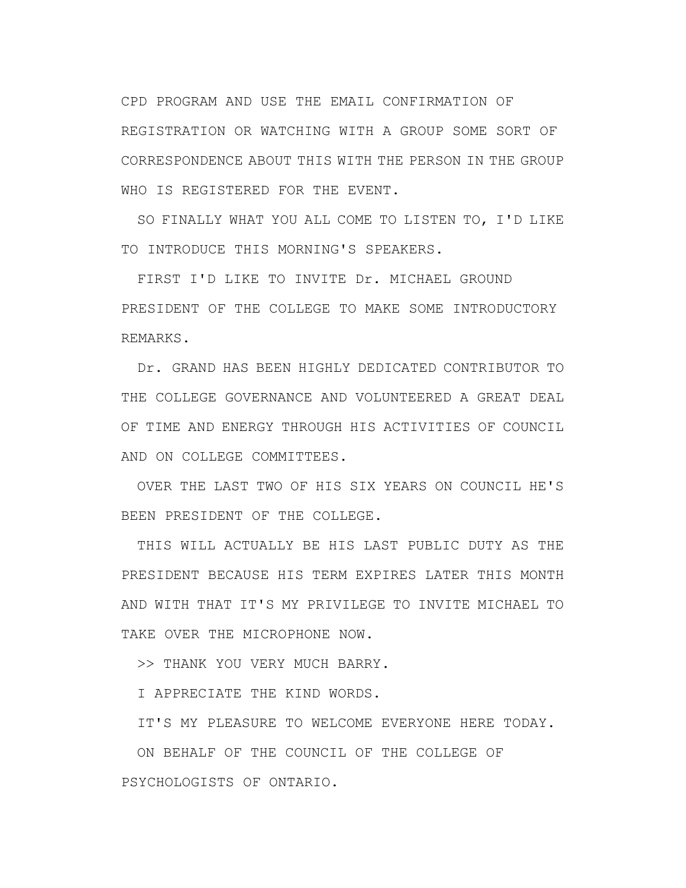CPD PROGRAM AND USE THE EMAIL CONFIRMATION OF REGISTRATION OR WATCHING WITH A GROUP SOME SORT OF CORRESPONDENCE ABOUT THIS WITH THE PERSON IN THE GROUP WHO IS REGISTERED FOR THE EVENT.

SO FINALLY WHAT YOU ALL COME TO LISTEN TO, I'D LIKE TO INTRODUCE THIS MORNING'S SPEAKERS.

FIRST I'D LIKE TO INVITE Dr. MICHAEL GROUND PRESIDENT OF THE COLLEGE TO MAKE SOME INTRODUCTORY REMARKS.

Dr. GRAND HAS BEEN HIGHLY DEDICATED CONTRIBUTOR TO THE COLLEGE GOVERNANCE AND VOLUNTEERED A GREAT DEAL OF TIME AND ENERGY THROUGH HIS ACTIVITIES OF COUNCIL AND ON COLLEGE COMMITTEES.

OVER THE LAST TWO OF HIS SIX YEARS ON COUNCIL HE'S BEEN PRESIDENT OF THE COLLEGE.

THIS WILL ACTUALLY BE HIS LAST PUBLIC DUTY AS THE PRESIDENT BECAUSE HIS TERM EXPIRES LATER THIS MONTH AND WITH THAT IT'S MY PRIVILEGE TO INVITE MICHAEL TO TAKE OVER THE MICROPHONE NOW.

>> THANK YOU VERY MUCH BARRY.

I APPRECIATE THE KIND WORDS.

IT'S MY PLEASURE TO WELCOME EVERYONE HERE TODAY.

ON BEHALF OF THE COUNCIL OF THE COLLEGE OF PSYCHOLOGISTS OF ONTARIO.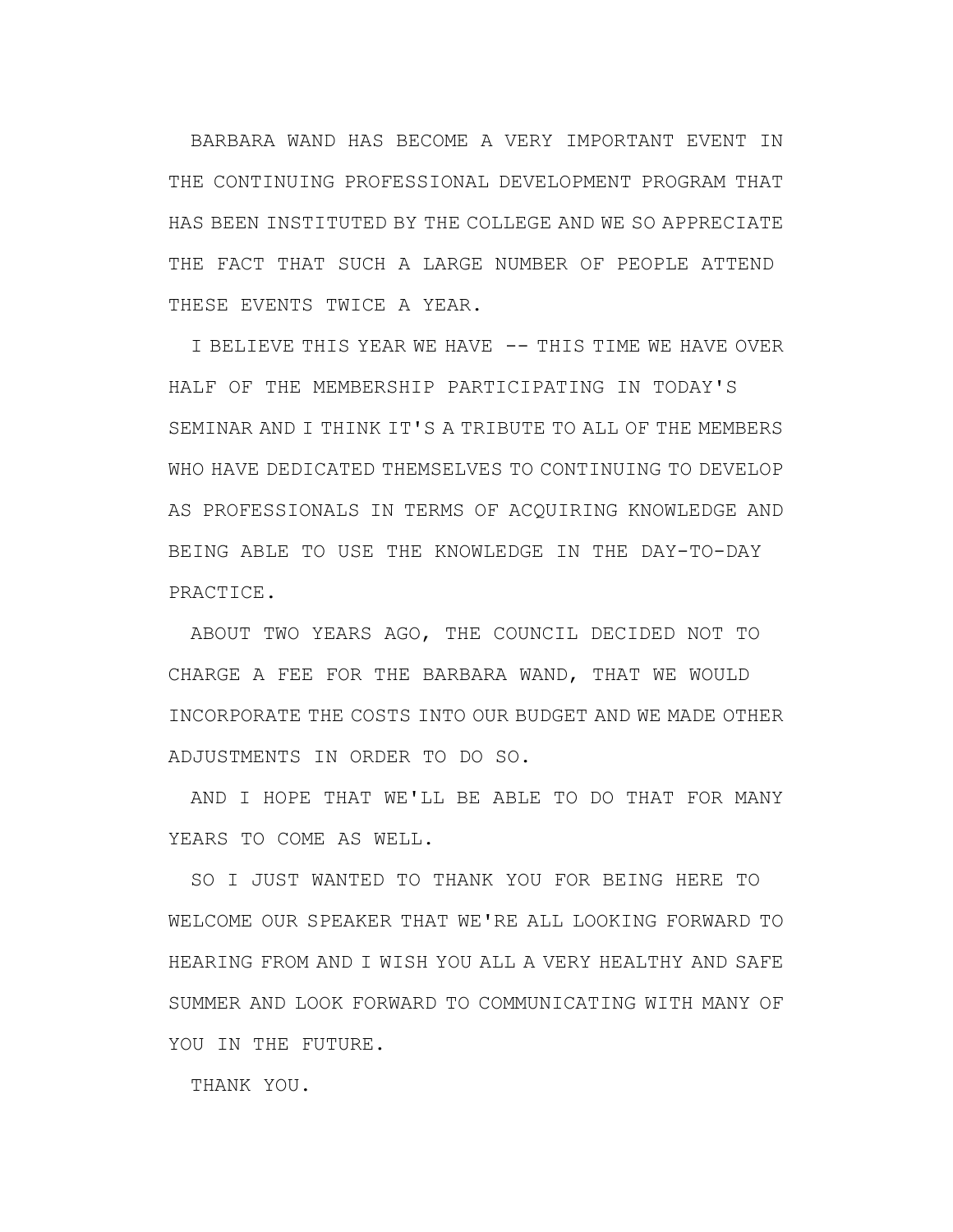BARBARA WAND HAS BECOME A VERY IMPORTANT EVENT IN THE CONTINUING PROFESSIONAL DEVELOPMENT PROGRAM THAT HAS BEEN INSTITUTED BY THE COLLEGE AND WE SO APPRECIATE THE FACT THAT SUCH A LARGE NUMBER OF PEOPLE ATTEND THESE EVENTS TWICE A YEAR.

I BELIEVE THIS YEAR WE HAVE -- THIS TIME WE HAVE OVER HALF OF THE MEMBERSHIP PARTICIPATING IN TODAY'S SEMINAR AND I THINK IT'S A TRIBUTE TO ALL OF THE MEMBERS WHO HAVE DEDICATED THEMSELVES TO CONTINUING TO DEVELOP AS PROFESSIONALS IN TERMS OF ACQUIRING KNOWLEDGE AND BEING ABLE TO USE THE KNOWLEDGE IN THE DAY-TO-DAY PRACTICE.

ABOUT TWO YEARS AGO, THE COUNCIL DECIDED NOT TO CHARGE A FEE FOR THE BARBARA WAND, THAT WE WOULD INCORPORATE THE COSTS INTO OUR BUDGET AND WE MADE OTHER ADJUSTMENTS IN ORDER TO DO SO.

AND I HOPE THAT WE'LL BE ABLE TO DO THAT FOR MANY YEARS TO COME AS WELL.

SO I JUST WANTED TO THANK YOU FOR BEING HERE TO WELCOME OUR SPEAKER THAT WE'RE ALL LOOKING FORWARD TO HEARING FROM AND I WISH YOU ALL A VERY HEALTHY AND SAFE SUMMER AND LOOK FORWARD TO COMMUNICATING WITH MANY OF YOU IN THE FUTURE.

THANK YOU.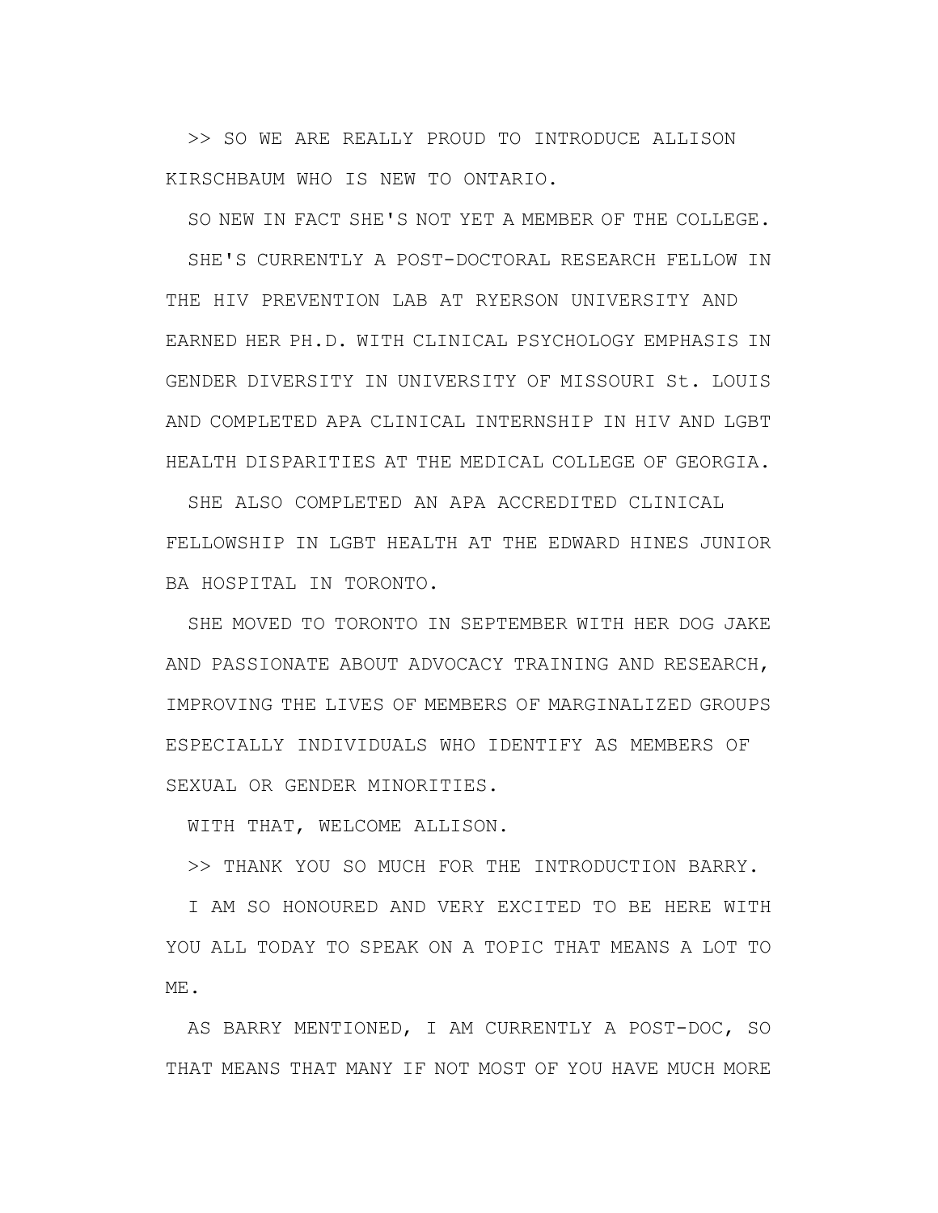>> SO WE ARE REALLY PROUD TO INTRODUCE ALLISON KIRSCHBAUM WHO IS NEW TO ONTARIO.

SO NEW IN FACT SHE'S NOT YET A MEMBER OF THE COLLEGE.

SHE'S CURRENTLY A POST-DOCTORAL RESEARCH FELLOW IN THE HIV PREVENTION LAB AT RYERSON UNIVERSITY AND EARNED HER PH.D. WITH CLINICAL PSYCHOLOGY EMPHASIS IN GENDER DIVERSITY IN UNIVERSITY OF MISSOURI St. LOUIS AND COMPLETED APA CLINICAL INTERNSHIP IN HIV AND LGBT HEALTH DISPARITIES AT THE MEDICAL COLLEGE OF GEORGIA.

SHE ALSO COMPLETED AN APA ACCREDITED CLINICAL FELLOWSHIP IN LGBT HEALTH AT THE EDWARD HINES JUNIOR BA HOSPITAL IN TORONTO.

SHE MOVED TO TORONTO IN SEPTEMBER WITH HER DOG JAKE AND PASSIONATE ABOUT ADVOCACY TRAINING AND RESEARCH, IMPROVING THE LIVES OF MEMBERS OF MARGINALIZED GROUPS ESPECIALLY INDIVIDUALS WHO IDENTIFY AS MEMBERS OF SEXUAL OR GENDER MINORITIES.

WITH THAT, WELCOME ALLISON.

>> THANK YOU SO MUCH FOR THE INTRODUCTION BARRY.

I AM SO HONOURED AND VERY EXCITED TO BE HERE WITH YOU ALL TODAY TO SPEAK ON A TOPIC THAT MEANS A LOT TO ME.

AS BARRY MENTIONED, I AM CURRENTLY A POST-DOC, SO THAT MEANS THAT MANY IF NOT MOST OF YOU HAVE MUCH MORE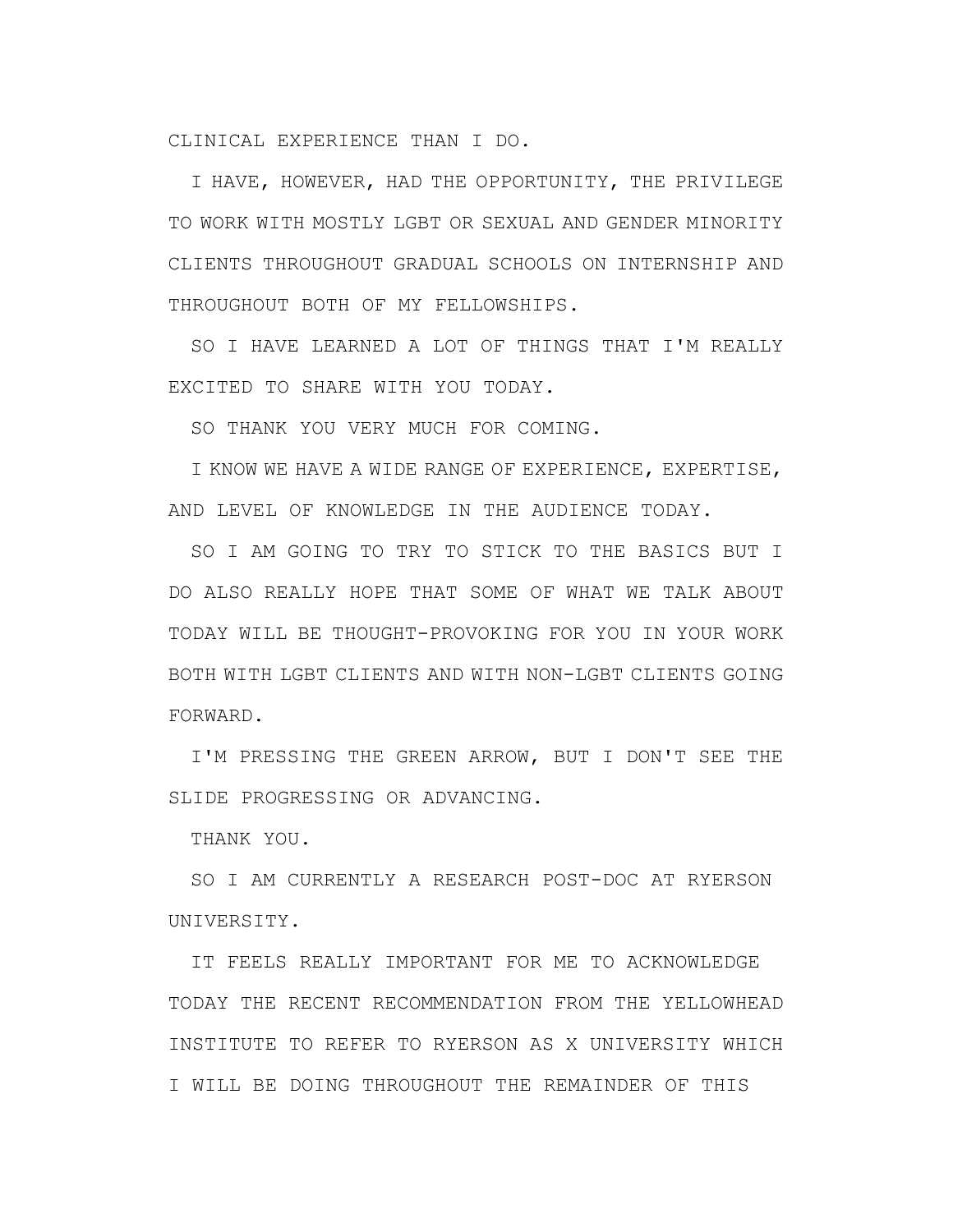CLINICAL EXPERIENCE THAN I DO.

I HAVE, HOWEVER, HAD THE OPPORTUNITY, THE PRIVILEGE TO WORK WITH MOSTLY LGBT OR SEXUAL AND GENDER MINORITY CLIENTS THROUGHOUT GRADUAL SCHOOLS ON INTERNSHIP AND THROUGHOUT BOTH OF MY FELLOWSHIPS.

SO I HAVE LEARNED A LOT OF THINGS THAT I'M REALLY EXCITED TO SHARE WITH YOU TODAY.

SO THANK YOU VERY MUCH FOR COMING.

I KNOW WE HAVE A WIDE RANGE OF EXPERIENCE, EXPERTISE, AND LEVEL OF KNOWLEDGE IN THE AUDIENCE TODAY.

SO I AM GOING TO TRY TO STICK TO THE BASICS BUT I DO ALSO REALLY HOPE THAT SOME OF WHAT WE TALK ABOUT TODAY WILL BE THOUGHT-PROVOKING FOR YOU IN YOUR WORK BOTH WITH LGBT CLIENTS AND WITH NON-LGBT CLIENTS GOING FORWARD.

I'M PRESSING THE GREEN ARROW, BUT I DON'T SEE THE SLIDE PROGRESSING OR ADVANCING.

THANK YOU.

SO I AM CURRENTLY A RESEARCH POST-DOC AT RYERSON UNIVERSITY.

IT FEELS REALLY IMPORTANT FOR ME TO ACKNOWLEDGE TODAY THE RECENT RECOMMENDATION FROM THE YELLOWHEAD INSTITUTE TO REFER TO RYERSON AS X UNIVERSITY WHICH I WILL BE DOING THROUGHOUT THE REMAINDER OF THIS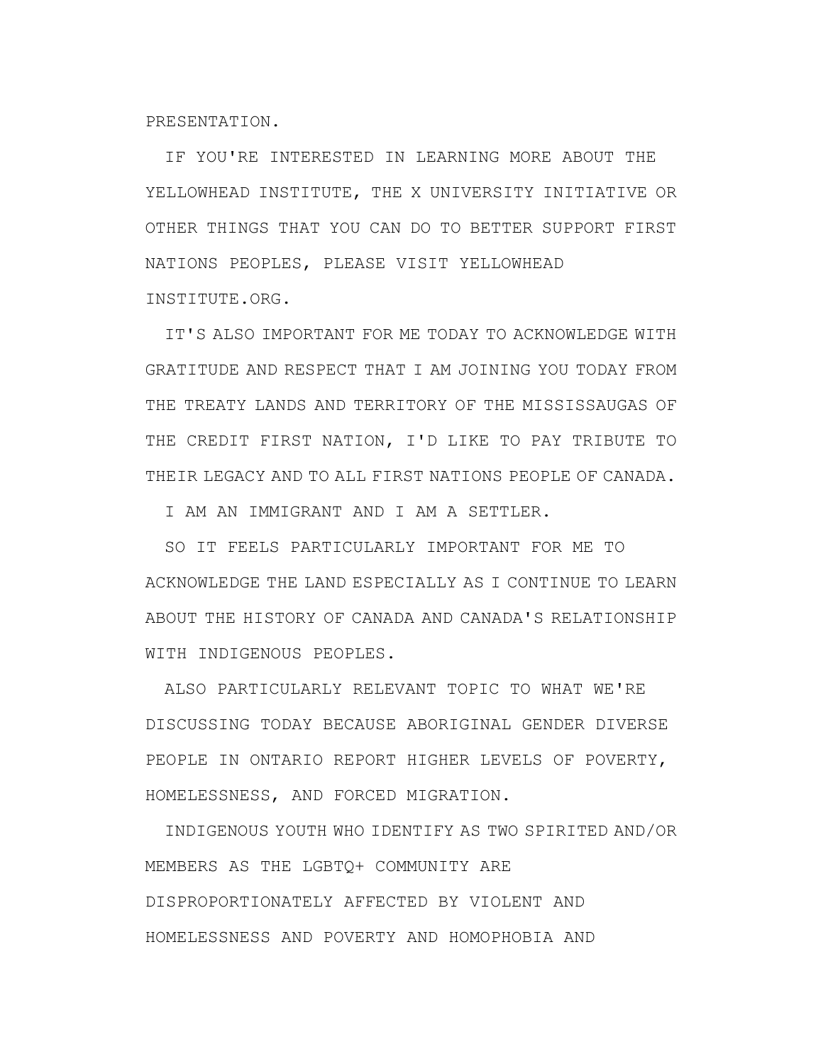PRESENTATION.

IF YOU'RE INTERESTED IN LEARNING MORE ABOUT THE YELLOWHEAD INSTITUTE, THE X UNIVERSITY INITIATIVE OR OTHER THINGS THAT YOU CAN DO TO BETTER SUPPORT FIRST NATIONS PEOPLES, PLEASE VISIT YELLOWHEAD INSTITUTE.ORG.

IT'S ALSO IMPORTANT FOR ME TODAY TO ACKNOWLEDGE WITH GRATITUDE AND RESPECT THAT I AM JOINING YOU TODAY FROM THE TREATY LANDS AND TERRITORY OF THE MISSISSAUGAS OF THE CREDIT FIRST NATION, I'D LIKE TO PAY TRIBUTE TO THEIR LEGACY AND TO ALL FIRST NATIONS PEOPLE OF CANADA.

I AM AN IMMIGRANT AND I AM A SETTLER.

SO IT FEELS PARTICULARLY IMPORTANT FOR ME TO ACKNOWLEDGE THE LAND ESPECIALLY AS I CONTINUE TO LEARN ABOUT THE HISTORY OF CANADA AND CANADA'S RELATIONSHIP WITH INDIGENOUS PEOPLES.

ALSO PARTICULARLY RELEVANT TOPIC TO WHAT WE'RE DISCUSSING TODAY BECAUSE ABORIGINAL GENDER DIVERSE PEOPLE IN ONTARIO REPORT HIGHER LEVELS OF POVERTY, HOMELESSNESS, AND FORCED MIGRATION.

INDIGENOUS YOUTH WHO IDENTIFY AS TWO SPIRITED AND/OR MEMBERS AS THE LGBTQ+ COMMUNITY ARE DISPROPORTIONATELY AFFECTED BY VIOLENT AND HOMELESSNESS AND POVERTY AND HOMOPHOBIA AND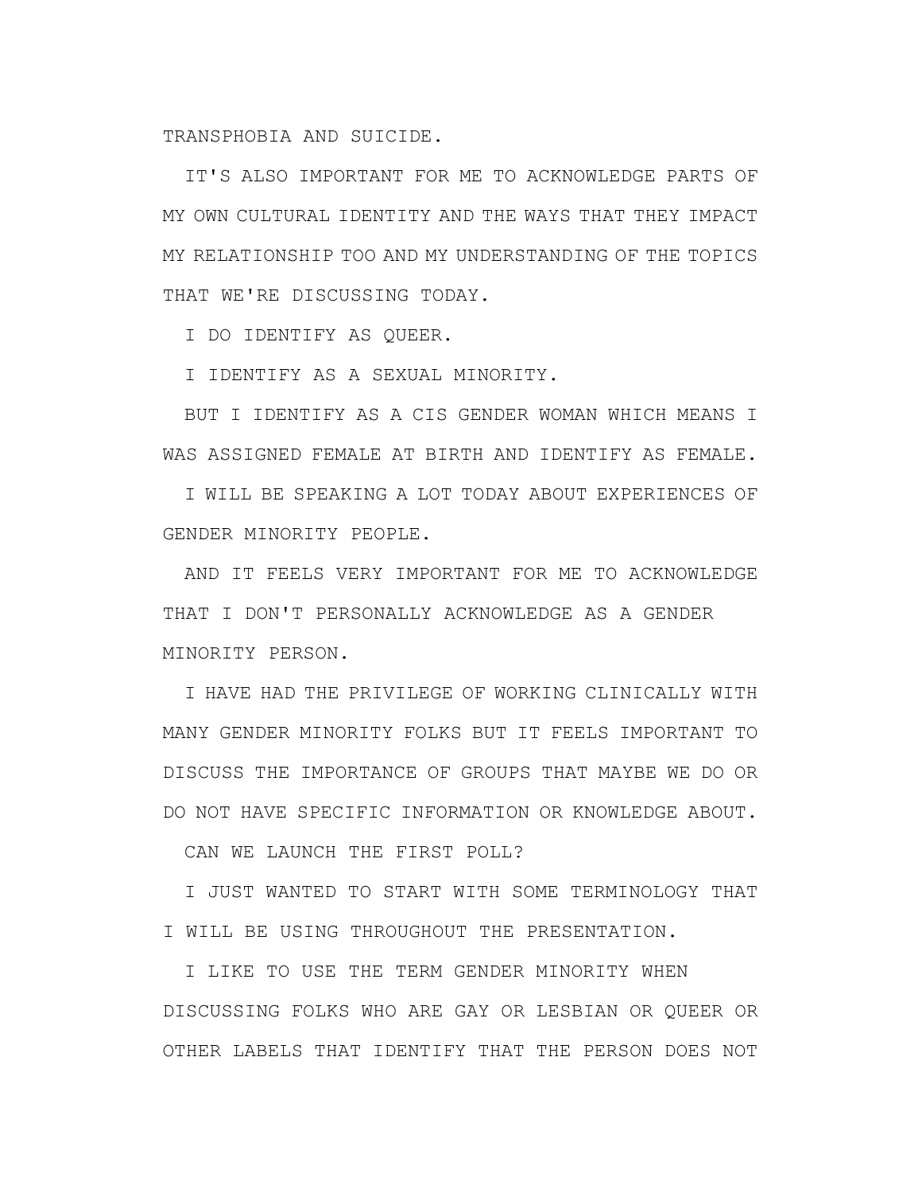TRANSPHOBIA AND SUICIDE.

IT'S ALSO IMPORTANT FOR ME TO ACKNOWLEDGE PARTS OF MY OWN CULTURAL IDENTITY AND THE WAYS THAT THEY IMPACT MY RELATIONSHIP TOO AND MY UNDERSTANDING OF THE TOPICS THAT WE'RE DISCUSSING TODAY.

I DO IDENTIFY AS QUEER.

I IDENTIFY AS A SEXUAL MINORITY.

BUT I IDENTIFY AS A CIS GENDER WOMAN WHICH MEANS I WAS ASSIGNED FEMALE AT BIRTH AND IDENTIFY AS FEMALE.

I WILL BE SPEAKING A LOT TODAY ABOUT EXPERIENCES OF GENDER MINORITY PEOPLE.

AND IT FEELS VERY IMPORTANT FOR ME TO ACKNOWLEDGE THAT I DON'T PERSONALLY ACKNOWLEDGE AS A GENDER MINORITY PERSON.

I HAVE HAD THE PRIVILEGE OF WORKING CLINICALLY WITH MANY GENDER MINORITY FOLKS BUT IT FEELS IMPORTANT TO DISCUSS THE IMPORTANCE OF GROUPS THAT MAYBE WE DO OR DO NOT HAVE SPECIFIC INFORMATION OR KNOWLEDGE ABOUT.

CAN WE LAUNCH THE FIRST POLL?

I JUST WANTED TO START WITH SOME TERMINOLOGY THAT I WILL BE USING THROUGHOUT THE PRESENTATION.

I LIKE TO USE THE TERM GENDER MINORITY WHEN DISCUSSING FOLKS WHO ARE GAY OR LESBIAN OR QUEER OR OTHER LABELS THAT IDENTIFY THAT THE PERSON DOES NOT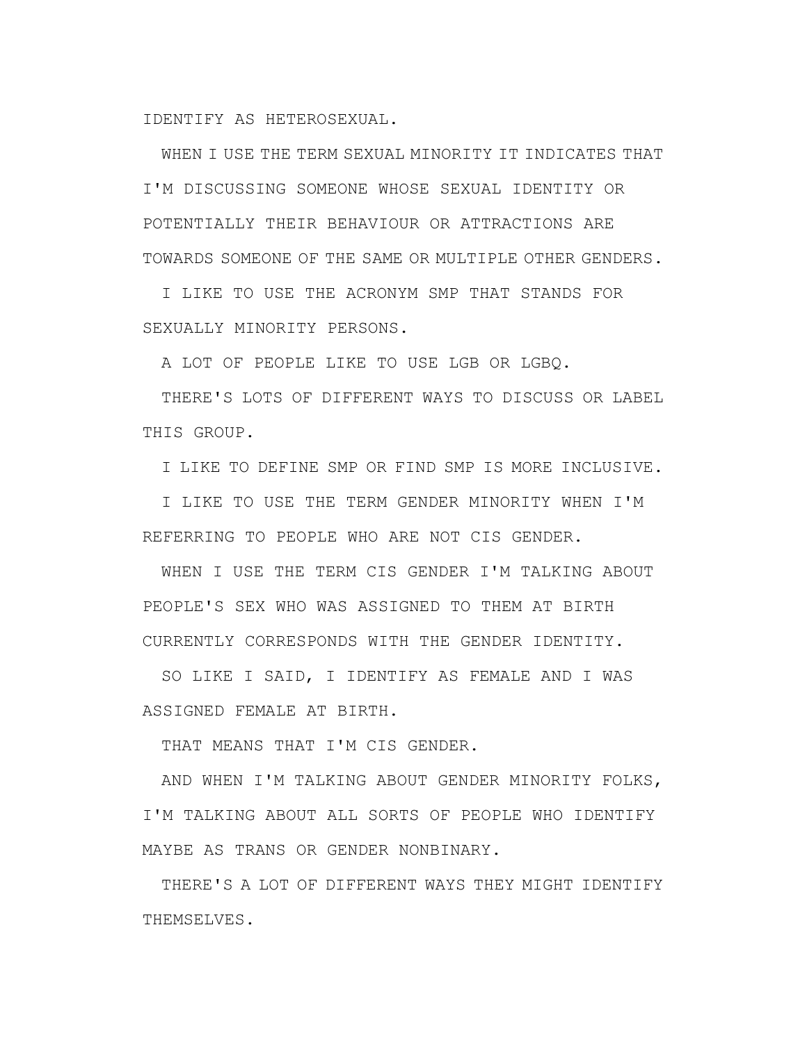IDENTIFY AS HETEROSEXUAL.

WHEN I USE THE TERM SEXUAL MINORITY IT INDICATES THAT I'M DISCUSSING SOMEONE WHOSE SEXUAL IDENTITY OR POTENTIALLY THEIR BEHAVIOUR OR ATTRACTIONS ARE TOWARDS SOMEONE OF THE SAME OR MULTIPLE OTHER GENDERS.

I LIKE TO USE THE ACRONYM SMP THAT STANDS FOR SEXUALLY MINORITY PERSONS.

A LOT OF PEOPLE LIKE TO USE LGB OR LGBQ.

THERE'S LOTS OF DIFFERENT WAYS TO DISCUSS OR LABEL THIS GROUP.

I LIKE TO DEFINE SMP OR FIND SMP IS MORE INCLUSIVE.

I LIKE TO USE THE TERM GENDER MINORITY WHEN I'M REFERRING TO PEOPLE WHO ARE NOT CIS GENDER.

WHEN I USE THE TERM CIS GENDER I'M TALKING ABOUT PEOPLE'S SEX WHO WAS ASSIGNED TO THEM AT BIRTH CURRENTLY CORRESPONDS WITH THE GENDER IDENTITY.

SO LIKE I SAID, I IDENTIFY AS FEMALE AND I WAS ASSIGNED FEMALE AT BIRTH.

THAT MEANS THAT I'M CIS GENDER.

AND WHEN I'M TALKING ABOUT GENDER MINORITY FOLKS, I'M TALKING ABOUT ALL SORTS OF PEOPLE WHO IDENTIFY MAYBE AS TRANS OR GENDER NONBINARY.

THERE'S A LOT OF DIFFERENT WAYS THEY MIGHT IDENTIFY THEMSELVES.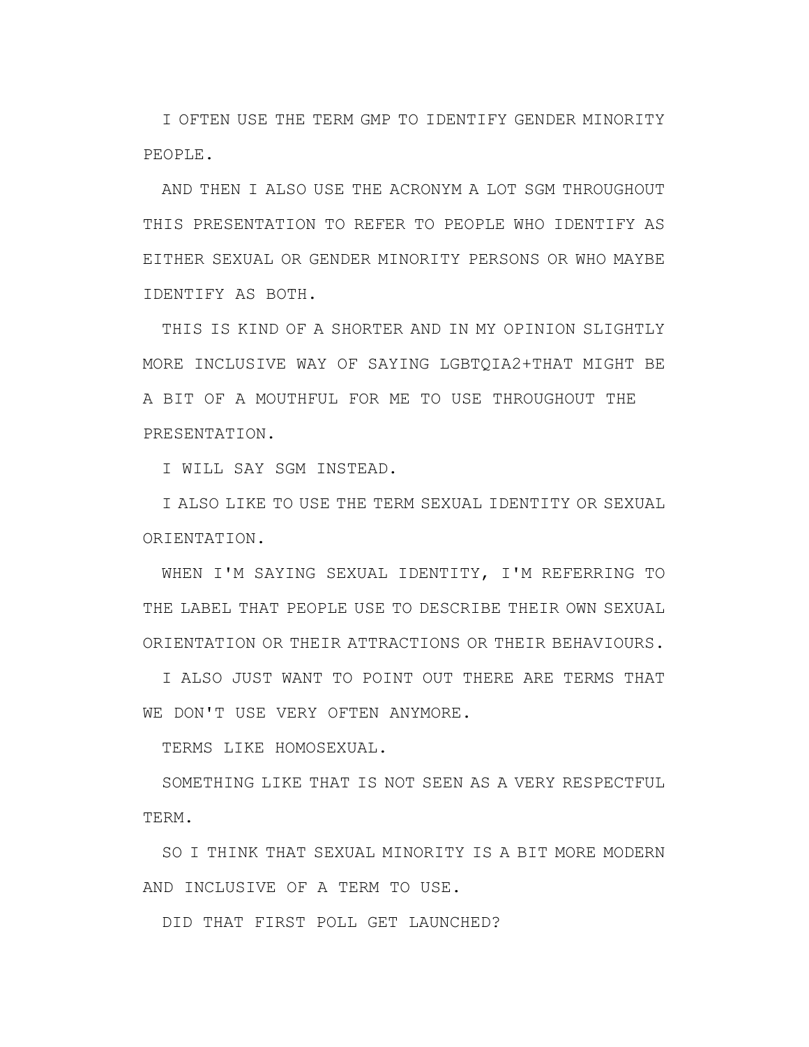I OFTEN USE THE TERM GMP TO IDENTIFY GENDER MINORITY PEOPLE.

AND THEN I ALSO USE THE ACRONYM A LOT SGM THROUGHOUT THIS PRESENTATION TO REFER TO PEOPLE WHO IDENTIFY AS EITHER SEXUAL OR GENDER MINORITY PERSONS OR WHO MAYBE IDENTIFY AS BOTH.

THIS IS KIND OF A SHORTER AND IN MY OPINION SLIGHTLY MORE INCLUSIVE WAY OF SAYING LGBTQIA2+THAT MIGHT BE A BIT OF A MOUTHFUL FOR ME TO USE THROUGHOUT THE PRESENTATION.

I WILL SAY SGM INSTEAD.

I ALSO LIKE TO USE THE TERM SEXUAL IDENTITY OR SEXUAL ORIENTATION.

WHEN I'M SAYING SEXUAL IDENTITY, I'M REFERRING TO THE LABEL THAT PEOPLE USE TO DESCRIBE THEIR OWN SEXUAL ORIENTATION OR THEIR ATTRACTIONS OR THEIR BEHAVIOURS.

I ALSO JUST WANT TO POINT OUT THERE ARE TERMS THAT WE DON'T USE VERY OFTEN ANYMORE.

TERMS LIKE HOMOSEXUAL.

SOMETHING LIKE THAT IS NOT SEEN AS A VERY RESPECTFUL TERM.

SO I THINK THAT SEXUAL MINORITY IS A BIT MORE MODERN AND INCLUSIVE OF A TERM TO USE.

DID THAT FIRST POLL GET LAUNCHED?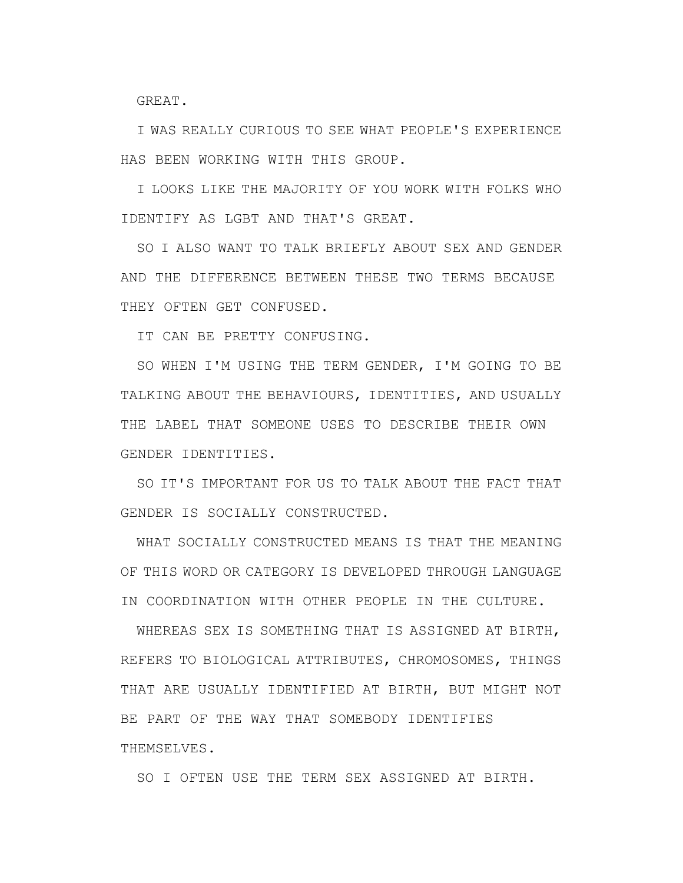GREAT.

I WAS REALLY CURIOUS TO SEE WHAT PEOPLE'S EXPERIENCE HAS BEEN WORKING WITH THIS GROUP.

I LOOKS LIKE THE MAJORITY OF YOU WORK WITH FOLKS WHO IDENTIFY AS LGBT AND THAT'S GREAT.

SO I ALSO WANT TO TALK BRIEFLY ABOUT SEX AND GENDER AND THE DIFFERENCE BETWEEN THESE TWO TERMS BECAUSE THEY OFTEN GET CONFUSED.

IT CAN BE PRETTY CONFUSING.

SO WHEN I'M USING THE TERM GENDER, I'M GOING TO BE TALKING ABOUT THE BEHAVIOURS, IDENTITIES, AND USUALLY THE LABEL THAT SOMEONE USES TO DESCRIBE THEIR OWN GENDER IDENTITIES.

SO IT'S IMPORTANT FOR US TO TALK ABOUT THE FACT THAT GENDER IS SOCIALLY CONSTRUCTED.

WHAT SOCIALLY CONSTRUCTED MEANS IS THAT THE MEANING OF THIS WORD OR CATEGORY IS DEVELOPED THROUGH LANGUAGE IN COORDINATION WITH OTHER PEOPLE IN THE CULTURE.

WHEREAS SEX IS SOMETHING THAT IS ASSIGNED AT BIRTH, REFERS TO BIOLOGICAL ATTRIBUTES, CHROMOSOMES, THINGS THAT ARE USUALLY IDENTIFIED AT BIRTH, BUT MIGHT NOT BE PART OF THE WAY THAT SOMEBODY IDENTIFIES THEMSELVES.

SO I OFTEN USE THE TERM SEX ASSIGNED AT BIRTH.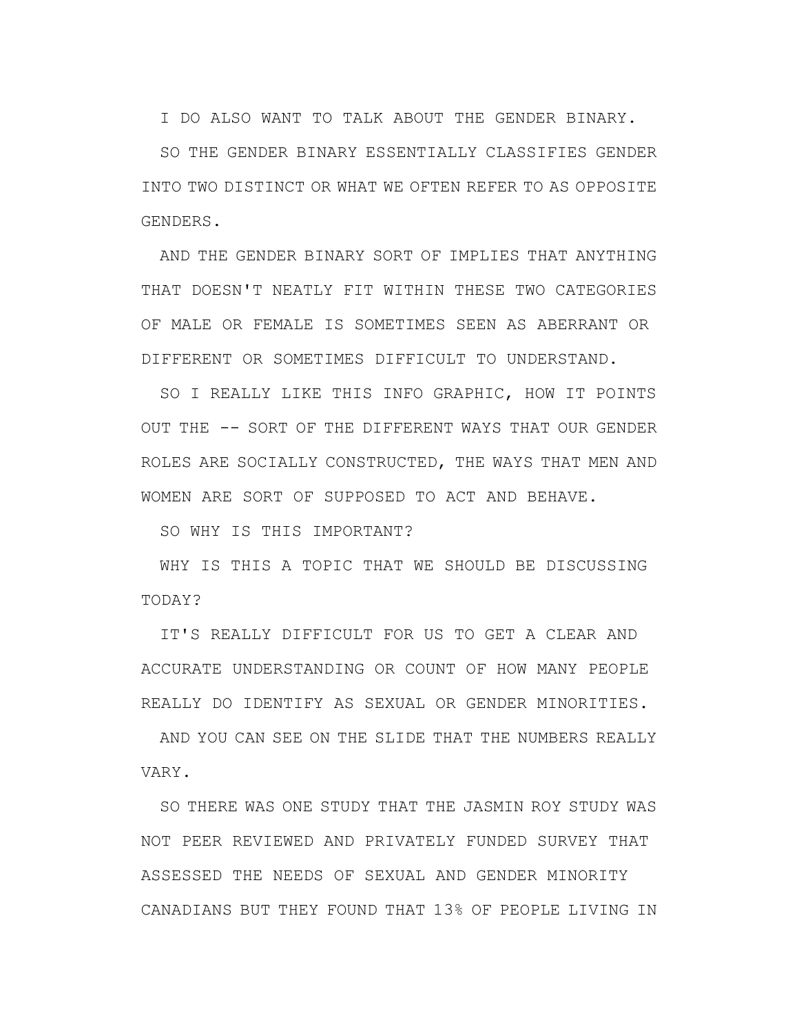I DO ALSO WANT TO TALK ABOUT THE GENDER BINARY.

SO THE GENDER BINARY ESSENTIALLY CLASSIFIES GENDER INTO TWO DISTINCT OR WHAT WE OFTEN REFER TO AS OPPOSITE GENDERS.

AND THE GENDER BINARY SORT OF IMPLIES THAT ANYTHING THAT DOESN'T NEATLY FIT WITHIN THESE TWO CATEGORIES OF MALE OR FEMALE IS SOMETIMES SEEN AS ABERRANT OR DIFFERENT OR SOMETIMES DIFFICULT TO UNDERSTAND.

SO I REALLY LIKE THIS INFO GRAPHIC, HOW IT POINTS OUT THE -- SORT OF THE DIFFERENT WAYS THAT OUR GENDER ROLES ARE SOCIALLY CONSTRUCTED, THE WAYS THAT MEN AND WOMEN ARE SORT OF SUPPOSED TO ACT AND BEHAVE.

SO WHY IS THIS IMPORTANT?

WHY IS THIS A TOPIC THAT WE SHOULD BE DISCUSSING TODAY?

IT'S REALLY DIFFICULT FOR US TO GET A CLEAR AND ACCURATE UNDERSTANDING OR COUNT OF HOW MANY PEOPLE REALLY DO IDENTIFY AS SEXUAL OR GENDER MINORITIES.

AND YOU CAN SEE ON THE SLIDE THAT THE NUMBERS REALLY VARY.

SO THERE WAS ONE STUDY THAT THE JASMIN ROY STUDY WAS NOT PEER REVIEWED AND PRIVATELY FUNDED SURVEY THAT ASSESSED THE NEEDS OF SEXUAL AND GENDER MINORITY CANADIANS BUT THEY FOUND THAT 13% OF PEOPLE LIVING IN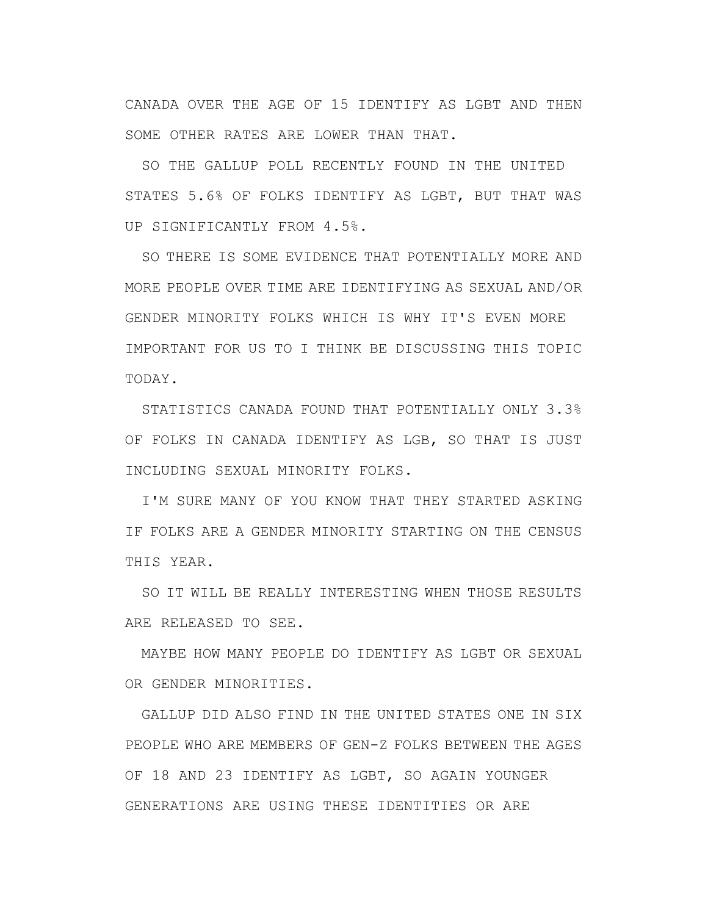CANADA OVER THE AGE OF 15 IDENTIFY AS LGBT AND THEN SOME OTHER RATES ARE LOWER THAN THAT.

SO THE GALLUP POLL RECENTLY FOUND IN THE UNITED STATES 5.6% OF FOLKS IDENTIFY AS LGBT, BUT THAT WAS UP SIGNIFICANTLY FROM 4.5%.

SO THERE IS SOME EVIDENCE THAT POTENTIALLY MORE AND MORE PEOPLE OVER TIME ARE IDENTIFYING AS SEXUAL AND/OR GENDER MINORITY FOLKS WHICH IS WHY IT'S EVEN MORE IMPORTANT FOR US TO I THINK BE DISCUSSING THIS TOPIC TODAY.

STATISTICS CANADA FOUND THAT POTENTIALLY ONLY 3.3% OF FOLKS IN CANADA IDENTIFY AS LGB, SO THAT IS JUST INCLUDING SEXUAL MINORITY FOLKS.

I'M SURE MANY OF YOU KNOW THAT THEY STARTED ASKING IF FOLKS ARE A GENDER MINORITY STARTING ON THE CENSUS THIS YEAR.

SO IT WILL BE REALLY INTERESTING WHEN THOSE RESULTS ARE RELEASED TO SEE.

MAYBE HOW MANY PEOPLE DO IDENTIFY AS LGBT OR SEXUAL OR GENDER MINORITIES.

GALLUP DID ALSO FIND IN THE UNITED STATES ONE IN SIX PEOPLE WHO ARE MEMBERS OF GEN-Z FOLKS BETWEEN THE AGES OF 18 AND 23 IDENTIFY AS LGBT, SO AGAIN YOUNGER GENERATIONS ARE USING THESE IDENTITIES OR ARE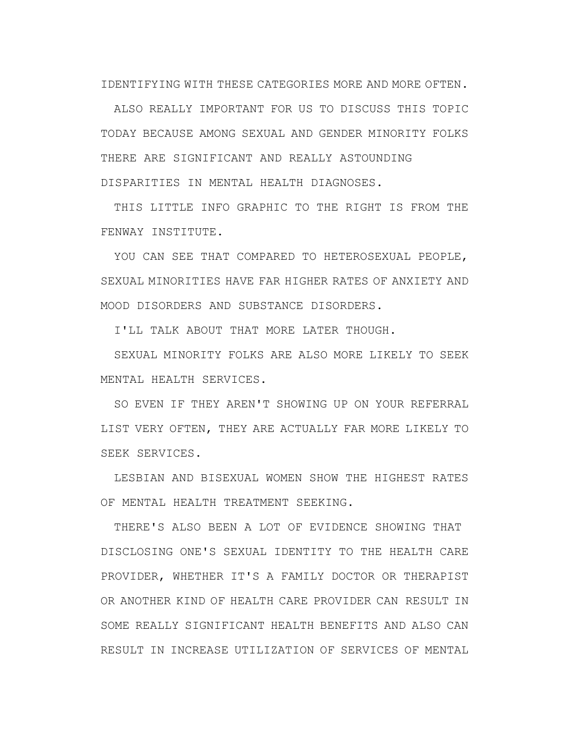IDENTIFYING WITH THESE CATEGORIES MORE AND MORE OFTEN.

ALSO REALLY IMPORTANT FOR US TO DISCUSS THIS TOPIC TODAY BECAUSE AMONG SEXUAL AND GENDER MINORITY FOLKS THERE ARE SIGNIFICANT AND REALLY ASTOUNDING DISPARITIES IN MENTAL HEALTH DIAGNOSES.

THIS LITTLE INFO GRAPHIC TO THE RIGHT IS FROM THE FENWAY INSTITUTE.

YOU CAN SEE THAT COMPARED TO HETEROSEXUAL PEOPLE, SEXUAL MINORITIES HAVE FAR HIGHER RATES OF ANXIETY AND MOOD DISORDERS AND SUBSTANCE DISORDERS.

I'LL TALK ABOUT THAT MORE LATER THOUGH.

SEXUAL MINORITY FOLKS ARE ALSO MORE LIKELY TO SEEK MENTAL HEALTH SERVICES.

SO EVEN IF THEY AREN'T SHOWING UP ON YOUR REFERRAL LIST VERY OFTEN, THEY ARE ACTUALLY FAR MORE LIKELY TO SEEK SERVICES.

LESBIAN AND BISEXUAL WOMEN SHOW THE HIGHEST RATES OF MENTAL HEALTH TREATMENT SEEKING.

THERE'S ALSO BEEN A LOT OF EVIDENCE SHOWING THAT DISCLOSING ONE'S SEXUAL IDENTITY TO THE HEALTH CARE PROVIDER, WHETHER IT'S A FAMILY DOCTOR OR THERAPIST OR ANOTHER KIND OF HEALTH CARE PROVIDER CAN RESULT IN SOME REALLY SIGNIFICANT HEALTH BENEFITS AND ALSO CAN RESULT IN INCREASE UTILIZATION OF SERVICES OF MENTAL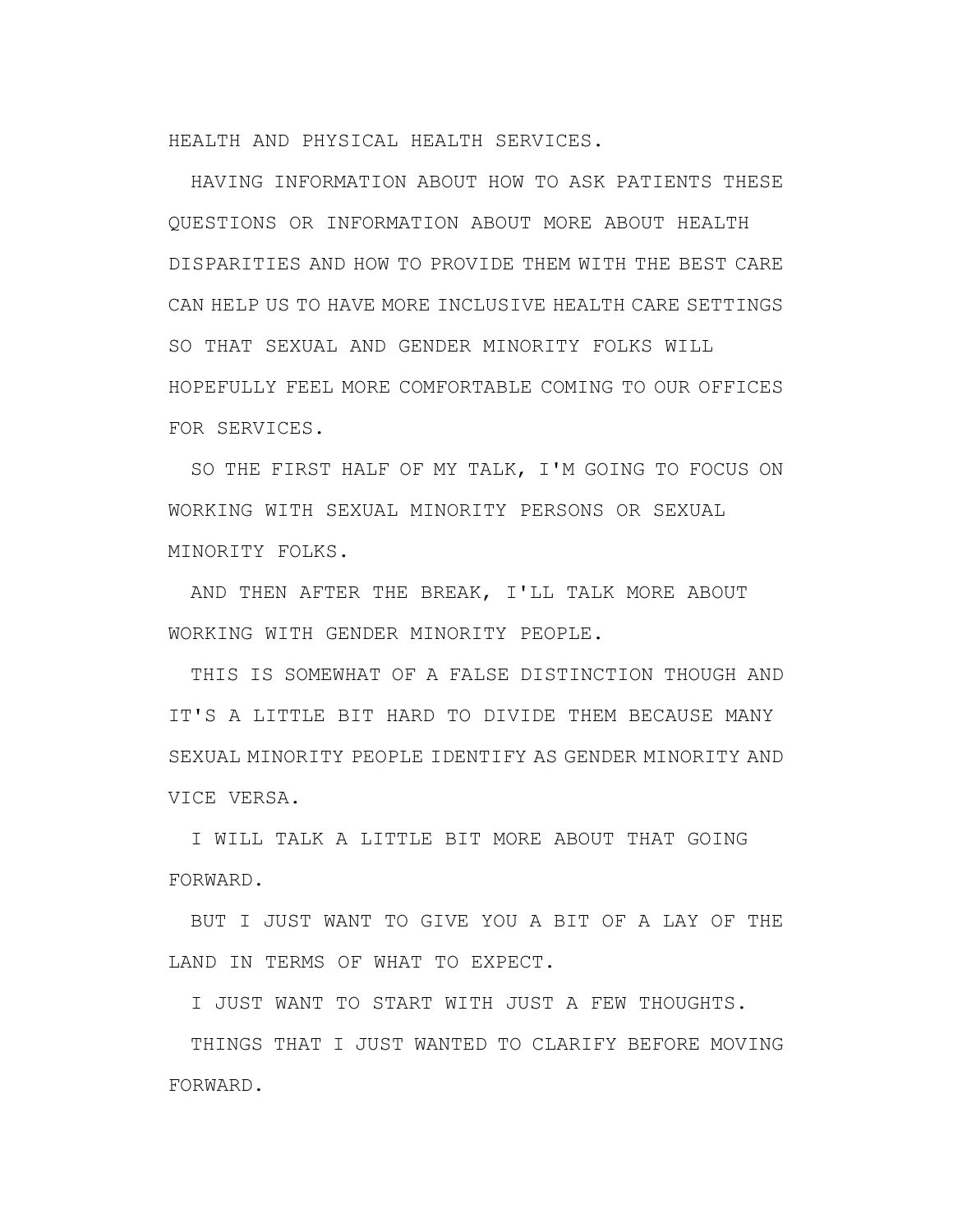HEALTH AND PHYSICAL HEALTH SERVICES.

HAVING INFORMATION ABOUT HOW TO ASK PATIENTS THESE QUESTIONS OR INFORMATION ABOUT MORE ABOUT HEALTH DISPARITIES AND HOW TO PROVIDE THEM WITH THE BEST CARE CAN HELP US TO HAVE MORE INCLUSIVE HEALTH CARE SETTINGS SO THAT SEXUAL AND GENDER MINORITY FOLKS WILL HOPEFULLY FEEL MORE COMFORTABLE COMING TO OUR OFFICES FOR SERVICES.

SO THE FIRST HALF OF MY TALK, I'M GOING TO FOCUS ON WORKING WITH SEXUAL MINORITY PERSONS OR SEXUAL MINORITY FOLKS.

AND THEN AFTER THE BREAK, I'LL TALK MORE ABOUT WORKING WITH GENDER MINORITY PEOPLE.

THIS IS SOMEWHAT OF A FALSE DISTINCTION THOUGH AND IT'S A LITTLE BIT HARD TO DIVIDE THEM BECAUSE MANY SEXUAL MINORITY PEOPLE IDENTIFY AS GENDER MINORITY AND VICE VERSA.

I WILL TALK A LITTLE BIT MORE ABOUT THAT GOING FORWARD.

BUT I JUST WANT TO GIVE YOU A BIT OF A LAY OF THE LAND IN TERMS OF WHAT TO EXPECT.

I JUST WANT TO START WITH JUST A FEW THOUGHTS.

THINGS THAT I JUST WANTED TO CLARIFY BEFORE MOVING FORWARD.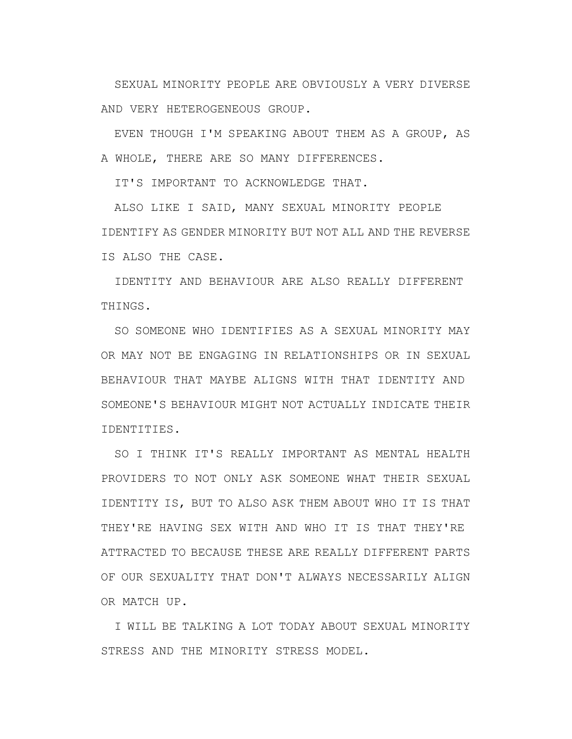SEXUAL MINORITY PEOPLE ARE OBVIOUSLY A VERY DIVERSE AND VERY HETEROGENEOUS GROUP.

EVEN THOUGH I'M SPEAKING ABOUT THEM AS A GROUP, AS A WHOLE, THERE ARE SO MANY DIFFERENCES.

IT'S IMPORTANT TO ACKNOWLEDGE THAT.

ALSO LIKE I SAID, MANY SEXUAL MINORITY PEOPLE IDENTIFY AS GENDER MINORITY BUT NOT ALL AND THE REVERSE IS ALSO THE CASE.

IDENTITY AND BEHAVIOUR ARE ALSO REALLY DIFFERENT THINGS.

SO SOMEONE WHO IDENTIFIES AS A SEXUAL MINORITY MAY OR MAY NOT BE ENGAGING IN RELATIONSHIPS OR IN SEXUAL BEHAVIOUR THAT MAYBE ALIGNS WITH THAT IDENTITY AND SOMEONE'S BEHAVIOUR MIGHT NOT ACTUALLY INDICATE THEIR IDENTITIES.

SO I THINK IT'S REALLY IMPORTANT AS MENTAL HEALTH PROVIDERS TO NOT ONLY ASK SOMEONE WHAT THEIR SEXUAL IDENTITY IS, BUT TO ALSO ASK THEM ABOUT WHO IT IS THAT THEY'RE HAVING SEX WITH AND WHO IT IS THAT THEY'RE ATTRACTED TO BECAUSE THESE ARE REALLY DIFFERENT PARTS OF OUR SEXUALITY THAT DON'T ALWAYS NECESSARILY ALIGN OR MATCH UP.

I WILL BE TALKING A LOT TODAY ABOUT SEXUAL MINORITY STRESS AND THE MINORITY STRESS MODEL.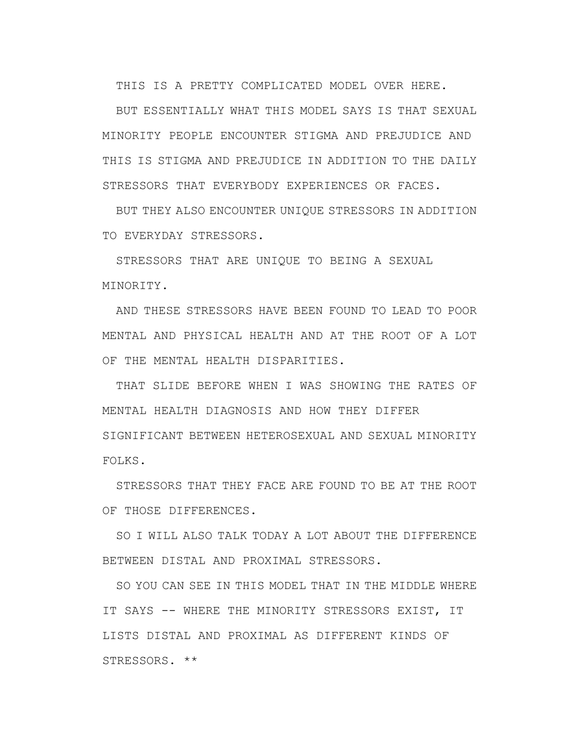THIS IS A PRETTY COMPLICATED MODEL OVER HERE.

BUT ESSENTIALLY WHAT THIS MODEL SAYS IS THAT SEXUAL MINORITY PEOPLE ENCOUNTER STIGMA AND PREJUDICE AND THIS IS STIGMA AND PREJUDICE IN ADDITION TO THE DAILY STRESSORS THAT EVERYBODY EXPERIENCES OR FACES.

BUT THEY ALSO ENCOUNTER UNIQUE STRESSORS IN ADDITION TO EVERYDAY STRESSORS.

STRESSORS THAT ARE UNIQUE TO BEING A SEXUAL MINORITY.

AND THESE STRESSORS HAVE BEEN FOUND TO LEAD TO POOR MENTAL AND PHYSICAL HEALTH AND AT THE ROOT OF A LOT OF THE MENTAL HEALTH DISPARITIES.

THAT SLIDE BEFORE WHEN I WAS SHOWING THE RATES OF MENTAL HEALTH DIAGNOSIS AND HOW THEY DIFFER SIGNIFICANT BETWEEN HETEROSEXUAL AND SEXUAL MINORITY FOLKS.

STRESSORS THAT THEY FACE ARE FOUND TO BE AT THE ROOT OF THOSE DIFFERENCES.

SO I WILL ALSO TALK TODAY A LOT ABOUT THE DIFFERENCE BETWEEN DISTAL AND PROXIMAL STRESSORS.

SO YOU CAN SEE IN THIS MODEL THAT IN THE MIDDLE WHERE IT SAYS -- WHERE THE MINORITY STRESSORS EXIST, IT LISTS DISTAL AND PROXIMAL AS DIFFERENT KINDS OF STRESSORS. **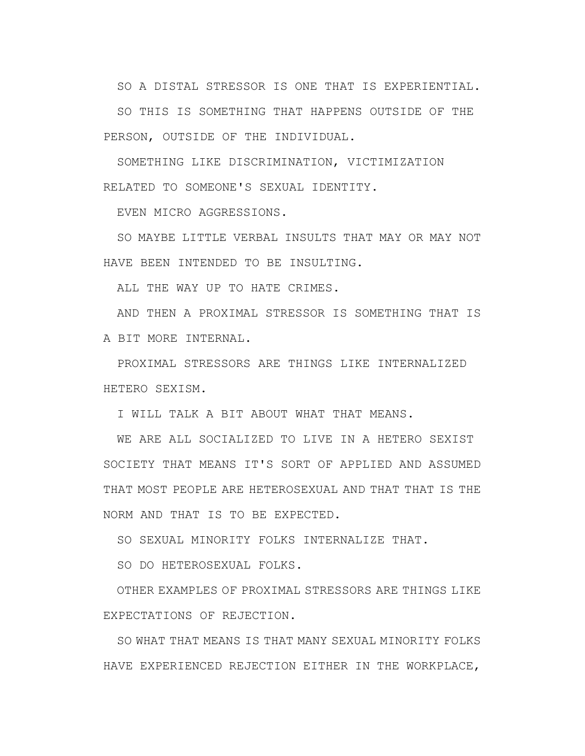SO A DISTAL STRESSOR IS ONE THAT IS EXPERIENTIAL.

SO THIS IS SOMETHING THAT HAPPENS OUTSIDE OF THE PERSON, OUTSIDE OF THE INDIVIDUAL.

SOMETHING LIKE DISCRIMINATION, VICTIMIZATION RELATED TO SOMEONE'S SEXUAL IDENTITY.

EVEN MICRO AGGRESSIONS.

SO MAYBE LITTLE VERBAL INSULTS THAT MAY OR MAY NOT HAVE BEEN INTENDED TO BE INSULTING.

ALL THE WAY UP TO HATE CRIMES.

AND THEN A PROXIMAL STRESSOR IS SOMETHING THAT IS A BIT MORE INTERNAL.

PROXIMAL STRESSORS ARE THINGS LIKE INTERNALIZED HETERO SEXISM.

I WILL TALK A BIT ABOUT WHAT THAT MEANS.

WE ARE ALL SOCIALIZED TO LIVE IN A HETERO SEXIST SOCIETY THAT MEANS IT'S SORT OF APPLIED AND ASSUMED THAT MOST PEOPLE ARE HETEROSEXUAL AND THAT THAT IS THE NORM AND THAT IS TO BE EXPECTED.

SO SEXUAL MINORITY FOLKS INTERNALIZE THAT.

SO DO HETEROSEXUAL FOLKS.

OTHER EXAMPLES OF PROXIMAL STRESSORS ARE THINGS LIKE EXPECTATIONS OF REJECTION.

SO WHAT THAT MEANS IS THAT MANY SEXUAL MINORITY FOLKS HAVE EXPERIENCED REJECTION EITHER IN THE WORKPLACE,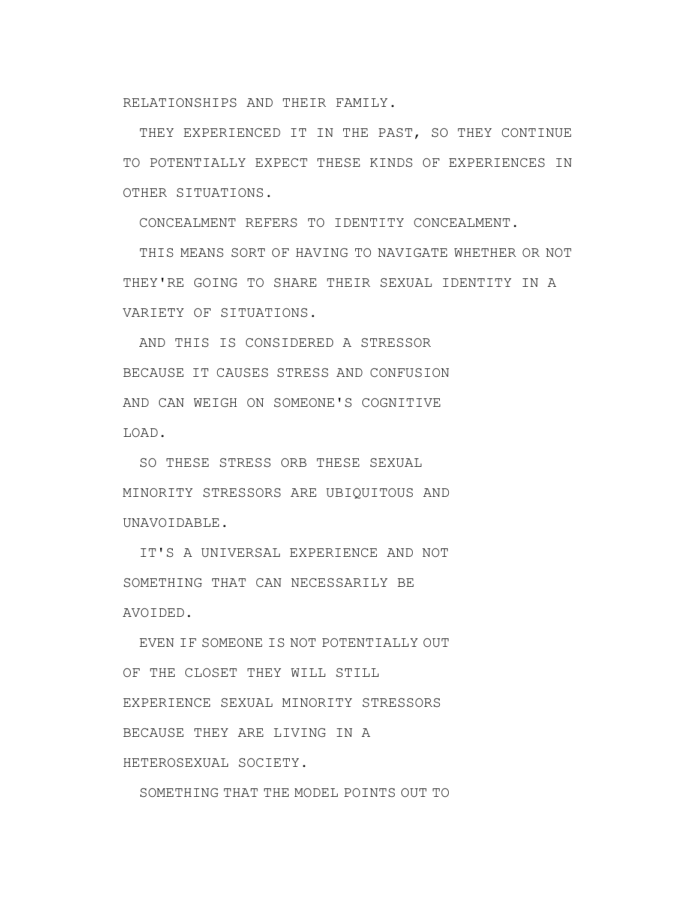RELATIONSHIPS AND THEIR FAMILY.

THEY EXPERIENCED IT IN THE PAST, SO THEY CONTINUE TO POTENTIALLY EXPECT THESE KINDS OF EXPERIENCES IN OTHER SITUATIONS.

CONCEALMENT REFERS TO IDENTITY CONCEALMENT.

THIS MEANS SORT OF HAVING TO NAVIGATE WHETHER OR NOT THEY'RE GOING TO SHARE THEIR SEXUAL IDENTITY IN A VARIETY OF SITUATIONS.

AND THIS IS CONSIDERED A STRESSOR BECAUSE IT CAUSES STRESS AND CONFUSION AND CAN WEIGH ON SOMEONE'S COGNITIVE LOAD.

SO THESE STRESS ORB THESE SEXUAL MINORITY STRESSORS ARE UBIQUITOUS AND UNAVOIDABLE.

IT'S A UNIVERSAL EXPERIENCE AND NOT SOMETHING THAT CAN NECESSARILY BE AVOIDED.

EVEN IF SOMEONE IS NOT POTENTIALLY OUT OF THE CLOSET THEY WILL STILL EXPERIENCE SEXUAL MINORITY STRESSORS BECAUSE THEY ARE LIVING IN A HETEROSEXUAL SOCIETY.

SOMETHING THAT THE MODEL POINTS OUT TO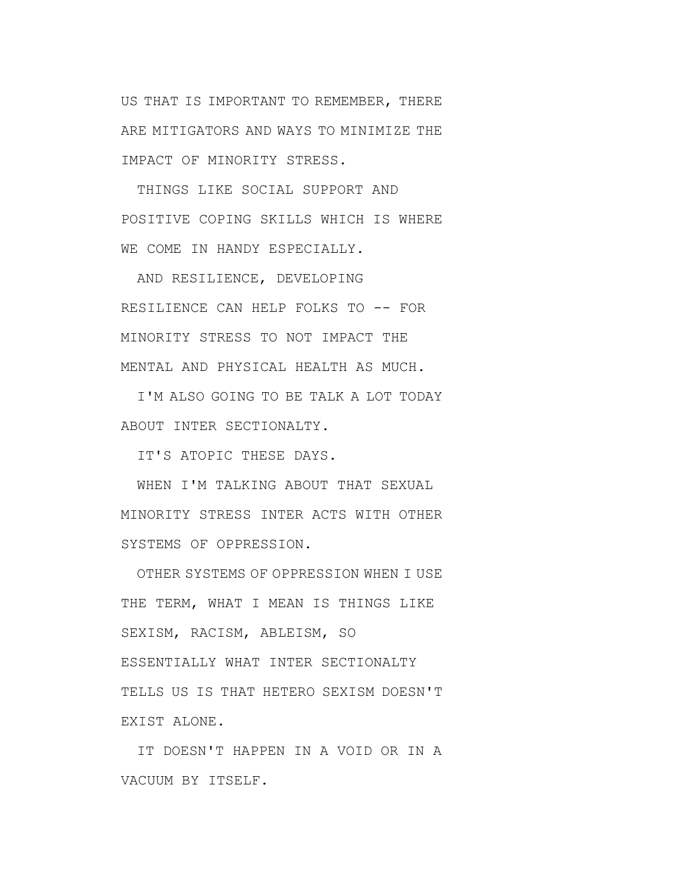US THAT IS IMPORTANT TO REMEMBER, THERE ARE MITIGATORS AND WAYS TO MINIMIZE THE IMPACT OF MINORITY STRESS.

THINGS LIKE SOCIAL SUPPORT AND POSITIVE COPING SKILLS WHICH IS WHERE WE COME IN HANDY ESPECIALLY.

AND RESILIENCE, DEVELOPING RESILIENCE CAN HELP FOLKS TO -- FOR MINORITY STRESS TO NOT IMPACT THE MENTAL AND PHYSICAL HEALTH AS MUCH.

I'M ALSO GOING TO BE TALK A LOT TODAY ABOUT INTER SECTIONALTY.

IT'S ATOPIC THESE DAYS.

WHEN I'M TALKING ABOUT THAT SEXUAL MINORITY STRESS INTER ACTS WITH OTHER SYSTEMS OF OPPRESSION.

OTHER SYSTEMS OF OPPRESSION WHEN I USE THE TERM, WHAT I MEAN IS THINGS LIKE SEXISM, RACISM, ABLEISM, SO ESSENTIALLY WHAT INTER SECTIONALTY TELLS US IS THAT HETERO SEXISM DOESN'T EXIST ALONE.

IT DOESN'T HAPPEN IN A VOID OR IN A VACUUM BY ITSELF.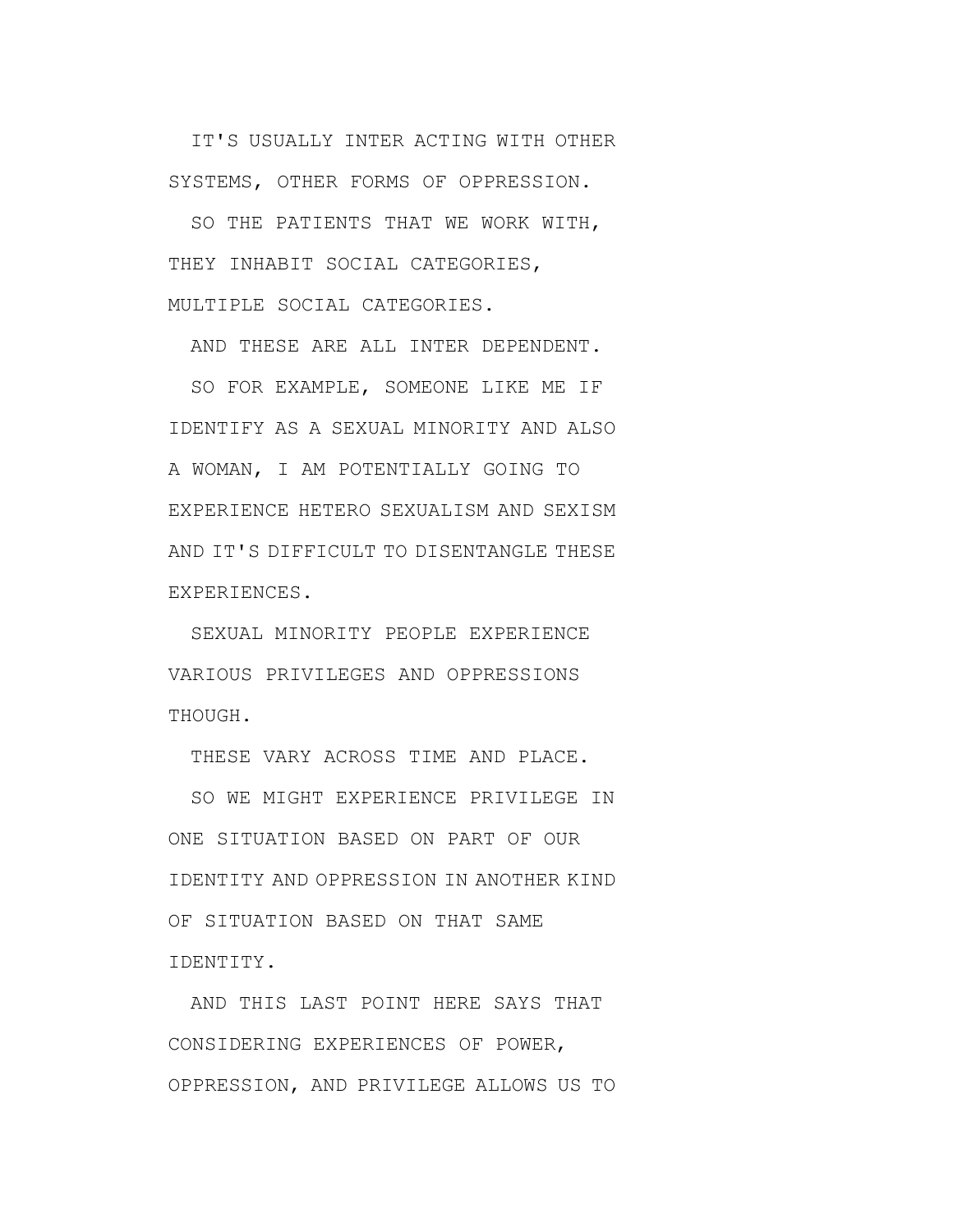IT'S USUALLY INTER ACTING WITH OTHER SYSTEMS, OTHER FORMS OF OPPRESSION.

SO THE PATIENTS THAT WE WORK WITH, THEY INHABIT SOCIAL CATEGORIES, MULTIPLE SOCIAL CATEGORIES.

AND THESE ARE ALL INTER DEPENDENT.

SO FOR EXAMPLE, SOMEONE LIKE ME IF IDENTIFY AS A SEXUAL MINORITY AND ALSO A WOMAN, I AM POTENTIALLY GOING TO EXPERIENCE HETERO SEXUALISM AND SEXISM AND IT'S DIFFICULT TO DISENTANGLE THESE EXPERIENCES.

SEXUAL MINORITY PEOPLE EXPERIENCE VARIOUS PRIVILEGES AND OPPRESSIONS THOUGH.

THESE VARY ACROSS TIME AND PLACE.

SO WE MIGHT EXPERIENCE PRIVILEGE IN ONE SITUATION BASED ON PART OF OUR IDENTITY AND OPPRESSION IN ANOTHER KIND OF SITUATION BASED ON THAT SAME IDENTITY.

AND THIS LAST POINT HERE SAYS THAT CONSIDERING EXPERIENCES OF POWER, OPPRESSION, AND PRIVILEGE ALLOWS US TO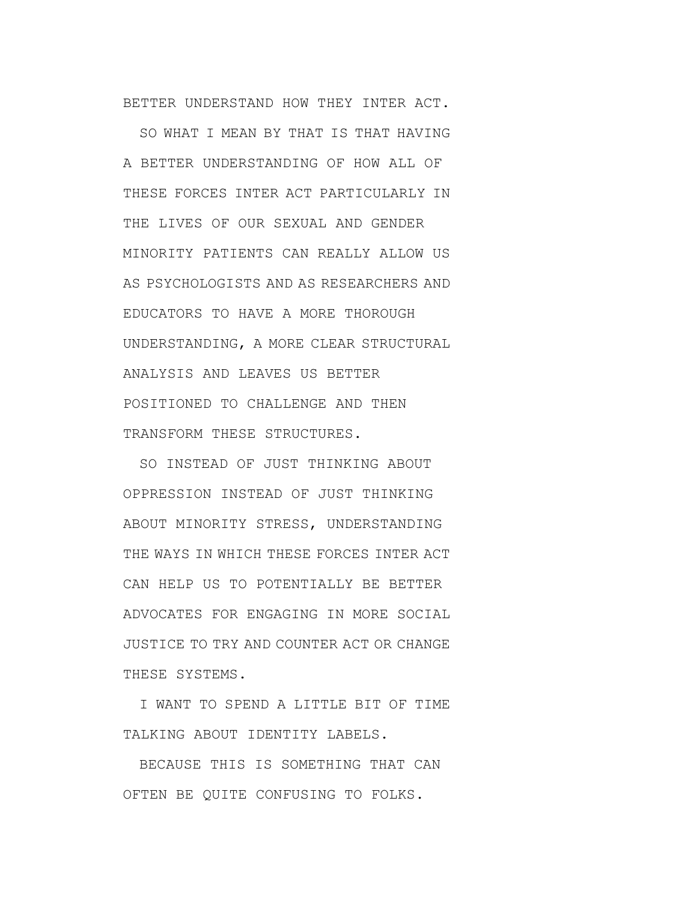BETTER UNDERSTAND HOW THEY INTER ACT.

SO WHAT I MEAN BY THAT IS THAT HAVING A BETTER UNDERSTANDING OF HOW ALL OF THESE FORCES INTER ACT PARTICULARLY IN THE LIVES OF OUR SEXUAL AND GENDER MINORITY PATIENTS CAN REALLY ALLOW US AS PSYCHOLOGISTS AND AS RESEARCHERS AND EDUCATORS TO HAVE A MORE THOROUGH UNDERSTANDING, A MORE CLEAR STRUCTURAL ANALYSIS AND LEAVES US BETTER POSITIONED TO CHALLENGE AND THEN TRANSFORM THESE STRUCTURES.

SO INSTEAD OF JUST THINKING ABOUT OPPRESSION INSTEAD OF JUST THINKING ABOUT MINORITY STRESS, UNDERSTANDING THE WAYS IN WHICH THESE FORCES INTER ACT CAN HELP US TO POTENTIALLY BE BETTER ADVOCATES FOR ENGAGING IN MORE SOCIAL JUSTICE TO TRY AND COUNTER ACT OR CHANGE THESE SYSTEMS.

I WANT TO SPEND A LITTLE BIT OF TIME TALKING ABOUT IDENTITY LABELS.

BECAUSE THIS IS SOMETHING THAT CAN OFTEN BE QUITE CONFUSING TO FOLKS.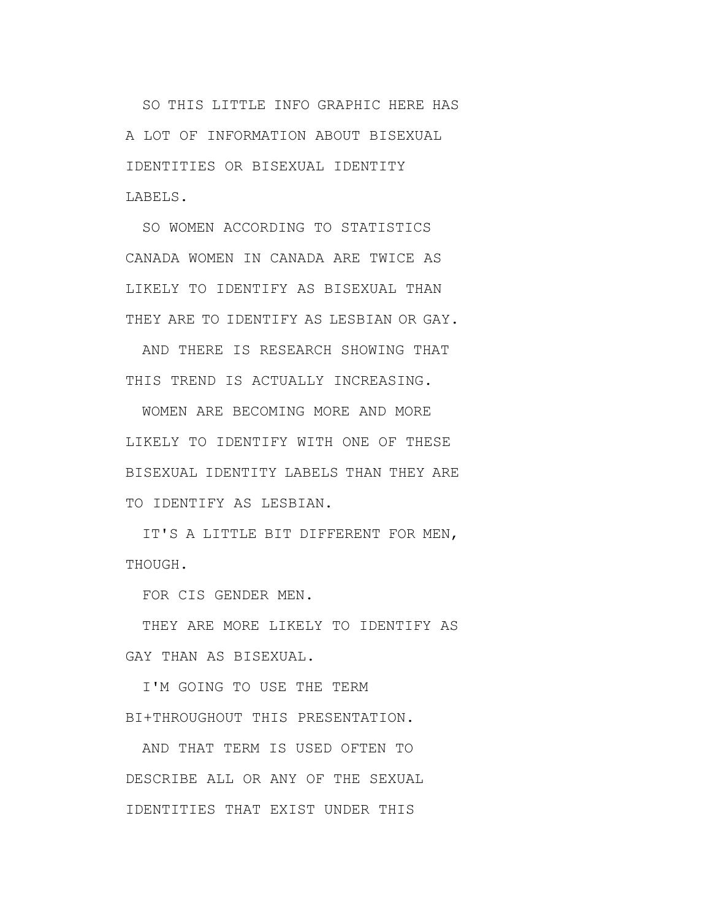SO THIS LITTLE INFO GRAPHIC HERE HAS A LOT OF INFORMATION ABOUT BISEXUAL IDENTITIES OR BISEXUAL IDENTITY LABELS.

SO WOMEN ACCORDING TO STATISTICS CANADA WOMEN IN CANADA ARE TWICE AS LIKELY TO IDENTIFY AS BISEXUAL THAN THEY ARE TO IDENTIFY AS LESBIAN OR GAY.

AND THERE IS RESEARCH SHOWING THAT THIS TREND IS ACTUALLY INCREASING.

WOMEN ARE BECOMING MORE AND MORE LIKELY TO IDENTIFY WITH ONE OF THESE BISEXUAL IDENTITY LABELS THAN THEY ARE TO IDENTIFY AS LESBIAN.

IT'S A LITTLE BIT DIFFERENT FOR MEN, THOUGH.

FOR CIS GENDER MEN.

THEY ARE MORE LIKELY TO IDENTIFY AS GAY THAN AS BISEXUAL.

I'M GOING TO USE THE TERM BI+THROUGHOUT THIS PRESENTATION.

AND THAT TERM IS USED OFTEN TO DESCRIBE ALL OR ANY OF THE SEXUAL IDENTITIES THAT EXIST UNDER THIS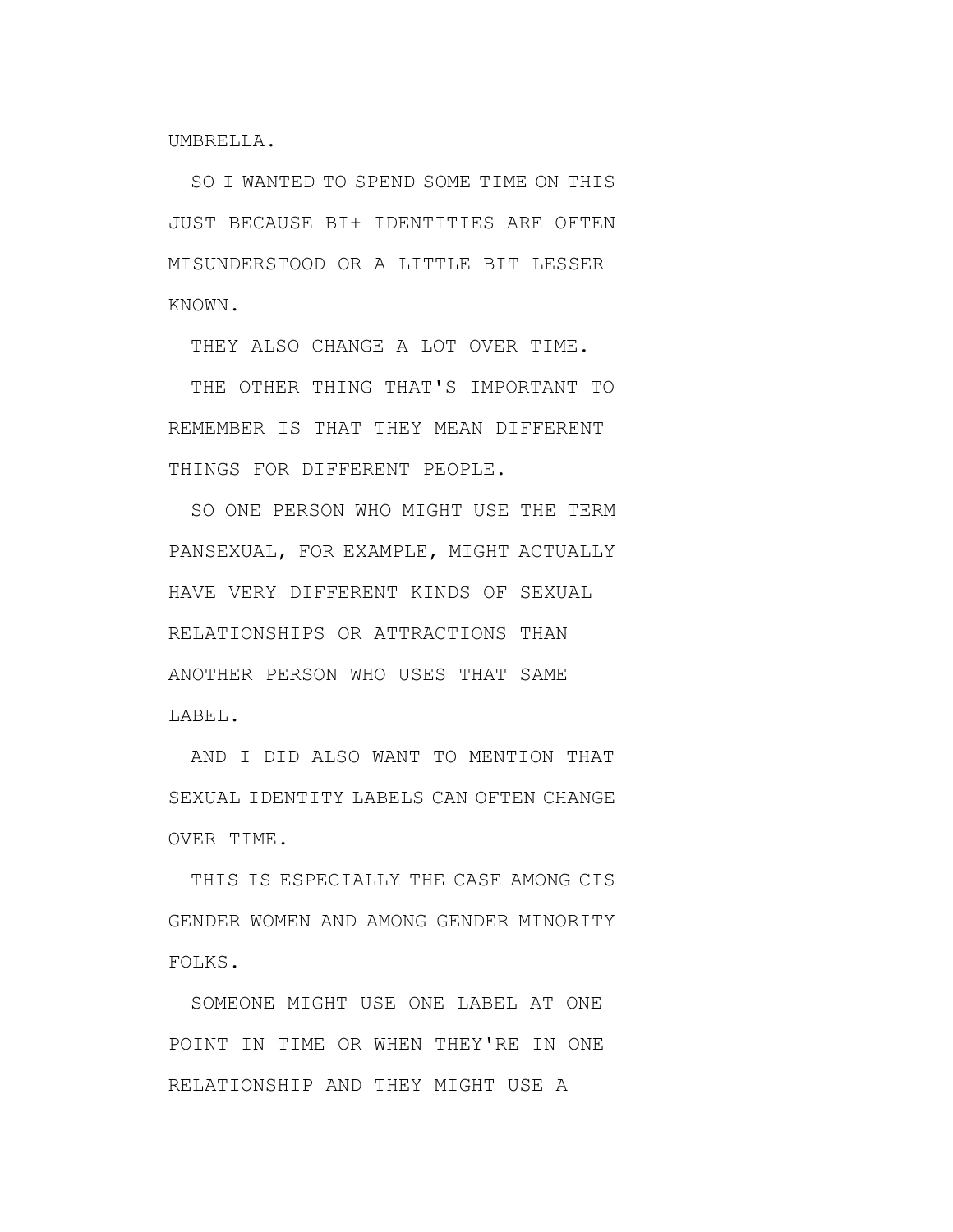UMBRELLA.

SO I WANTED TO SPEND SOME TIME ON THIS JUST BECAUSE BI+ IDENTITIES ARE OFTEN MISUNDERSTOOD OR A LITTLE BIT LESSER KNOWN.

THEY ALSO CHANGE A LOT OVER TIME.

THE OTHER THING THAT'S IMPORTANT TO REMEMBER IS THAT THEY MEAN DIFFERENT THINGS FOR DIFFERENT PEOPLE.

SO ONE PERSON WHO MIGHT USE THE TERM PANSEXUAL, FOR EXAMPLE, MIGHT ACTUALLY HAVE VERY DIFFERENT KINDS OF SEXUAL RELATIONSHIPS OR ATTRACTIONS THAN ANOTHER PERSON WHO USES THAT SAME LABEL.

AND I DID ALSO WANT TO MENTION THAT SEXUAL IDENTITY LABELS CAN OFTEN CHANGE OVER TIME.

THIS IS ESPECIALLY THE CASE AMONG CIS GENDER WOMEN AND AMONG GENDER MINORITY FOLKS.

SOMEONE MIGHT USE ONE LABEL AT ONE POINT IN TIME OR WHEN THEY'RE IN ONE RELATIONSHIP AND THEY MIGHT USE A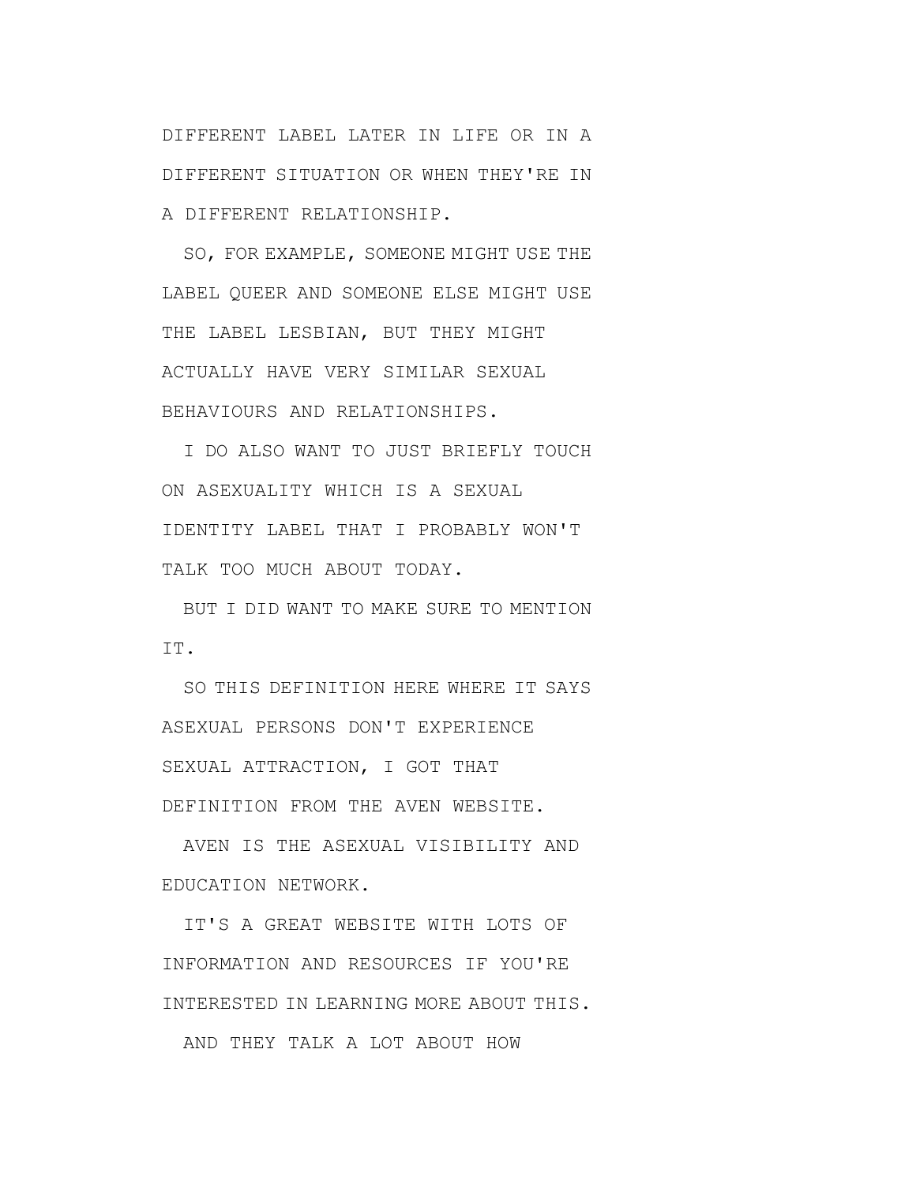DIFFERENT LABEL LATER IN LIFE OR IN A DIFFERENT SITUATION OR WHEN THEY'RE IN A DIFFERENT RELATIONSHIP.

SO, FOR EXAMPLE, SOMEONE MIGHT USE THE LABEL QUEER AND SOMEONE ELSE MIGHT USE THE LABEL LESBIAN, BUT THEY MIGHT ACTUALLY HAVE VERY SIMILAR SEXUAL BEHAVIOURS AND RELATIONSHIPS.

I DO ALSO WANT TO JUST BRIEFLY TOUCH ON ASEXUALITY WHICH IS A SEXUAL IDENTITY LABEL THAT I PROBABLY WON'T TALK TOO MUCH ABOUT TODAY.

BUT I DID WANT TO MAKE SURE TO MENTION IT.

SO THIS DEFINITION HERE WHERE IT SAYS ASEXUAL PERSONS DON'T EXPERIENCE SEXUAL ATTRACTION, I GOT THAT DEFINITION FROM THE AVEN WEBSITE.

AVEN IS THE ASEXUAL VISIBILITY AND EDUCATION NETWORK.

IT'S A GREAT WEBSITE WITH LOTS OF INFORMATION AND RESOURCES IF YOU'RE INTERESTED IN LEARNING MORE ABOUT THIS.

AND THEY TALK A LOT ABOUT HOW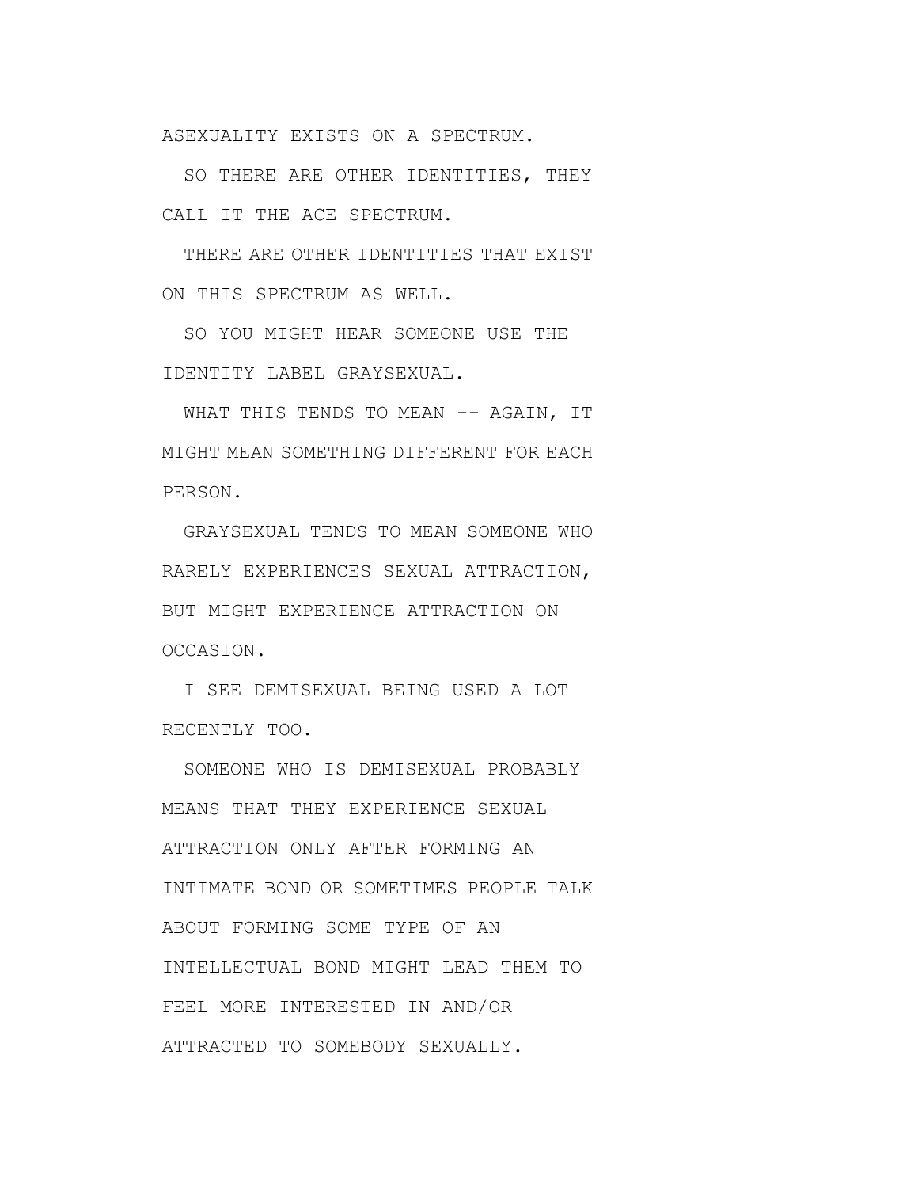ASEXUALITY EXISTS ON A SPECTRUM.

SO THERE ARE OTHER IDENTITIES, THEY CALL IT THE ACE SPECTRUM.

THERE ARE OTHER IDENTITIES THAT EXIST ON THIS SPECTRUM AS WELL.

SO YOU MIGHT HEAR SOMEONE USE THE IDENTITY LABEL GRAYSEXUAL.

WHAT THIS TENDS TO MEAN -- AGAIN, IT MIGHT MEAN SOMETHING DIFFERENT FOR EACH PERSON.

GRAYSEXUAL TENDS TO MEAN SOMEONE WHO RARELY EXPERIENCES SEXUAL ATTRACTION, BUT MIGHT EXPERIENCE ATTRACTION ON OCCASION.

I SEE DEMISEXUAL BEING USED A LOT RECENTLY TOO.

SOMEONE WHO IS DEMISEXUAL PROBABLY MEANS THAT THEY EXPERIENCE SEXUAL ATTRACTION ONLY AFTER FORMING AN INTIMATE BOND OR SOMETIMES PEOPLE TALK ABOUT FORMING SOME TYPE OF AN INTELLECTUAL BOND MIGHT LEAD THEM TO FEEL MORE INTERESTED IN AND/OR ATTRACTED TO SOMEBODY SEXUALLY.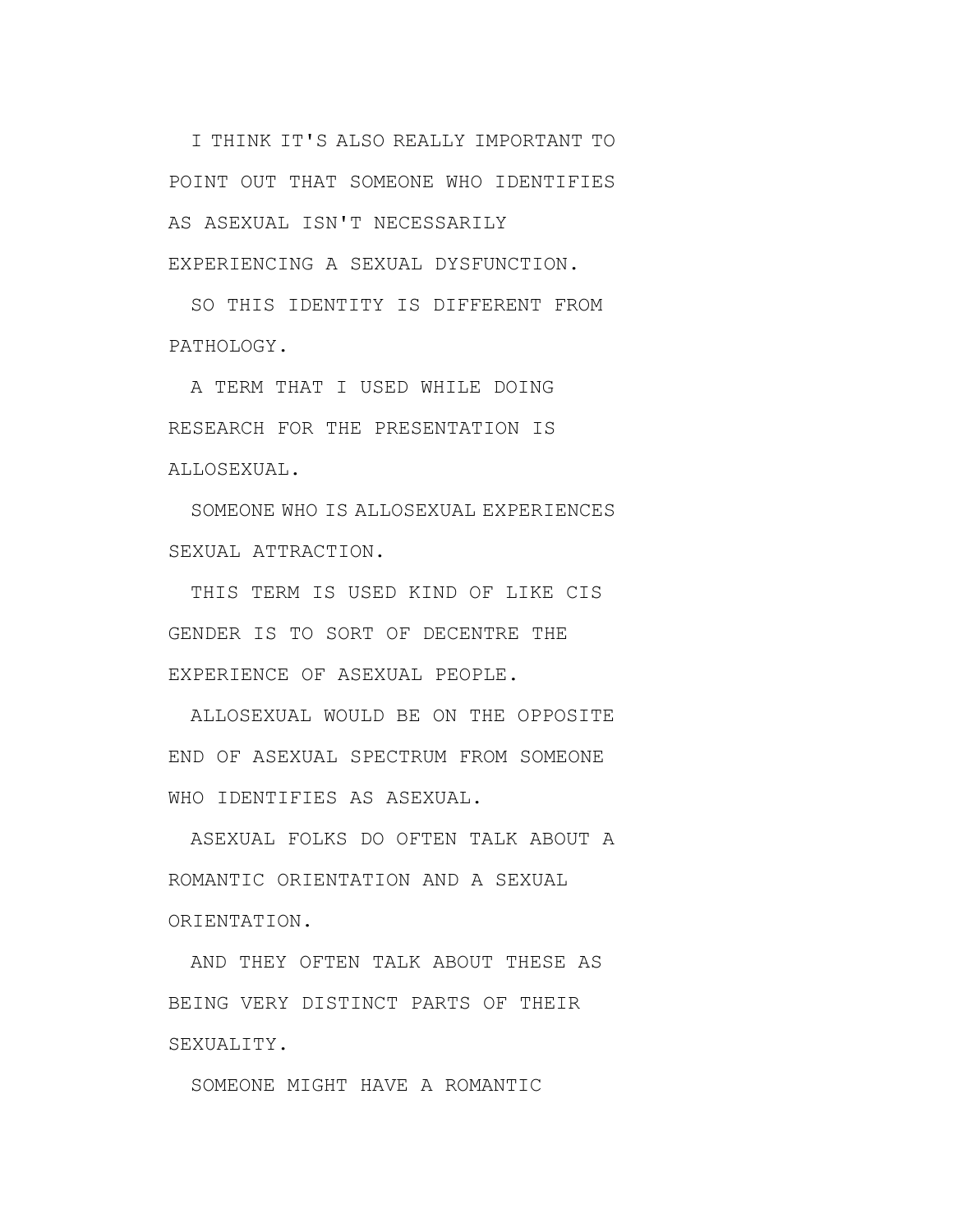I THINK IT'S ALSO REALLY IMPORTANT TO POINT OUT THAT SOMEONE WHO IDENTIFIES AS ASEXUAL ISN'T NECESSARILY EXPERIENCING A SEXUAL DYSFUNCTION.

SO THIS IDENTITY IS DIFFERENT FROM PATHOLOGY.

A TERM THAT I USED WHILE DOING RESEARCH FOR THE PRESENTATION IS ALLOSEXUAL.

SOMEONE WHO IS ALLOSEXUAL EXPERIENCES SEXUAL ATTRACTION.

THIS TERM IS USED KIND OF LIKE CIS GENDER IS TO SORT OF DECENTRE THE EXPERIENCE OF ASEXUAL PEOPLE.

ALLOSEXUAL WOULD BE ON THE OPPOSITE END OF ASEXUAL SPECTRUM FROM SOMEONE WHO IDENTIFIES AS ASEXUAL.

ASEXUAL FOLKS DO OFTEN TALK ABOUT A ROMANTIC ORIENTATION AND A SEXUAL ORIENTATION.

AND THEY OFTEN TALK ABOUT THESE AS BEING VERY DISTINCT PARTS OF THEIR SEXUALITY.

SOMEONE MIGHT HAVE A ROMANTIC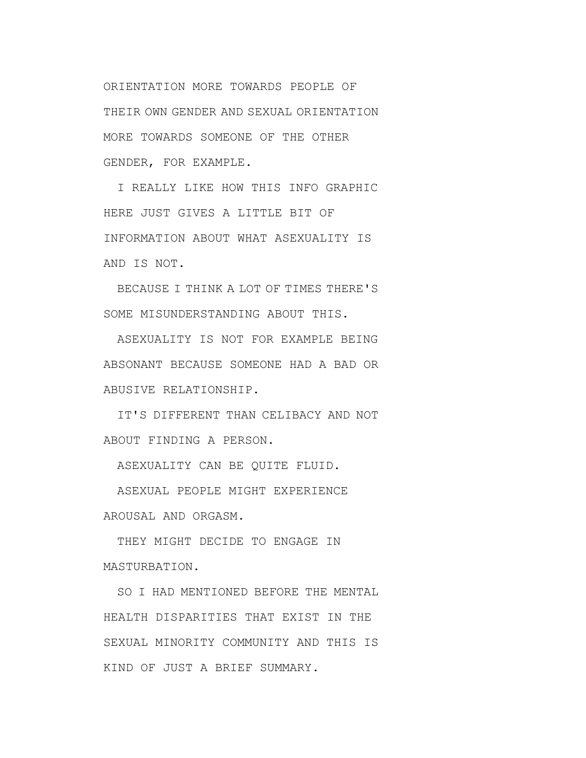ORIENTATION MORE TOWARDS PEOPLE OF THEIR OWN GENDER AND SEXUAL ORIENTATION MORE TOWARDS SOMEONE OF THE OTHER GENDER, FOR EXAMPLE.

I REALLY LIKE HOW THIS INFO GRAPHIC HERE JUST GIVES A LITTLE BIT OF INFORMATION ABOUT WHAT ASEXUALITY IS AND IS NOT.

BECAUSE I THINK A LOT OF TIMES THERE'S SOME MISUNDERSTANDING ABOUT THIS.

ASEXUALITY IS NOT FOR EXAMPLE BEING ABSONANT BECAUSE SOMEONE HAD A BAD OR ABUSIVE RELATIONSHIP.

IT'S DIFFERENT THAN CELIBACY AND NOT ABOUT FINDING A PERSON.

ASEXUALITY CAN BE QUITE FLUID.

ASEXUAL PEOPLE MIGHT EXPERIENCE AROUSAL AND ORGASM.

THEY MIGHT DECIDE TO ENGAGE IN MASTURBATION.

SO I HAD MENTIONED BEFORE THE MENTAL HEALTH DISPARITIES THAT EXIST IN THE SEXUAL MINORITY COMMUNITY AND THIS IS KIND OF JUST A BRIEF SUMMARY.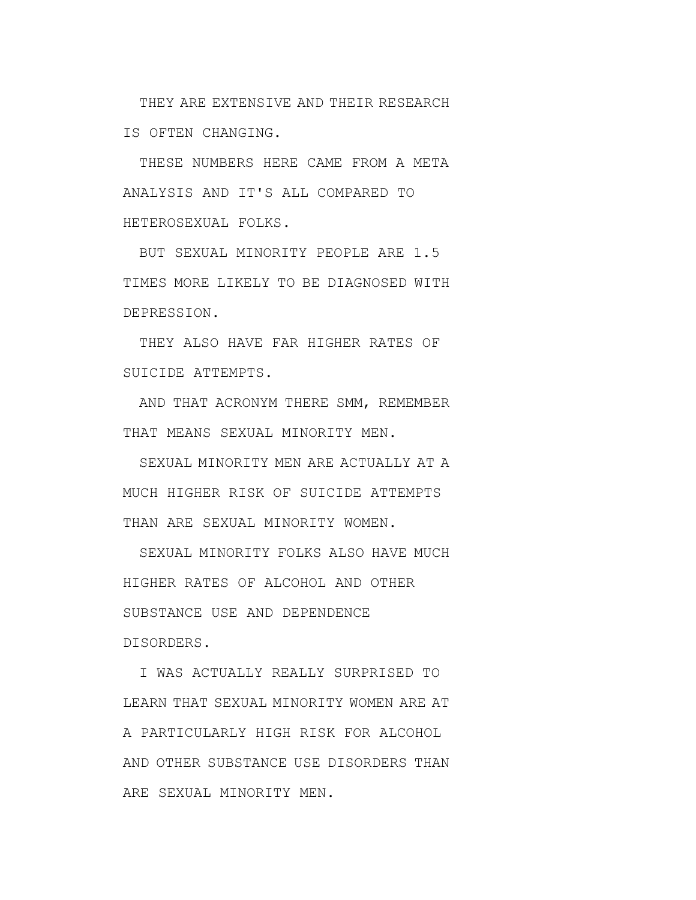THEY ARE EXTENSIVE AND THEIR RESEARCH IS OFTEN CHANGING.

THESE NUMBERS HERE CAME FROM A META ANALYSIS AND IT'S ALL COMPARED TO HETEROSEXUAL FOLKS.

BUT SEXUAL MINORITY PEOPLE ARE 1.5 TIMES MORE LIKELY TO BE DIAGNOSED WITH DEPRESSION.

THEY ALSO HAVE FAR HIGHER RATES OF SUICIDE ATTEMPTS.

AND THAT ACRONYM THERE SMM, REMEMBER THAT MEANS SEXUAL MINORITY MEN.

SEXUAL MINORITY MEN ARE ACTUALLY AT A MUCH HIGHER RISK OF SUICIDE ATTEMPTS THAN ARE SEXUAL MINORITY WOMEN.

SEXUAL MINORITY FOLKS ALSO HAVE MUCH HIGHER RATES OF ALCOHOL AND OTHER SUBSTANCE USE AND DEPENDENCE DISORDERS.

I WAS ACTUALLY REALLY SURPRISED TO LEARN THAT SEXUAL MINORITY WOMEN ARE AT A PARTICULARLY HIGH RISK FOR ALCOHOL AND OTHER SUBSTANCE USE DISORDERS THAN ARE SEXUAL MINORITY MEN.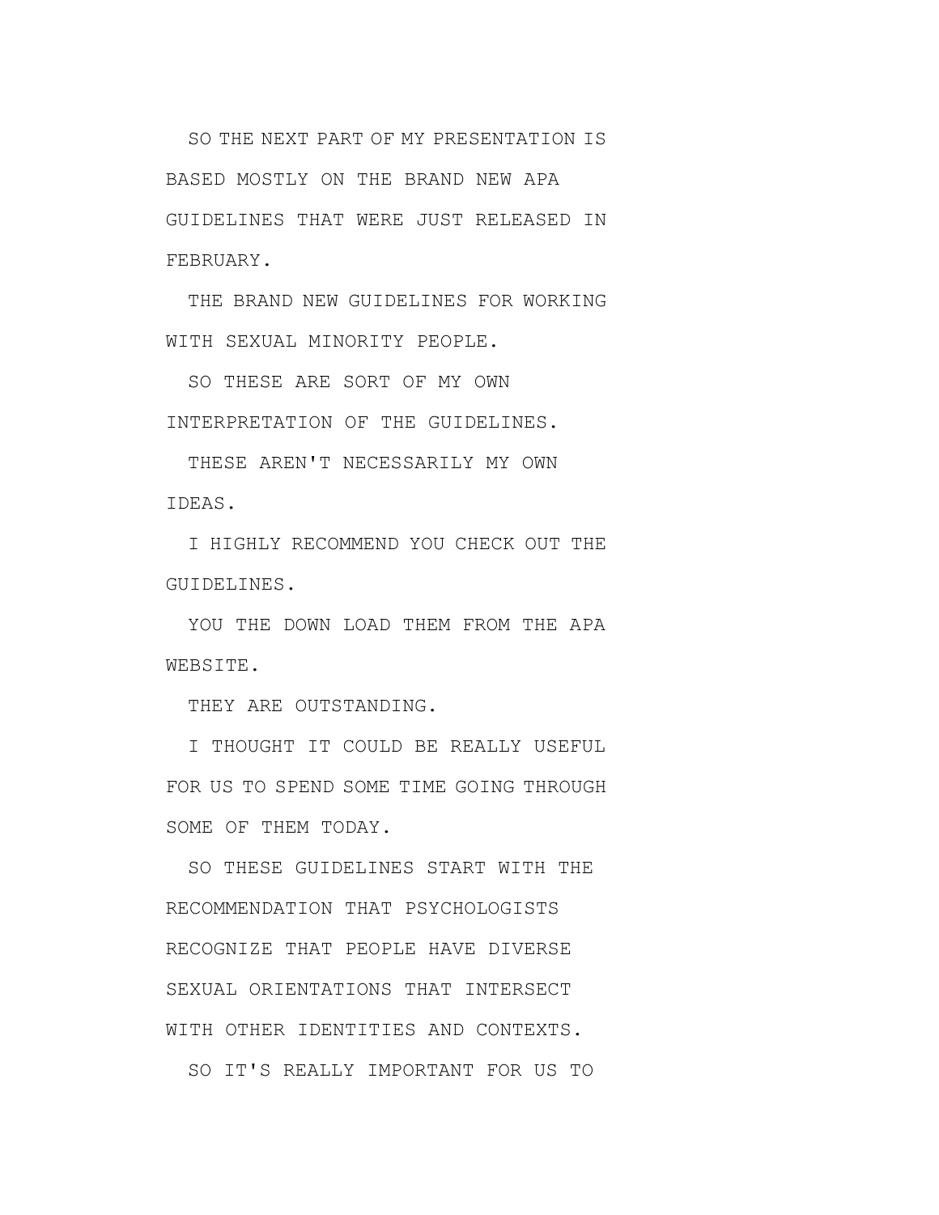SO THE NEXT PART OF MY PRESENTATION IS BASED MOSTLY ON THE BRAND NEW APA GUIDELINES THAT WERE JUST RELEASED IN FEBRUARY.

THE BRAND NEW GUIDELINES FOR WORKING WITH SEXUAL MINORITY PEOPLE.

SO THESE ARE SORT OF MY OWN INTERPRETATION OF THE GUIDELINES.

THESE AREN'T NECESSARILY MY OWN IDEAS.

I HIGHLY RECOMMEND YOU CHECK OUT THE GUIDELINES.

YOU THE DOWN LOAD THEM FROM THE APA WEBSITE.

THEY ARE OUTSTANDING.

I THOUGHT IT COULD BE REALLY USEFUL FOR US TO SPEND SOME TIME GOING THROUGH SOME OF THEM TODAY.

SO THESE GUIDELINES START WITH THE RECOMMENDATION THAT PSYCHOLOGISTS RECOGNIZE THAT PEOPLE HAVE DIVERSE SEXUAL ORIENTATIONS THAT INTERSECT WITH OTHER IDENTITIES AND CONTEXTS.

SO IT'S REALLY IMPORTANT FOR US TO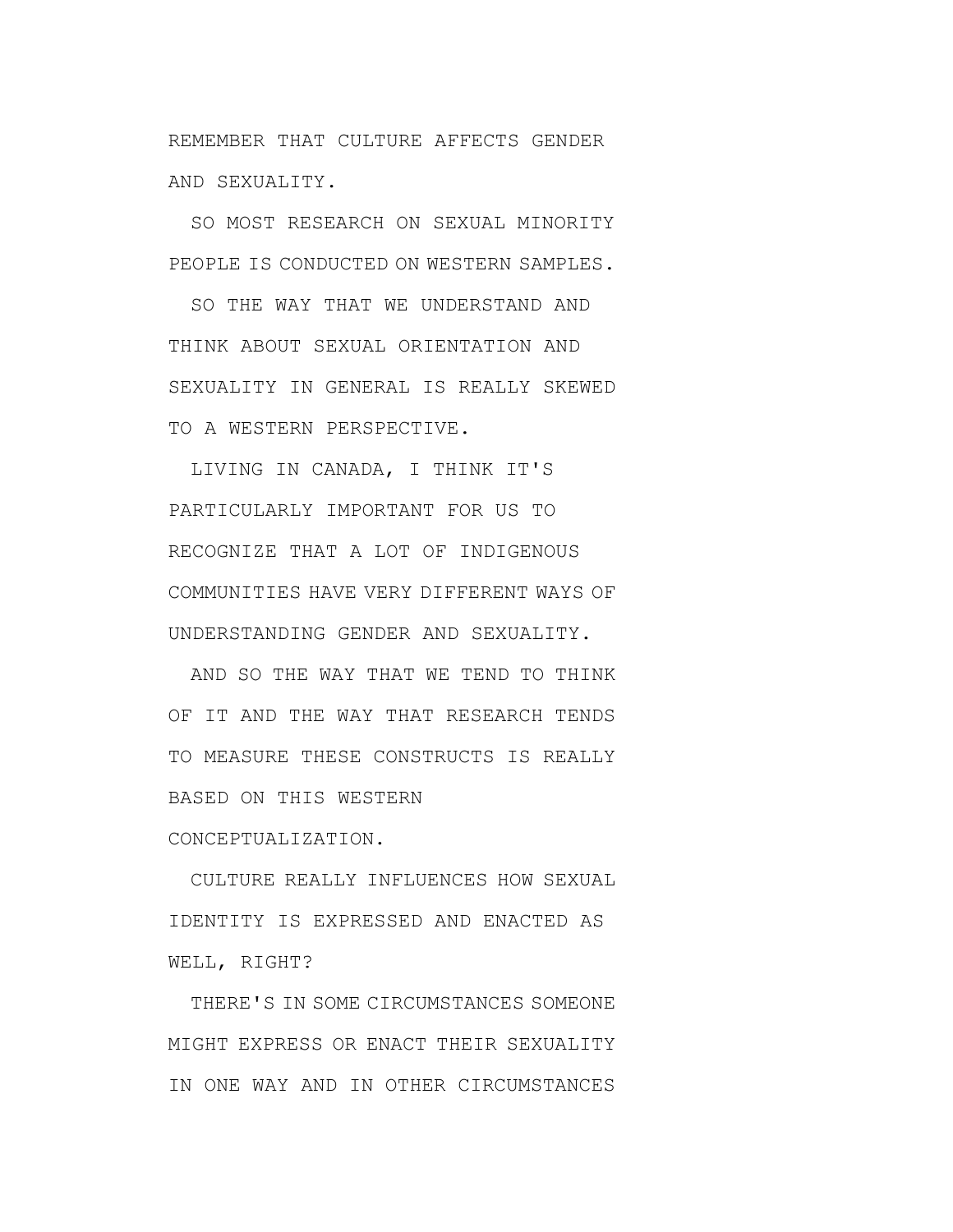REMEMBER THAT CULTURE AFFECTS GENDER AND SEXUALITY.

SO MOST RESEARCH ON SEXUAL MINORITY PEOPLE IS CONDUCTED ON WESTERN SAMPLES.

SO THE WAY THAT WE UNDERSTAND AND THINK ABOUT SEXUAL ORIENTATION AND SEXUALITY IN GENERAL IS REALLY SKEWED TO A WESTERN PERSPECTIVE.

LIVING IN CANADA, I THINK IT'S PARTICULARLY IMPORTANT FOR US TO RECOGNIZE THAT A LOT OF INDIGENOUS COMMUNITIES HAVE VERY DIFFERENT WAYS OF UNDERSTANDING GENDER AND SEXUALITY.

AND SO THE WAY THAT WE TEND TO THINK OF IT AND THE WAY THAT RESEARCH TENDS TO MEASURE THESE CONSTRUCTS IS REALLY BASED ON THIS WESTERN CONCEPTUALIZATION.

CULTURE REALLY INFLUENCES HOW SEXUAL IDENTITY IS EXPRESSED AND ENACTED AS WELL, RIGHT?

THERE'S IN SOME CIRCUMSTANCES SOMEONE MIGHT EXPRESS OR ENACT THEIR SEXUALITY IN ONE WAY AND IN OTHER CIRCUMSTANCES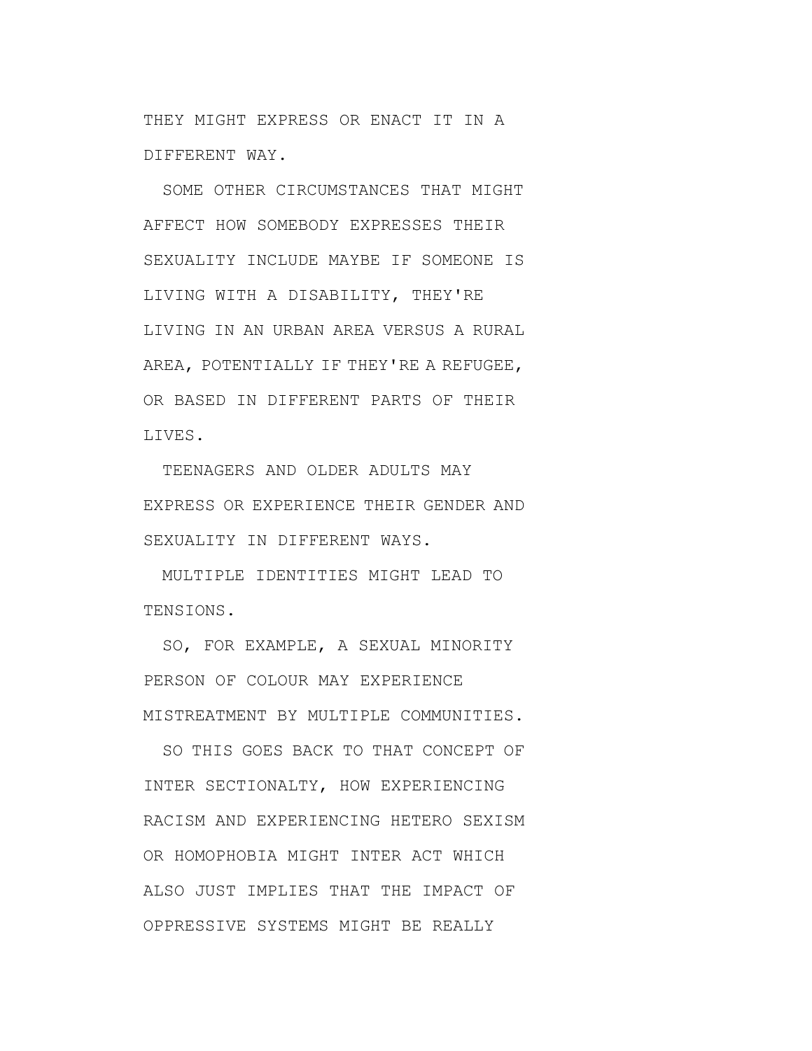THEY MIGHT EXPRESS OR ENACT IT IN A DIFFERENT WAY.

SOME OTHER CIRCUMSTANCES THAT MIGHT AFFECT HOW SOMEBODY EXPRESSES THEIR SEXUALITY INCLUDE MAYBE IF SOMEONE IS LIVING WITH A DISABILITY, THEY'RE LIVING IN AN URBAN AREA VERSUS A RURAL AREA, POTENTIALLY IF THEY'RE A REFUGEE, OR BASED IN DIFFERENT PARTS OF THEIR LIVES.

TEENAGERS AND OLDER ADULTS MAY EXPRESS OR EXPERIENCE THEIR GENDER AND SEXUALITY IN DIFFERENT WAYS.

MULTIPLE IDENTITIES MIGHT LEAD TO TENSIONS.

SO, FOR EXAMPLE, A SEXUAL MINORITY PERSON OF COLOUR MAY EXPERIENCE MISTREATMENT BY MULTIPLE COMMUNITIES.

SO THIS GOES BACK TO THAT CONCEPT OF INTER SECTIONALTY, HOW EXPERIENCING RACISM AND EXPERIENCING HETERO SEXISM OR HOMOPHOBIA MIGHT INTER ACT WHICH ALSO JUST IMPLIES THAT THE IMPACT OF OPPRESSIVE SYSTEMS MIGHT BE REALLY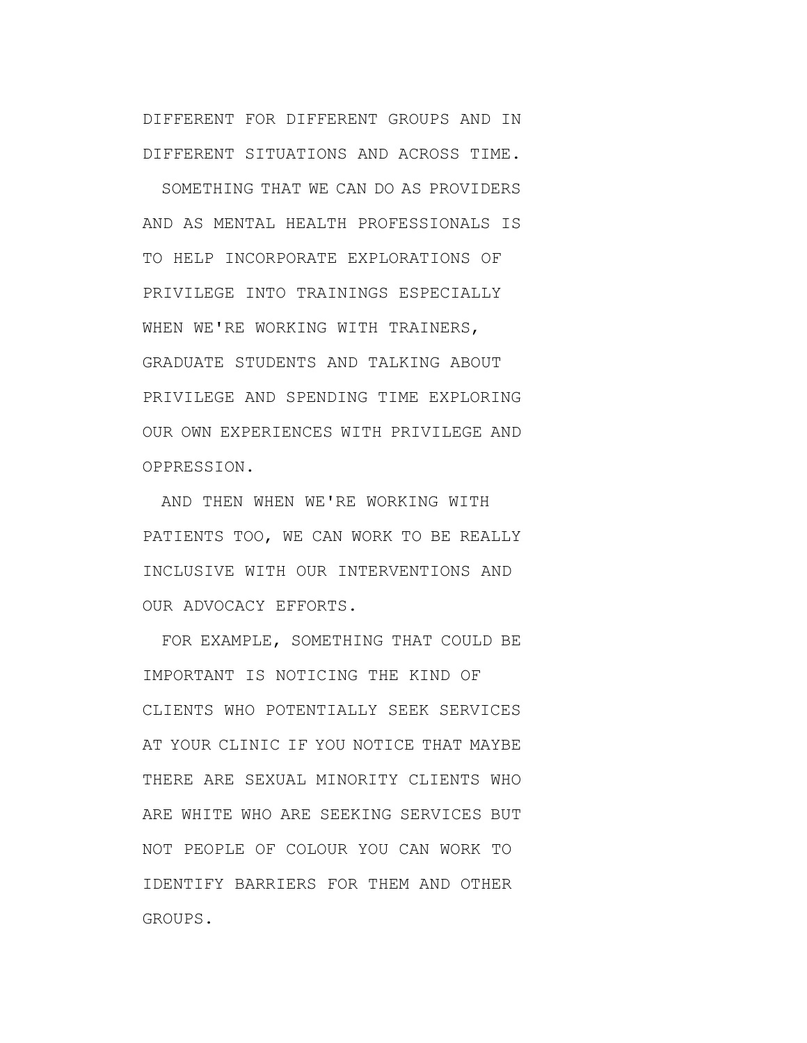DIFFERENT FOR DIFFERENT GROUPS AND IN DIFFERENT SITUATIONS AND ACROSS TIME.

SOMETHING THAT WE CAN DO AS PROVIDERS AND AS MENTAL HEALTH PROFESSIONALS IS TO HELP INCORPORATE EXPLORATIONS OF PRIVILEGE INTO TRAININGS ESPECIALLY WHEN WE'RE WORKING WITH TRAINERS, GRADUATE STUDENTS AND TALKING ABOUT PRIVILEGE AND SPENDING TIME EXPLORING OUR OWN EXPERIENCES WITH PRIVILEGE AND OPPRESSION.

AND THEN WHEN WE'RE WORKING WITH PATIENTS TOO, WE CAN WORK TO BE REALLY INCLUSIVE WITH OUR INTERVENTIONS AND OUR ADVOCACY EFFORTS.

FOR EXAMPLE, SOMETHING THAT COULD BE IMPORTANT IS NOTICING THE KIND OF CLIENTS WHO POTENTIALLY SEEK SERVICES AT YOUR CLINIC IF YOU NOTICE THAT MAYBE THERE ARE SEXUAL MINORITY CLIENTS WHO ARE WHITE WHO ARE SEEKING SERVICES BUT NOT PEOPLE OF COLOUR YOU CAN WORK TO IDENTIFY BARRIERS FOR THEM AND OTHER GROUPS.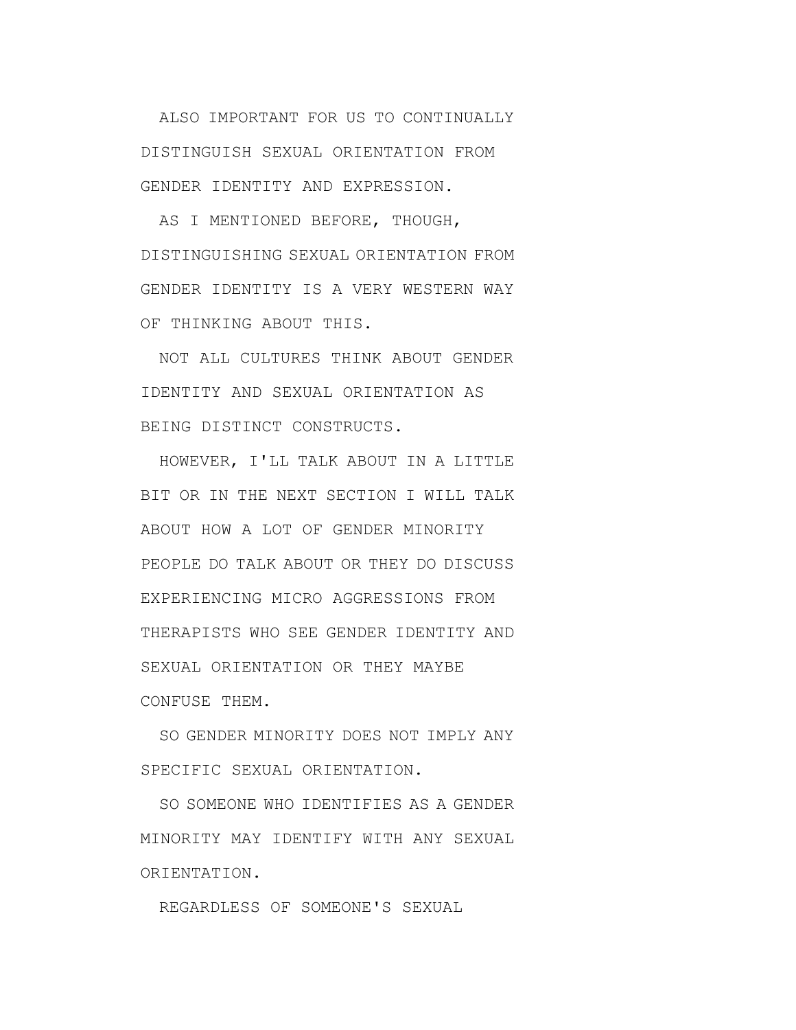ALSO IMPORTANT FOR US TO CONTINUALLY DISTINGUISH SEXUAL ORIENTATION FROM GENDER IDENTITY AND EXPRESSION.

AS I MENTIONED BEFORE, THOUGH, DISTINGUISHING SEXUAL ORIENTATION FROM GENDER IDENTITY IS A VERY WESTERN WAY OF THINKING ABOUT THIS.

NOT ALL CULTURES THINK ABOUT GENDER IDENTITY AND SEXUAL ORIENTATION AS BEING DISTINCT CONSTRUCTS.

HOWEVER, I'LL TALK ABOUT IN A LITTLE BIT OR IN THE NEXT SECTION I WILL TALK ABOUT HOW A LOT OF GENDER MINORITY PEOPLE DO TALK ABOUT OR THEY DO DISCUSS EXPERIENCING MICRO AGGRESSIONS FROM THERAPISTS WHO SEE GENDER IDENTITY AND SEXUAL ORIENTATION OR THEY MAYBE CONFUSE THEM.

SO GENDER MINORITY DOES NOT IMPLY ANY SPECIFIC SEXUAL ORIENTATION.

SO SOMEONE WHO IDENTIFIES AS A GENDER MINORITY MAY IDENTIFY WITH ANY SEXUAL ORIENTATION.

REGARDLESS OF SOMEONE'S SEXUAL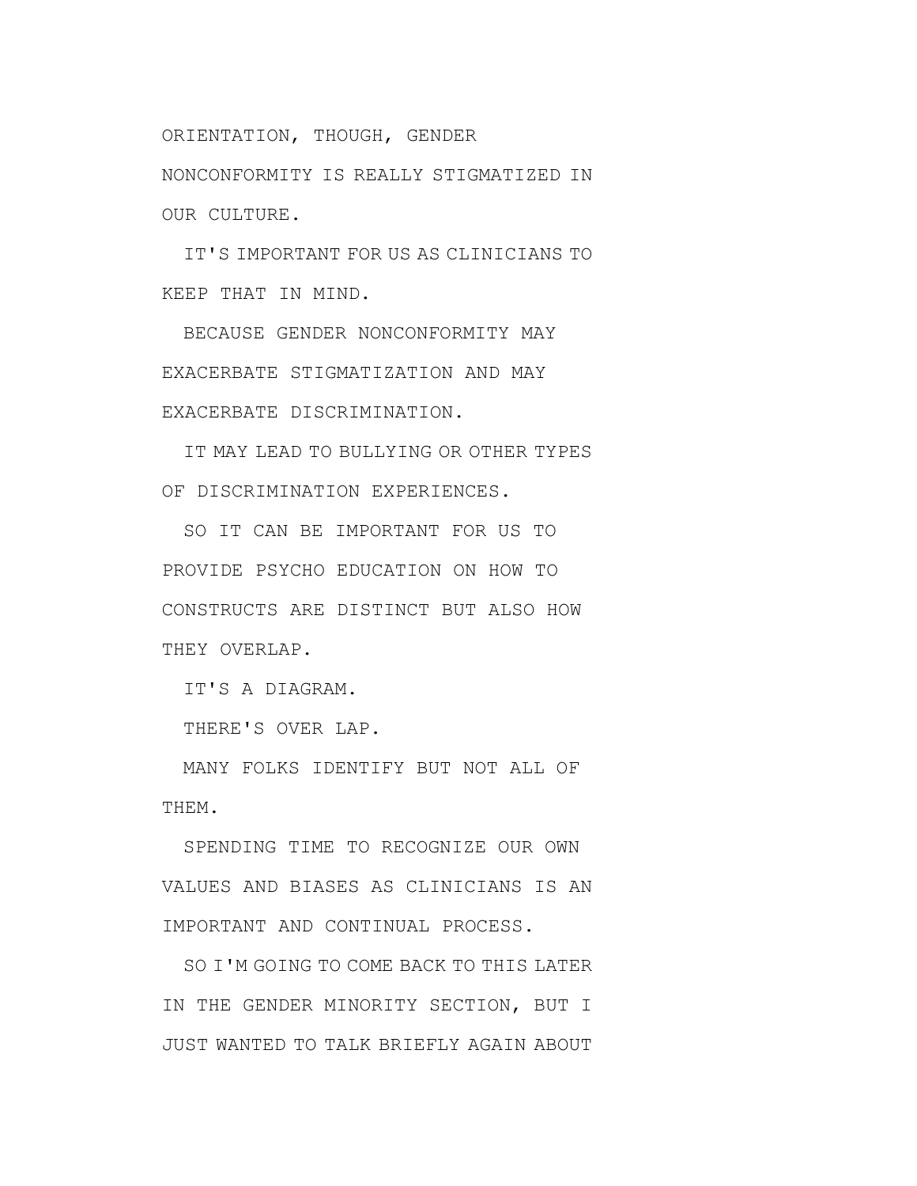ORIENTATION, THOUGH, GENDER NONCONFORMITY IS REALLY STIGMATIZED IN OUR CULTURE.

IT'S IMPORTANT FOR US AS CLINICIANS TO KEEP THAT IN MIND.

BECAUSE GENDER NONCONFORMITY MAY EXACERBATE STIGMATIZATION AND MAY EXACERBATE DISCRIMINATION.

IT MAY LEAD TO BULLYING OR OTHER TYPES OF DISCRIMINATION EXPERIENCES.

SO IT CAN BE IMPORTANT FOR US TO PROVIDE PSYCHO EDUCATION ON HOW TO CONSTRUCTS ARE DISTINCT BUT ALSO HOW THEY OVERLAP.

IT'S A DIAGRAM.

THERE'S OVER LAP.

MANY FOLKS IDENTIFY BUT NOT ALL OF THEM.

SPENDING TIME TO RECOGNIZE OUR OWN VALUES AND BIASES AS CLINICIANS IS AN IMPORTANT AND CONTINUAL PROCESS.

SO I'M GOING TO COME BACK TO THIS LATER IN THE GENDER MINORITY SECTION, BUT I JUST WANTED TO TALK BRIEFLY AGAIN ABOUT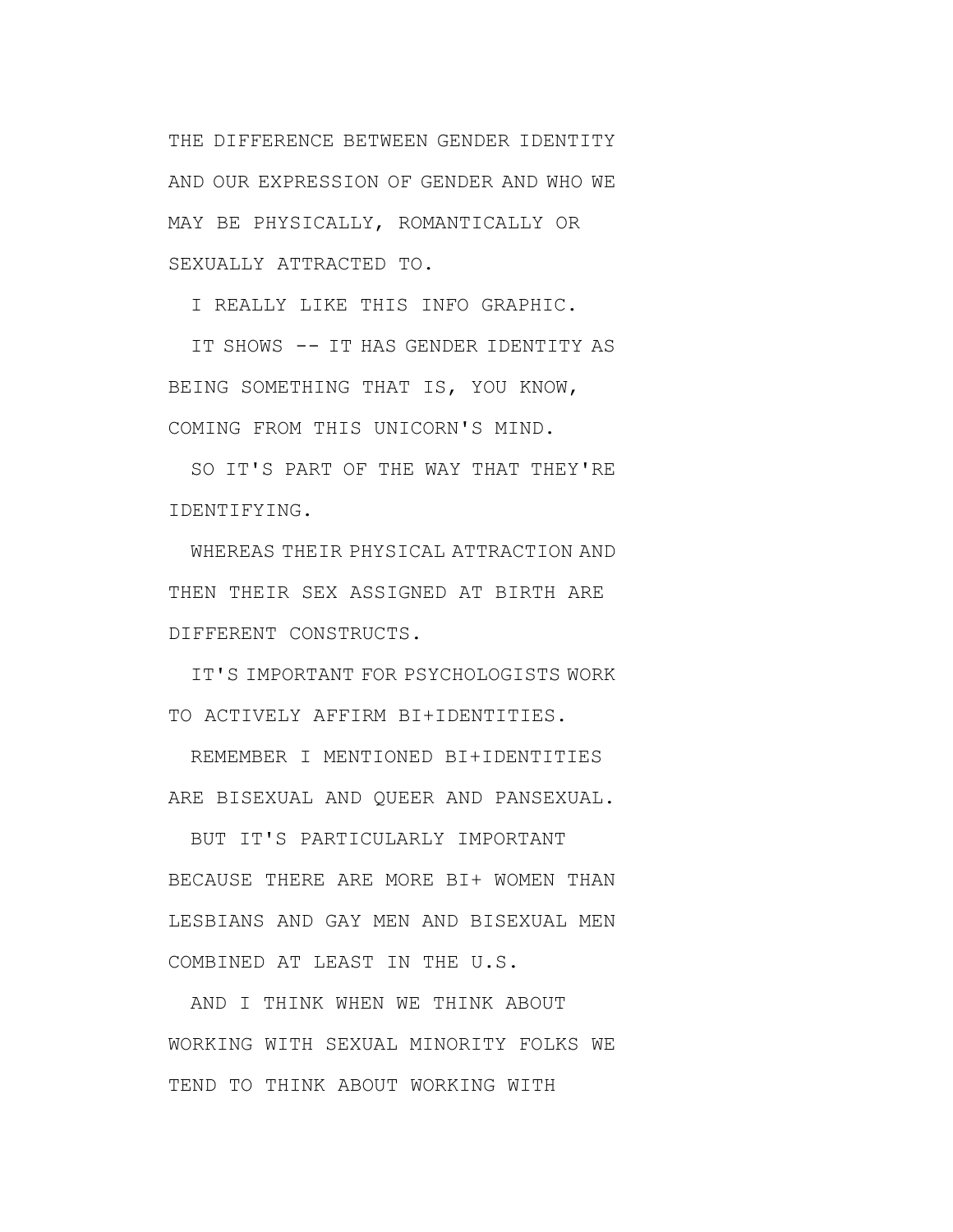THE DIFFERENCE BETWEEN GENDER IDENTITY AND OUR EXPRESSION OF GENDER AND WHO WE MAY BE PHYSICALLY, ROMANTICALLY OR SEXUALLY ATTRACTED TO.

I REALLY LIKE THIS INFO GRAPHIC.

IT SHOWS -- IT HAS GENDER IDENTITY AS BEING SOMETHING THAT IS, YOU KNOW, COMING FROM THIS UNICORN'S MIND.

SO IT'S PART OF THE WAY THAT THEY'RE IDENTIFYING.

WHEREAS THEIR PHYSICAL ATTRACTION AND THEN THEIR SEX ASSIGNED AT BIRTH ARE DIFFERENT CONSTRUCTS.

IT'S IMPORTANT FOR PSYCHOLOGISTS WORK TO ACTIVELY AFFIRM BI+IDENTITIES.

REMEMBER I MENTIONED BI+IDENTITIES ARE BISEXUAL AND QUEER AND PANSEXUAL.

BUT IT'S PARTICULARLY IMPORTANT BECAUSE THERE ARE MORE BI+ WOMEN THAN LESBIANS AND GAY MEN AND BISEXUAL MEN COMBINED AT LEAST IN THE U.S.

AND I THINK WHEN WE THINK ABOUT WORKING WITH SEXUAL MINORITY FOLKS WE TEND TO THINK ABOUT WORKING WITH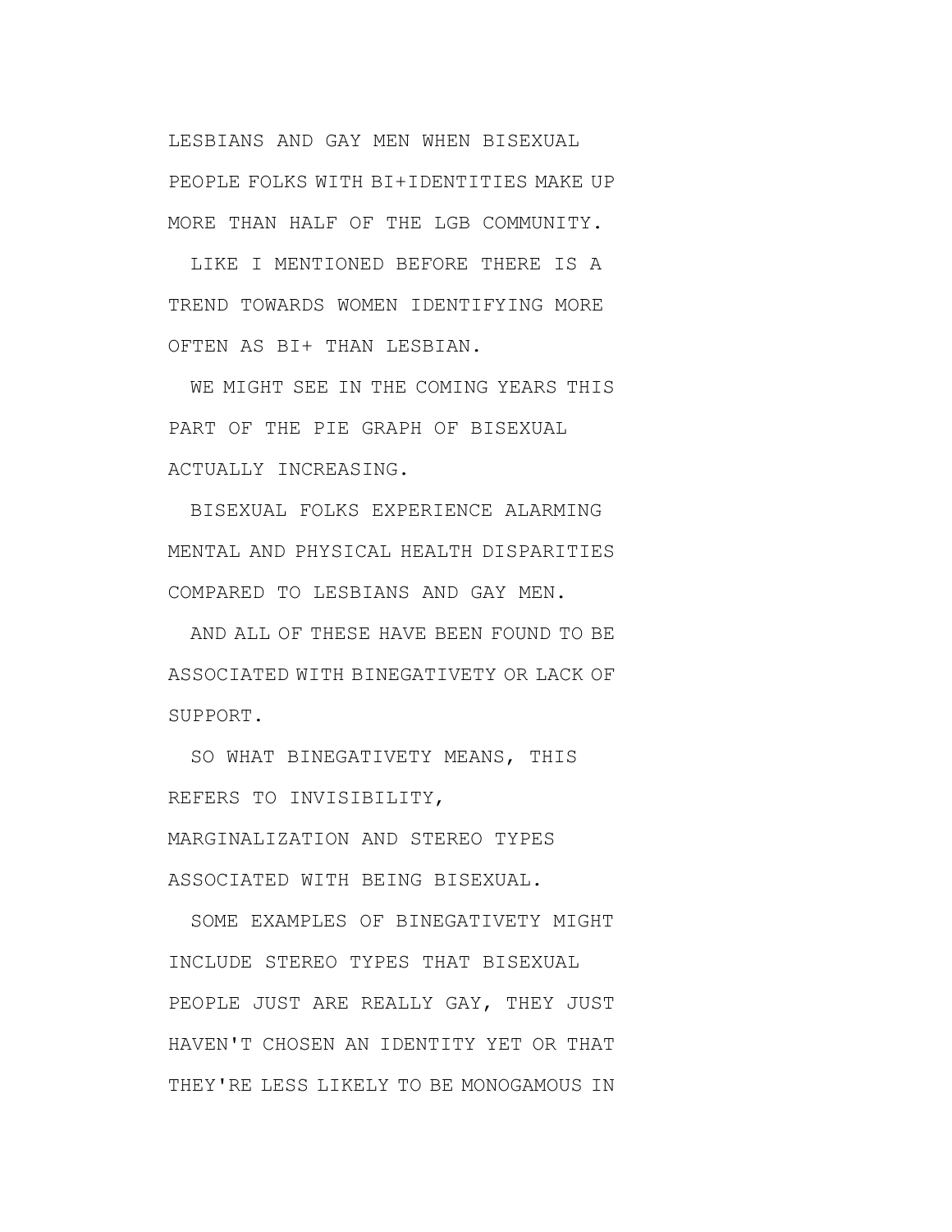LESBIANS AND GAY MEN WHEN BISEXUAL PEOPLE FOLKS WITH BI+IDENTITIES MAKE UP MORE THAN HALF OF THE LGB COMMUNITY.

LIKE I MENTIONED BEFORE THERE IS A TREND TOWARDS WOMEN IDENTIFYING MORE OFTEN AS BI+ THAN LESBIAN.

WE MIGHT SEE IN THE COMING YEARS THIS PART OF THE PIE GRAPH OF BISEXUAL ACTUALLY INCREASING.

BISEXUAL FOLKS EXPERIENCE ALARMING MENTAL AND PHYSICAL HEALTH DISPARITIES COMPARED TO LESBIANS AND GAY MEN.

AND ALL OF THESE HAVE BEEN FOUND TO BE ASSOCIATED WITH BINEGATIVETY OR LACK OF SUPPORT.

SO WHAT BINEGATIVETY MEANS, THIS REFERS TO INVISIBILITY, MARGINALIZATION AND STEREO TYPES ASSOCIATED WITH BEING BISEXUAL.

SOME EXAMPLES OF BINEGATIVETY MIGHT INCLUDE STEREO TYPES THAT BISEXUAL PEOPLE JUST ARE REALLY GAY, THEY JUST HAVEN'T CHOSEN AN IDENTITY YET OR THAT THEY'RE LESS LIKELY TO BE MONOGAMOUS IN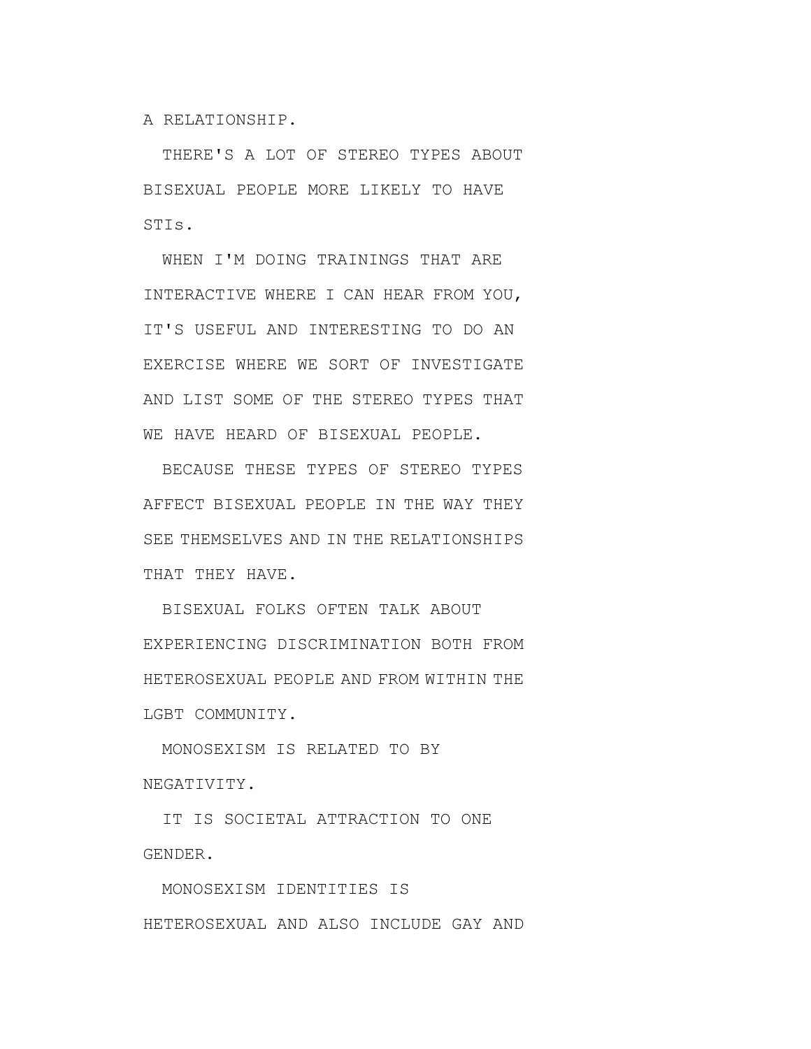A RELATIONSHIP.

THERE'S A LOT OF STEREO TYPES ABOUT BISEXUAL PEOPLE MORE LIKELY TO HAVE STIs.

WHEN I'M DOING TRAININGS THAT ARE INTERACTIVE WHERE I CAN HEAR FROM YOU, IT'S USEFUL AND INTERESTING TO DO AN EXERCISE WHERE WE SORT OF INVESTIGATE AND LIST SOME OF THE STEREO TYPES THAT WE HAVE HEARD OF BISEXUAL PEOPLE.

BECAUSE THESE TYPES OF STEREO TYPES AFFECT BISEXUAL PEOPLE IN THE WAY THEY SEE THEMSELVES AND IN THE RELATIONSHIPS THAT THEY HAVE.

BISEXUAL FOLKS OFTEN TALK ABOUT EXPERIENCING DISCRIMINATION BOTH FROM HETEROSEXUAL PEOPLE AND FROM WITHIN THE LGBT COMMUNITY.

MONOSEXISM IS RELATED TO BY NEGATIVITY.

IT IS SOCIETAL ATTRACTION TO ONE GENDER.

MONOSEXISM IDENTITIES IS HETEROSEXUAL AND ALSO INCLUDE GAY AND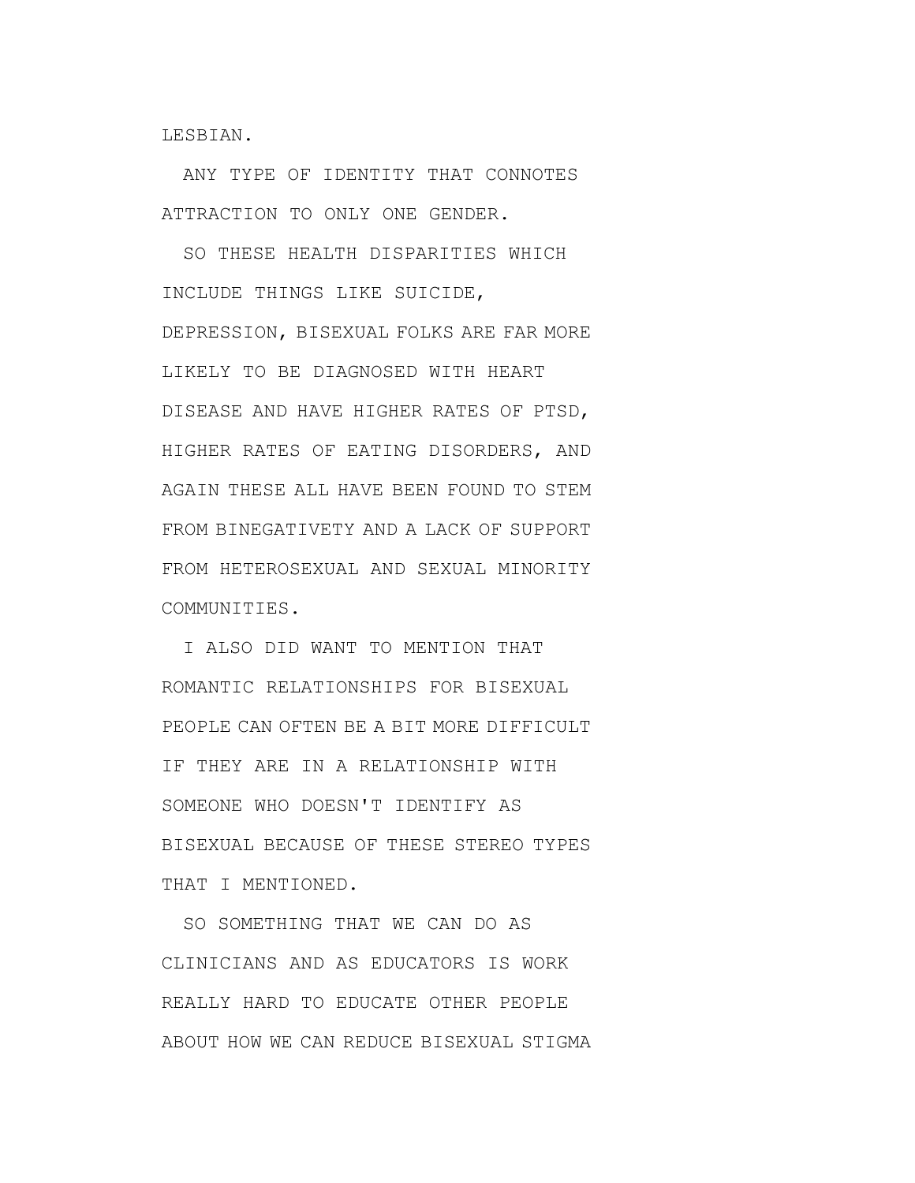LESBIAN.

ANY TYPE OF IDENTITY THAT CONNOTES ATTRACTION TO ONLY ONE GENDER.

SO THESE HEALTH DISPARITIES WHICH INCLUDE THINGS LIKE SUICIDE, DEPRESSION, BISEXUAL FOLKS ARE FAR MORE LIKELY TO BE DIAGNOSED WITH HEART DISEASE AND HAVE HIGHER RATES OF PTSD, HIGHER RATES OF EATING DISORDERS, AND AGAIN THESE ALL HAVE BEEN FOUND TO STEM FROM BINEGATIVETY AND A LACK OF SUPPORT FROM HETEROSEXUAL AND SEXUAL MINORITY COMMUNITIES.

I ALSO DID WANT TO MENTION THAT ROMANTIC RELATIONSHIPS FOR BISEXUAL PEOPLE CAN OFTEN BE A BIT MORE DIFFICULT IF THEY ARE IN A RELATIONSHIP WITH SOMEONE WHO DOESN'T IDENTIFY AS BISEXUAL BECAUSE OF THESE STEREO TYPES THAT I MENTIONED.

SO SOMETHING THAT WE CAN DO AS CLINICIANS AND AS EDUCATORS IS WORK REALLY HARD TO EDUCATE OTHER PEOPLE ABOUT HOW WE CAN REDUCE BISEXUAL STIGMA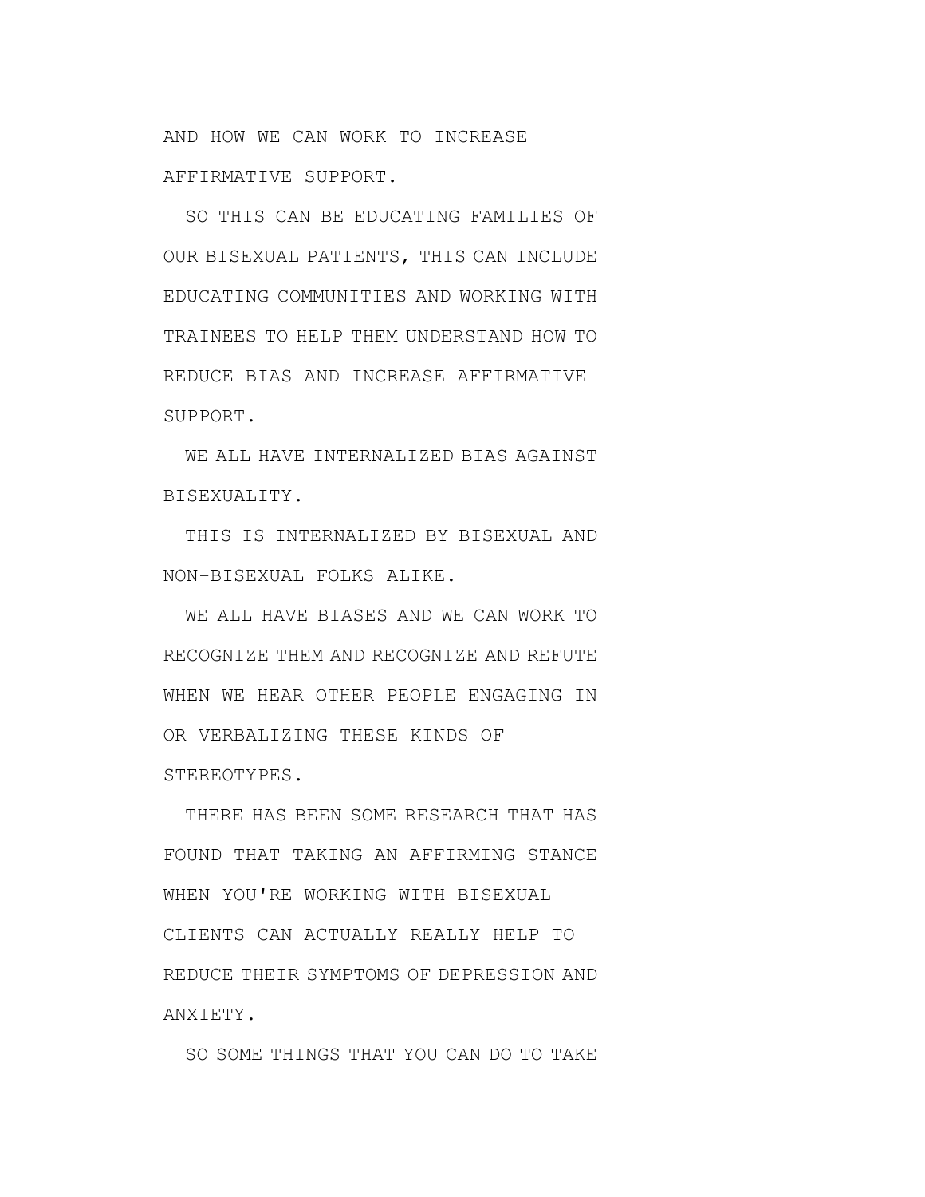AND HOW WE CAN WORK TO INCREASE AFFIRMATIVE SUPPORT.

SO THIS CAN BE EDUCATING FAMILIES OF OUR BISEXUAL PATIENTS, THIS CAN INCLUDE EDUCATING COMMUNITIES AND WORKING WITH TRAINEES TO HELP THEM UNDERSTAND HOW TO REDUCE BIAS AND INCREASE AFFIRMATIVE SUPPORT.

WE ALL HAVE INTERNALIZED BIAS AGAINST BISEXUALITY.

THIS IS INTERNALIZED BY BISEXUAL AND NON-BISEXUAL FOLKS ALIKE.

WE ALL HAVE BIASES AND WE CAN WORK TO RECOGNIZE THEM AND RECOGNIZE AND REFUTE WHEN WE HEAR OTHER PEOPLE ENGAGING IN OR VERBALIZING THESE KINDS OF STEREOTYPES.

THERE HAS BEEN SOME RESEARCH THAT HAS FOUND THAT TAKING AN AFFIRMING STANCE WHEN YOU'RE WORKING WITH BISEXUAL CLIENTS CAN ACTUALLY REALLY HELP TO REDUCE THEIR SYMPTOMS OF DEPRESSION AND ANXIETY.

SO SOME THINGS THAT YOU CAN DO TO TAKE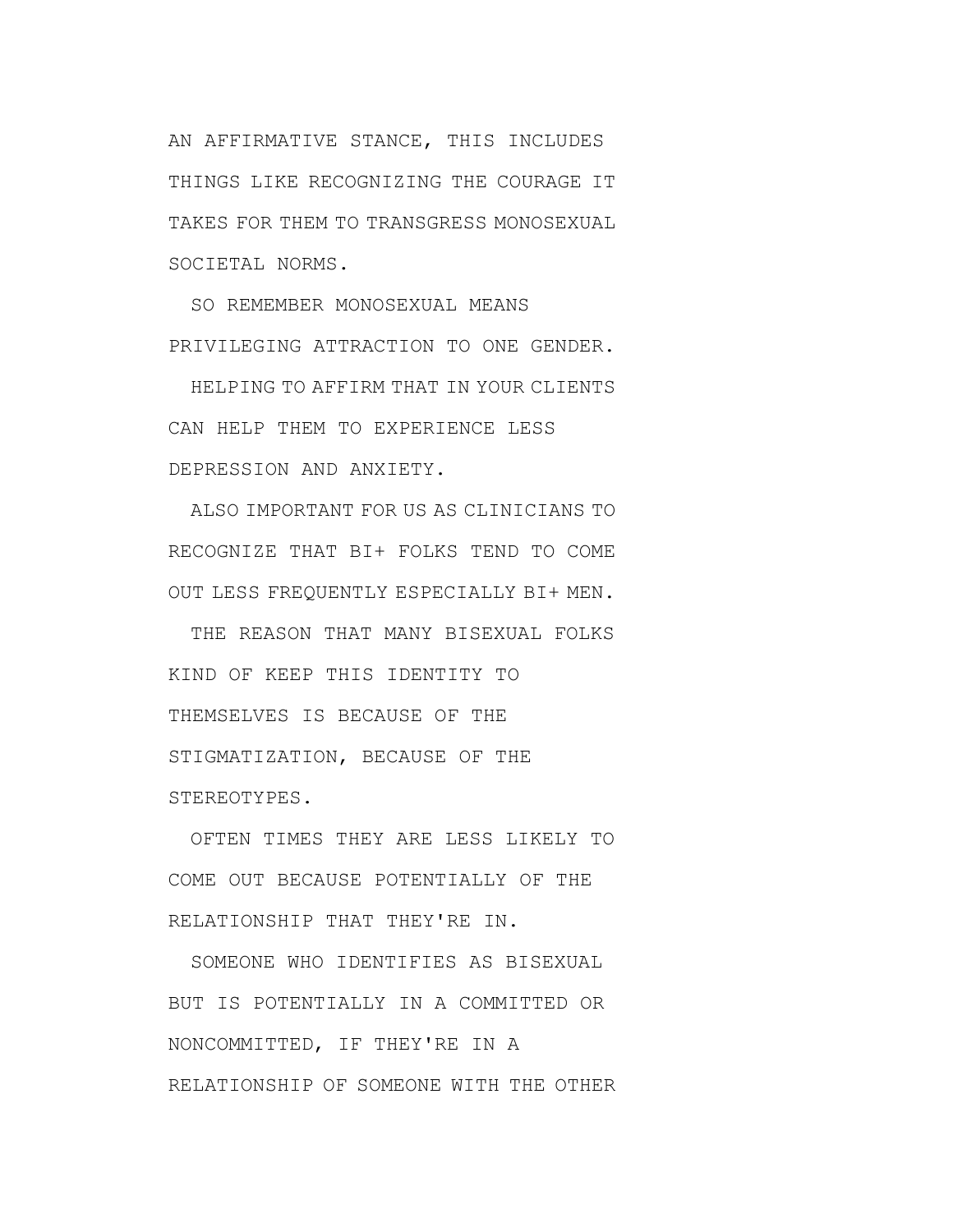AN AFFIRMATIVE STANCE, THIS INCLUDES THINGS LIKE RECOGNIZING THE COURAGE IT TAKES FOR THEM TO TRANSGRESS MONOSEXUAL SOCIETAL NORMS.

SO REMEMBER MONOSEXUAL MEANS PRIVILEGING ATTRACTION TO ONE GENDER.

HELPING TO AFFIRM THAT IN YOUR CLIENTS CAN HELP THEM TO EXPERIENCE LESS DEPRESSION AND ANXIETY.

ALSO IMPORTANT FOR US AS CLINICIANS TO RECOGNIZE THAT BI+ FOLKS TEND TO COME OUT LESS FREQUENTLY ESPECIALLY BI+ MEN.

THE REASON THAT MANY BISEXUAL FOLKS KIND OF KEEP THIS IDENTITY TO THEMSELVES IS BECAUSE OF THE STIGMATIZATION, BECAUSE OF THE STEREOTYPES.

OFTEN TIMES THEY ARE LESS LIKELY TO COME OUT BECAUSE POTENTIALLY OF THE RELATIONSHIP THAT THEY'RE IN.

SOMEONE WHO IDENTIFIES AS BISEXUAL BUT IS POTENTIALLY IN A COMMITTED OR NONCOMMITTED, IF THEY'RE IN A RELATIONSHIP OF SOMEONE WITH THE OTHER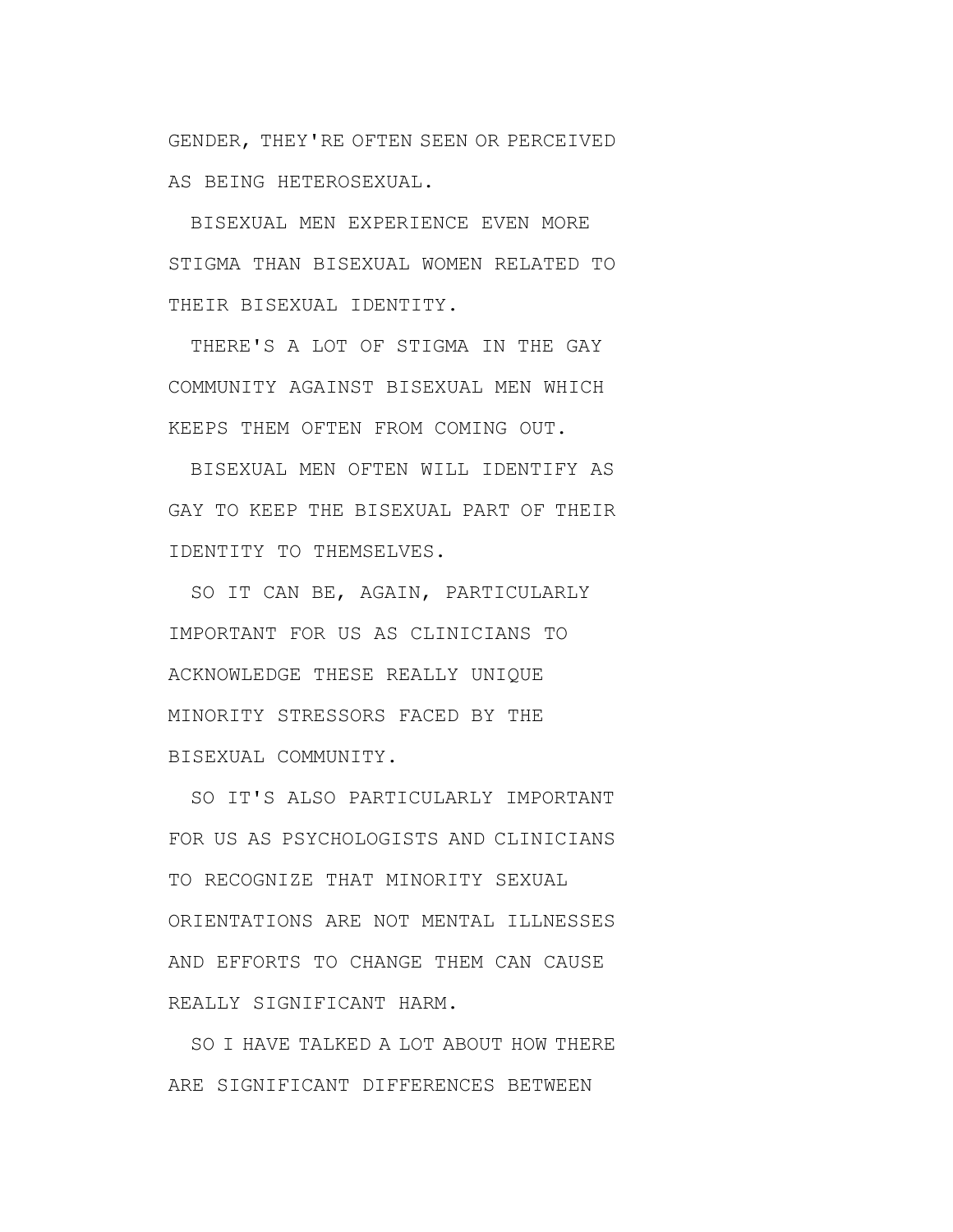GENDER, THEY'RE OFTEN SEEN OR PERCEIVED AS BEING HETEROSEXUAL.

BISEXUAL MEN EXPERIENCE EVEN MORE STIGMA THAN BISEXUAL WOMEN RELATED TO THEIR BISEXUAL IDENTITY.

THERE'S A LOT OF STIGMA IN THE GAY COMMUNITY AGAINST BISEXUAL MEN WHICH KEEPS THEM OFTEN FROM COMING OUT.

BISEXUAL MEN OFTEN WILL IDENTIFY AS GAY TO KEEP THE BISEXUAL PART OF THEIR IDENTITY TO THEMSELVES.

SO IT CAN BE, AGAIN, PARTICULARLY IMPORTANT FOR US AS CLINICIANS TO ACKNOWLEDGE THESE REALLY UNIQUE MINORITY STRESSORS FACED BY THE BISEXUAL COMMUNITY.

SO IT'S ALSO PARTICULARLY IMPORTANT FOR US AS PSYCHOLOGISTS AND CLINICIANS TO RECOGNIZE THAT MINORITY SEXUAL ORIENTATIONS ARE NOT MENTAL ILLNESSES AND EFFORTS TO CHANGE THEM CAN CAUSE REALLY SIGNIFICANT HARM.

SO I HAVE TALKED A LOT ABOUT HOW THERE ARE SIGNIFICANT DIFFERENCES BETWEEN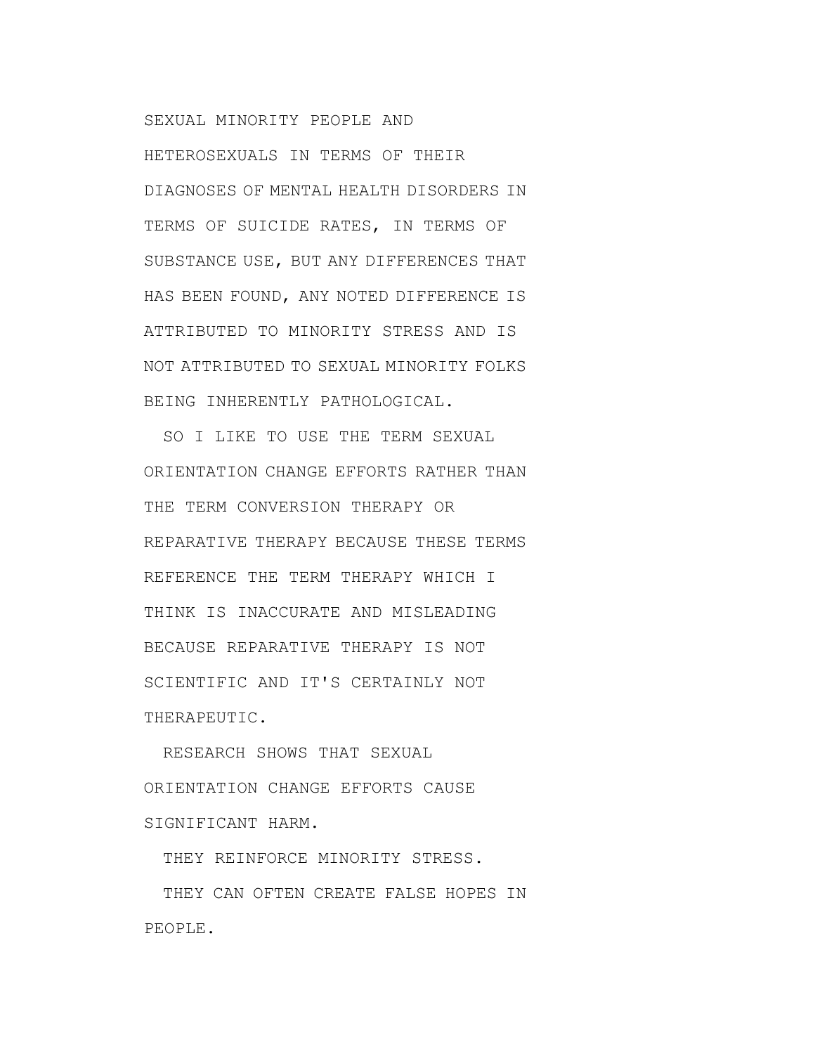SEXUAL MINORITY PEOPLE AND HETEROSEXUALS IN TERMS OF THEIR DIAGNOSES OF MENTAL HEALTH DISORDERS IN TERMS OF SUICIDE RATES, IN TERMS OF SUBSTANCE USE, BUT ANY DIFFERENCES THAT HAS BEEN FOUND, ANY NOTED DIFFERENCE IS ATTRIBUTED TO MINORITY STRESS AND IS NOT ATTRIBUTED TO SEXUAL MINORITY FOLKS BEING INHERENTLY PATHOLOGICAL.

SO I LIKE TO USE THE TERM SEXUAL ORIENTATION CHANGE EFFORTS RATHER THAN THE TERM CONVERSION THERAPY OR REPARATIVE THERAPY BECAUSE THESE TERMS REFERENCE THE TERM THERAPY WHICH I THINK IS INACCURATE AND MISLEADING BECAUSE REPARATIVE THERAPY IS NOT SCIENTIFIC AND IT'S CERTAINLY NOT THERAPEUTIC.

RESEARCH SHOWS THAT SEXUAL ORIENTATION CHANGE EFFORTS CAUSE SIGNIFICANT HARM.

THEY REINFORCE MINORITY STRESS.

THEY CAN OFTEN CREATE FALSE HOPES IN PEOPLE.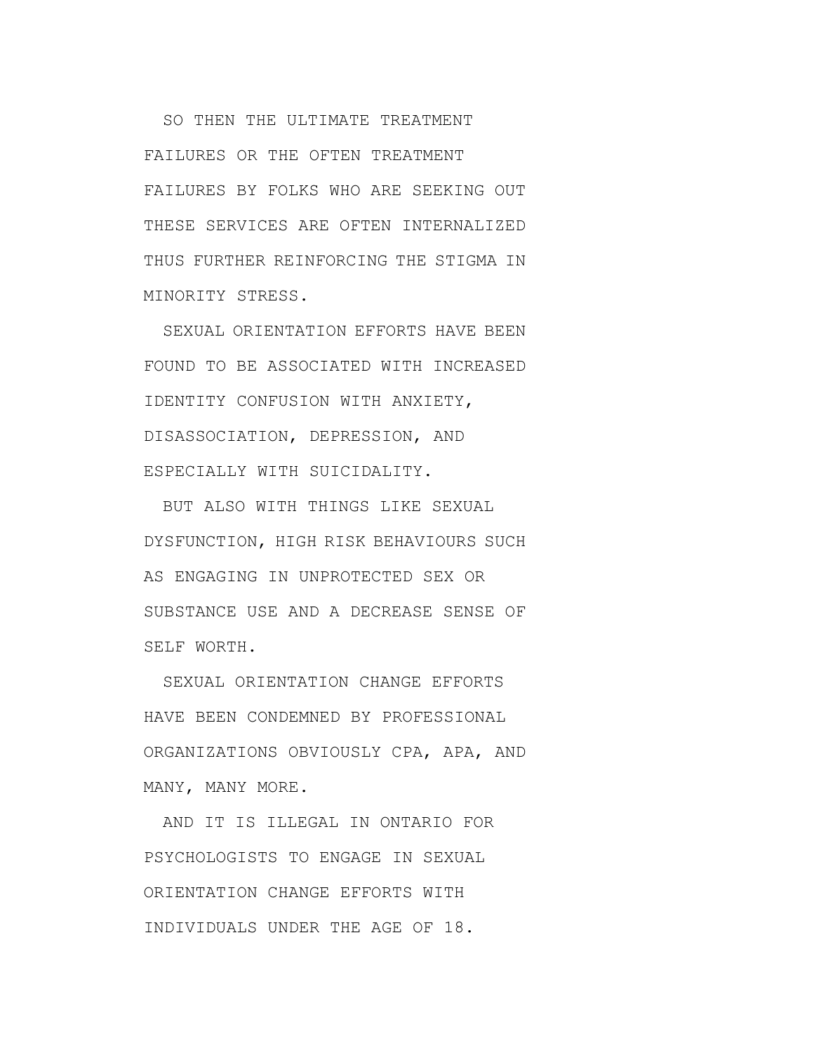SO THEN THE ULTIMATE TREATMENT FAILURES OR THE OFTEN TREATMENT FAILURES BY FOLKS WHO ARE SEEKING OUT THESE SERVICES ARE OFTEN INTERNALIZED THUS FURTHER REINFORCING THE STIGMA IN MINORITY STRESS.

SEXUAL ORIENTATION EFFORTS HAVE BEEN FOUND TO BE ASSOCIATED WITH INCREASED IDENTITY CONFUSION WITH ANXIETY, DISASSOCIATION, DEPRESSION, AND ESPECIALLY WITH SUICIDALITY.

BUT ALSO WITH THINGS LIKE SEXUAL DYSFUNCTION, HIGH RISK BEHAVIOURS SUCH AS ENGAGING IN UNPROTECTED SEX OR SUBSTANCE USE AND A DECREASE SENSE OF SELF WORTH.

SEXUAL ORIENTATION CHANGE EFFORTS HAVE BEEN CONDEMNED BY PROFESSIONAL ORGANIZATIONS OBVIOUSLY CPA, APA, AND MANY, MANY MORE.

AND IT IS ILLEGAL IN ONTARIO FOR PSYCHOLOGISTS TO ENGAGE IN SEXUAL ORIENTATION CHANGE EFFORTS WITH INDIVIDUALS UNDER THE AGE OF 18.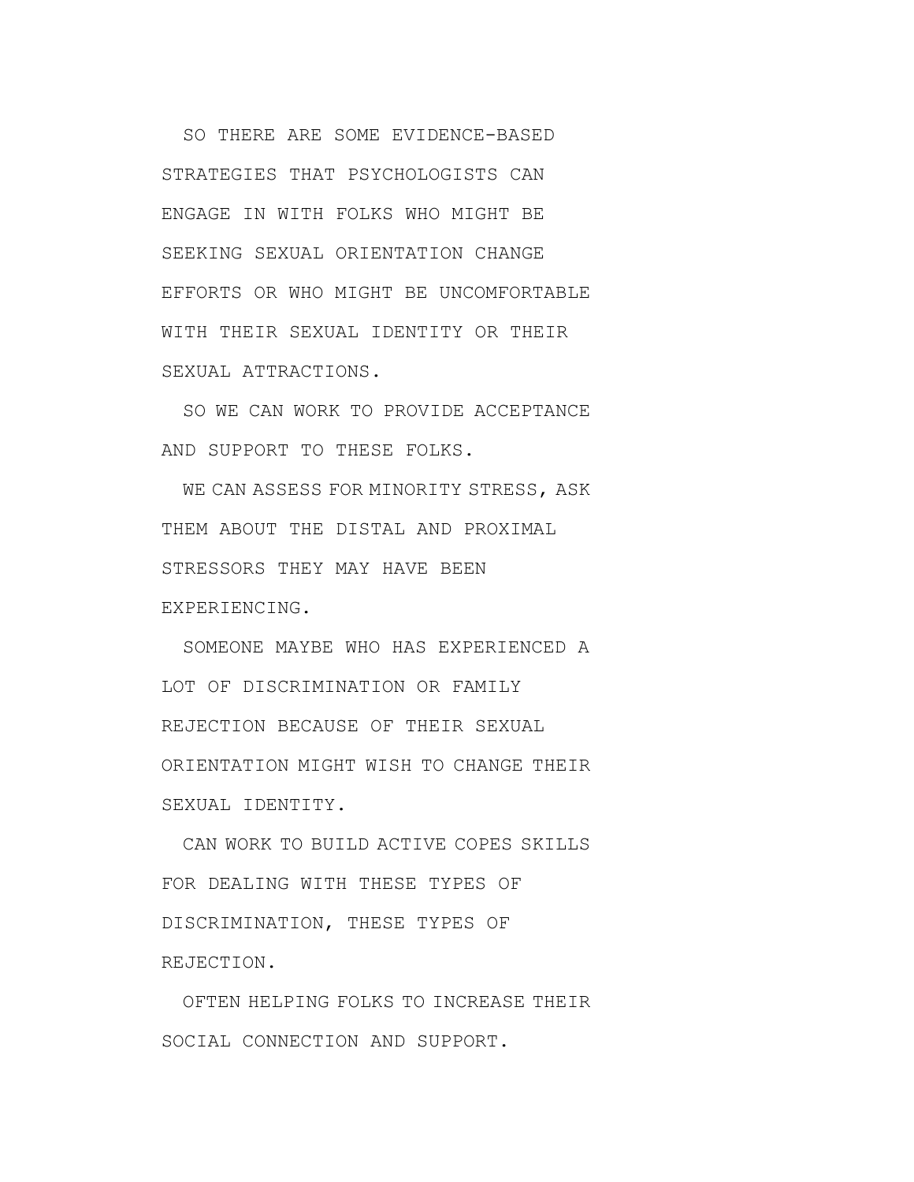SO THERE ARE SOME EVIDENCE-BASED STRATEGIES THAT PSYCHOLOGISTS CAN ENGAGE IN WITH FOLKS WHO MIGHT BE SEEKING SEXUAL ORIENTATION CHANGE EFFORTS OR WHO MIGHT BE UNCOMFORTABLE WITH THEIR SEXUAL IDENTITY OR THEIR SEXUAL ATTRACTIONS.

SO WE CAN WORK TO PROVIDE ACCEPTANCE AND SUPPORT TO THESE FOLKS.

WE CAN ASSESS FOR MINORITY STRESS, ASK THEM ABOUT THE DISTAL AND PROXIMAL STRESSORS THEY MAY HAVE BEEN EXPERIENCING.

SOMEONE MAYBE WHO HAS EXPERIENCED A LOT OF DISCRIMINATION OR FAMILY REJECTION BECAUSE OF THEIR SEXUAL ORIENTATION MIGHT WISH TO CHANGE THEIR SEXUAL IDENTITY.

CAN WORK TO BUILD ACTIVE COPES SKILLS FOR DEALING WITH THESE TYPES OF DISCRIMINATION, THESE TYPES OF REJECTION.

OFTEN HELPING FOLKS TO INCREASE THEIR SOCIAL CONNECTION AND SUPPORT.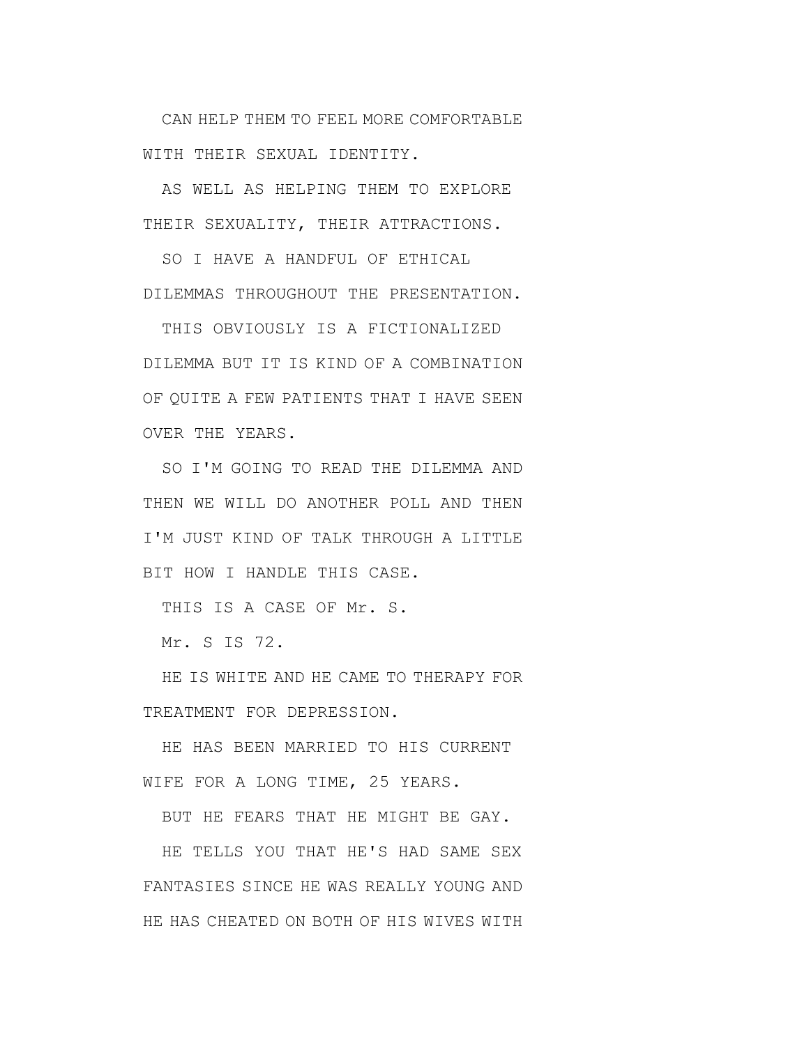CAN HELP THEM TO FEEL MORE COMFORTABLE WITH THEIR SEXUAL IDENTITY.

AS WELL AS HELPING THEM TO EXPLORE THEIR SEXUALITY, THEIR ATTRACTIONS.

SO I HAVE A HANDFUL OF ETHICAL DILEMMAS THROUGHOUT THE PRESENTATION.

THIS OBVIOUSLY IS A FICTIONALIZED DILEMMA BUT IT IS KIND OF A COMBINATION OF QUITE A FEW PATIENTS THAT I HAVE SEEN OVER THE YEARS.

SO I'M GOING TO READ THE DILEMMA AND THEN WE WILL DO ANOTHER POLL AND THEN I'M JUST KIND OF TALK THROUGH A LITTLE BIT HOW I HANDLE THIS CASE.

THIS IS A CASE OF Mr. S.

Mr. S IS 72.

HE IS WHITE AND HE CAME TO THERAPY FOR TREATMENT FOR DEPRESSION.

HE HAS BEEN MARRIED TO HIS CURRENT WIFE FOR A LONG TIME, 25 YEARS.

BUT HE FEARS THAT HE MIGHT BE GAY.

HE TELLS YOU THAT HE'S HAD SAME SEX FANTASIES SINCE HE WAS REALLY YOUNG AND HE HAS CHEATED ON BOTH OF HIS WIVES WITH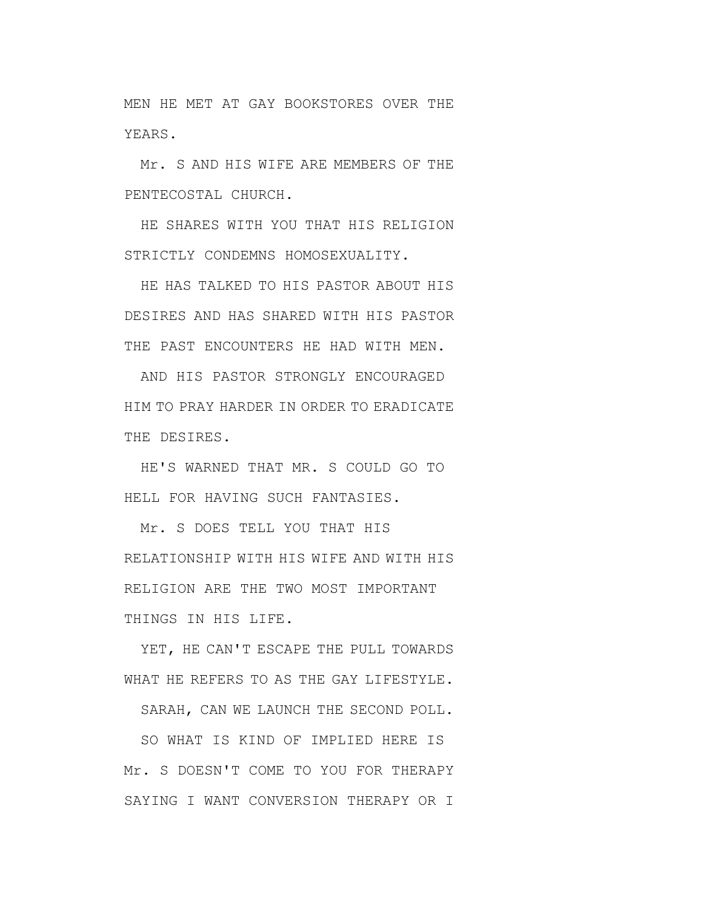MEN HE MET AT GAY BOOKSTORES OVER THE YEARS.

Mr. S AND HIS WIFE ARE MEMBERS OF THE PENTECOSTAL CHURCH.

HE SHARES WITH YOU THAT HIS RELIGION STRICTLY CONDEMNS HOMOSEXUALITY.

HE HAS TALKED TO HIS PASTOR ABOUT HIS DESIRES AND HAS SHARED WITH HIS PASTOR THE PAST ENCOUNTERS HE HAD WITH MEN.

AND HIS PASTOR STRONGLY ENCOURAGED HIM TO PRAY HARDER IN ORDER TO ERADICATE THE DESIRES.

HE'S WARNED THAT MR. S COULD GO TO HELL FOR HAVING SUCH FANTASIES.

Mr. S DOES TELL YOU THAT HIS RELATIONSHIP WITH HIS WIFE AND WITH HIS RELIGION ARE THE TWO MOST IMPORTANT THINGS IN HIS LIFE.

YET, HE CAN'T ESCAPE THE PULL TOWARDS WHAT HE REFERS TO AS THE GAY LIFESTYLE.

SARAH, CAN WE LAUNCH THE SECOND POLL.

SO WHAT IS KIND OF IMPLIED HERE IS Mr. S DOESN'T COME TO YOU FOR THERAPY SAYING I WANT CONVERSION THERAPY OR I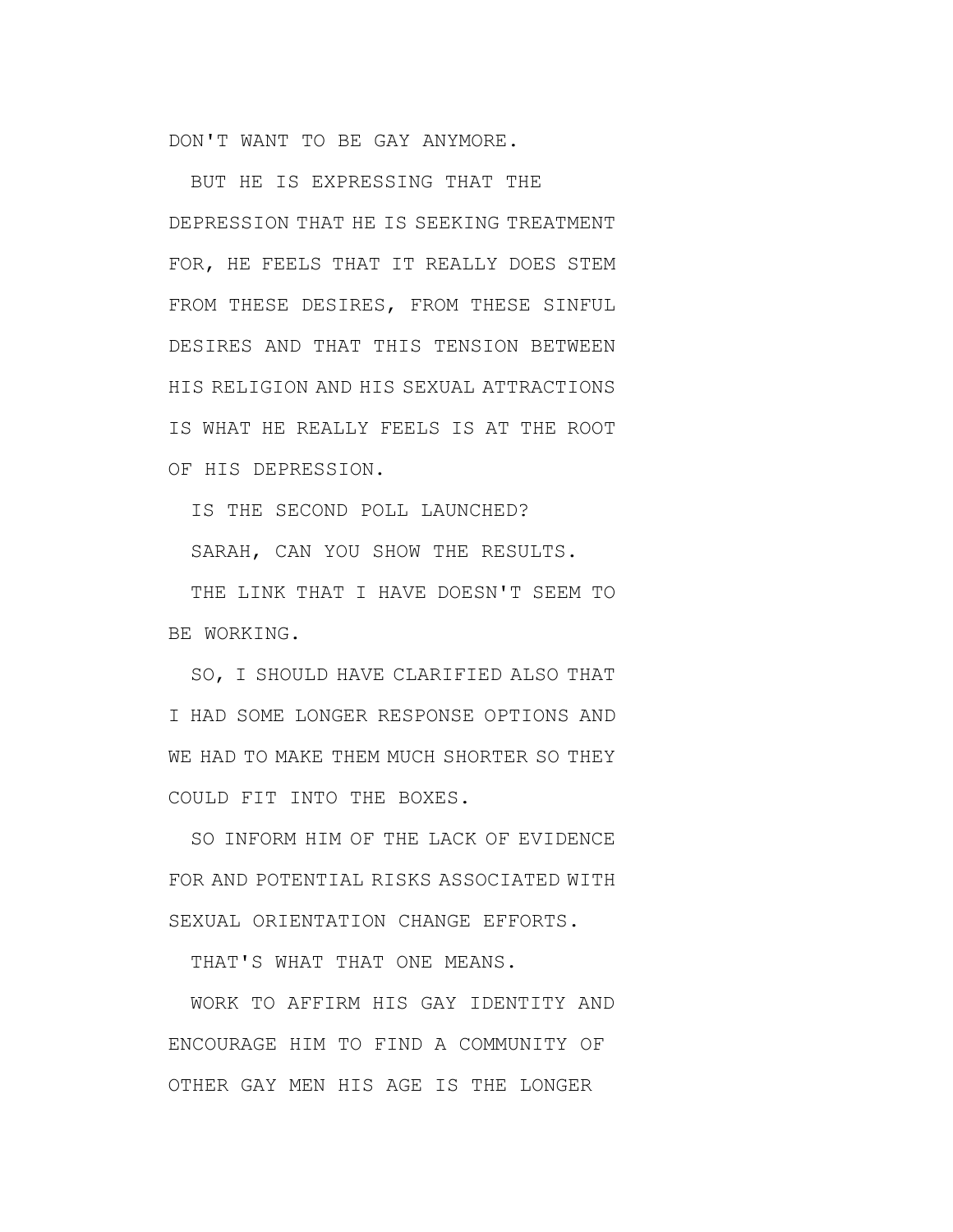DON'T WANT TO BE GAY ANYMORE.

BUT HE IS EXPRESSING THAT THE DEPRESSION THAT HE IS SEEKING TREATMENT FOR, HE FEELS THAT IT REALLY DOES STEM FROM THESE DESIRES, FROM THESE SINFUL DESIRES AND THAT THIS TENSION BETWEEN HIS RELIGION AND HIS SEXUAL ATTRACTIONS IS WHAT HE REALLY FEELS IS AT THE ROOT OF HIS DEPRESSION.

IS THE SECOND POLL LAUNCHED?

SARAH, CAN YOU SHOW THE RESULTS.

THE LINK THAT I HAVE DOESN'T SEEM TO BE WORKING.

SO, I SHOULD HAVE CLARIFIED ALSO THAT I HAD SOME LONGER RESPONSE OPTIONS AND WE HAD TO MAKE THEM MUCH SHORTER SO THEY COULD FIT INTO THE BOXES.

SO INFORM HIM OF THE LACK OF EVIDENCE FOR AND POTENTIAL RISKS ASSOCIATED WITH SEXUAL ORIENTATION CHANGE EFFORTS.

THAT'S WHAT THAT ONE MEANS.

WORK TO AFFIRM HIS GAY IDENTITY AND ENCOURAGE HIM TO FIND A COMMUNITY OF OTHER GAY MEN HIS AGE IS THE LONGER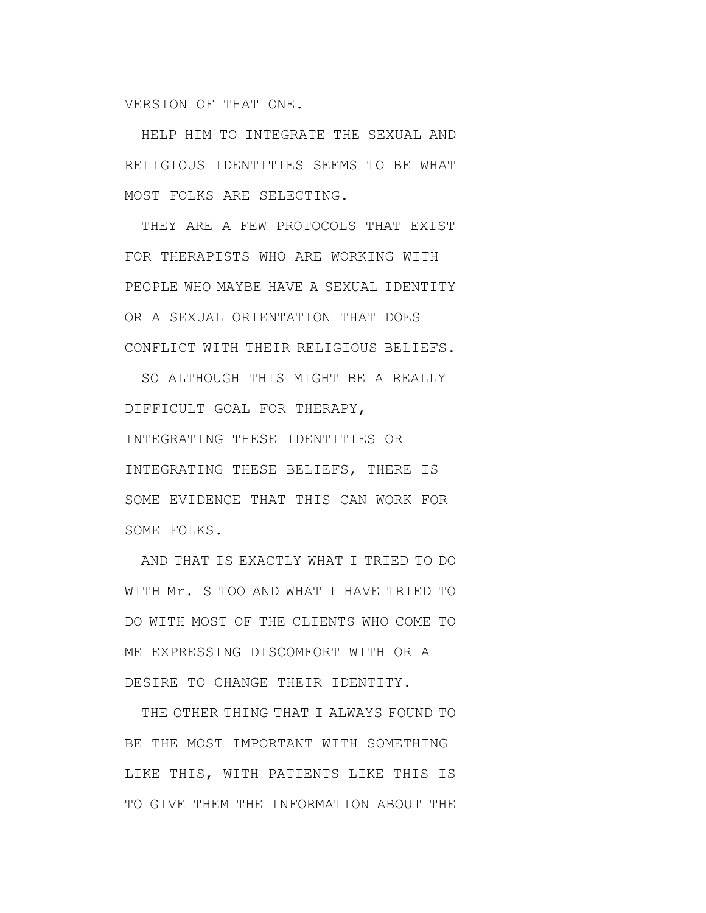VERSION OF THAT ONE.

HELP HIM TO INTEGRATE THE SEXUAL AND RELIGIOUS IDENTITIES SEEMS TO BE WHAT MOST FOLKS ARE SELECTING.

THEY ARE A FEW PROTOCOLS THAT EXIST FOR THERAPISTS WHO ARE WORKING WITH PEOPLE WHO MAYBE HAVE A SEXUAL IDENTITY OR A SEXUAL ORIENTATION THAT DOES CONFLICT WITH THEIR RELIGIOUS BELIEFS.

SO ALTHOUGH THIS MIGHT BE A REALLY DIFFICULT GOAL FOR THERAPY, INTEGRATING THESE IDENTITIES OR INTEGRATING THESE BELIEFS, THERE IS SOME EVIDENCE THAT THIS CAN WORK FOR SOME FOLKS.

AND THAT IS EXACTLY WHAT I TRIED TO DO WITH Mr. S TOO AND WHAT I HAVE TRIED TO DO WITH MOST OF THE CLIENTS WHO COME TO ME EXPRESSING DISCOMFORT WITH OR A DESIRE TO CHANGE THEIR IDENTITY.

THE OTHER THING THAT I ALWAYS FOUND TO BE THE MOST IMPORTANT WITH SOMETHING LIKE THIS, WITH PATIENTS LIKE THIS IS TO GIVE THEM THE INFORMATION ABOUT THE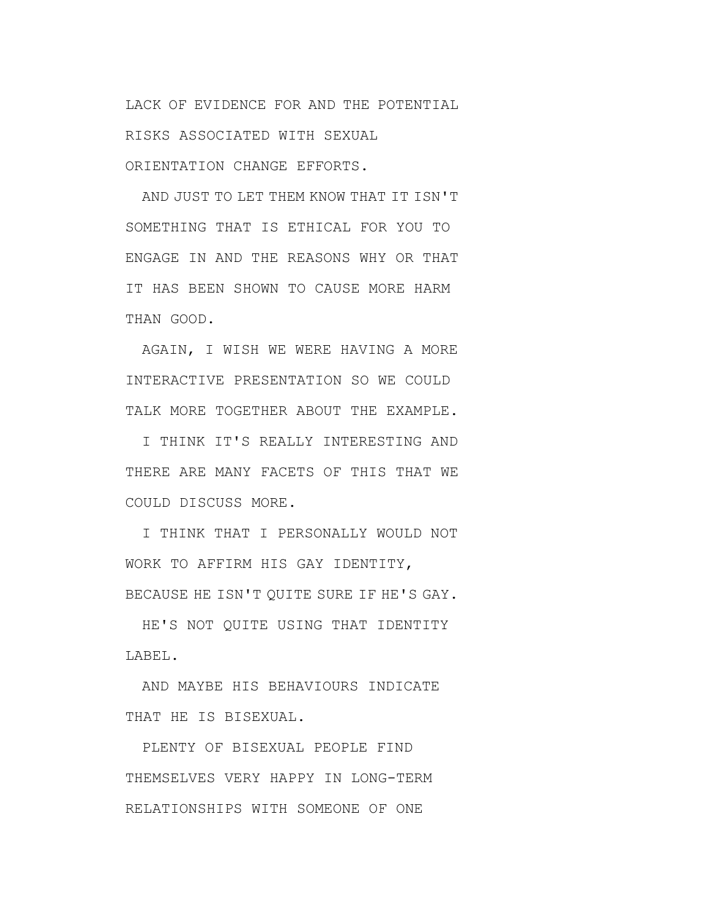LACK OF EVIDENCE FOR AND THE POTENTIAL RISKS ASSOCIATED WITH SEXUAL ORIENTATION CHANGE EFFORTS.

AND JUST TO LET THEM KNOW THAT IT ISN'T SOMETHING THAT IS ETHICAL FOR YOU TO ENGAGE IN AND THE REASONS WHY OR THAT IT HAS BEEN SHOWN TO CAUSE MORE HARM THAN GOOD.

AGAIN, I WISH WE WERE HAVING A MORE INTERACTIVE PRESENTATION SO WE COULD TALK MORE TOGETHER ABOUT THE EXAMPLE.

I THINK IT'S REALLY INTERESTING AND THERE ARE MANY FACETS OF THIS THAT WE COULD DISCUSS MORE.

I THINK THAT I PERSONALLY WOULD NOT WORK TO AFFIRM HIS GAY IDENTITY, BECAUSE HE ISN'T QUITE SURE IF HE'S GAY.

HE'S NOT QUITE USING THAT IDENTITY LABEL.

AND MAYBE HIS BEHAVIOURS INDICATE THAT HE IS BISEXUAL.

PLENTY OF BISEXUAL PEOPLE FIND THEMSELVES VERY HAPPY IN LONG-TERM RELATIONSHIPS WITH SOMEONE OF ONE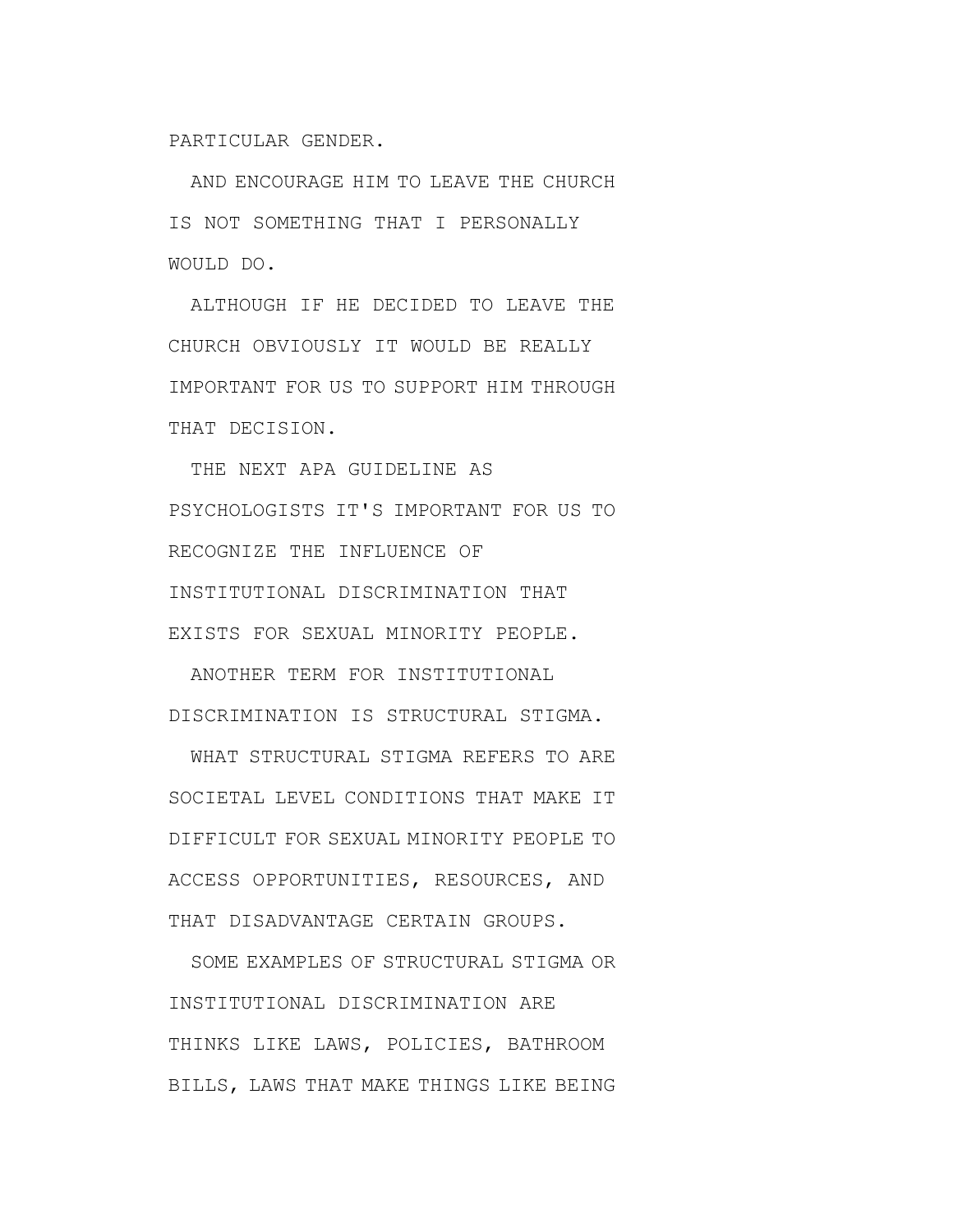PARTICULAR GENDER.

AND ENCOURAGE HIM TO LEAVE THE CHURCH IS NOT SOMETHING THAT I PERSONALLY WOULD DO.

ALTHOUGH IF HE DECIDED TO LEAVE THE CHURCH OBVIOUSLY IT WOULD BE REALLY IMPORTANT FOR US TO SUPPORT HIM THROUGH THAT DECISION.

THE NEXT APA GUIDELINE AS PSYCHOLOGISTS IT'S IMPORTANT FOR US TO RECOGNIZE THE INFLUENCE OF INSTITUTIONAL DISCRIMINATION THAT EXISTS FOR SEXUAL MINORITY PEOPLE.

ANOTHER TERM FOR INSTITUTIONAL DISCRIMINATION IS STRUCTURAL STIGMA.

WHAT STRUCTURAL STIGMA REFERS TO ARE SOCIETAL LEVEL CONDITIONS THAT MAKE IT DIFFICULT FOR SEXUAL MINORITY PEOPLE TO ACCESS OPPORTUNITIES, RESOURCES, AND THAT DISADVANTAGE CERTAIN GROUPS.

SOME EXAMPLES OF STRUCTURAL STIGMA OR INSTITUTIONAL DISCRIMINATION ARE THINKS LIKE LAWS, POLICIES, BATHROOM BILLS, LAWS THAT MAKE THINGS LIKE BEING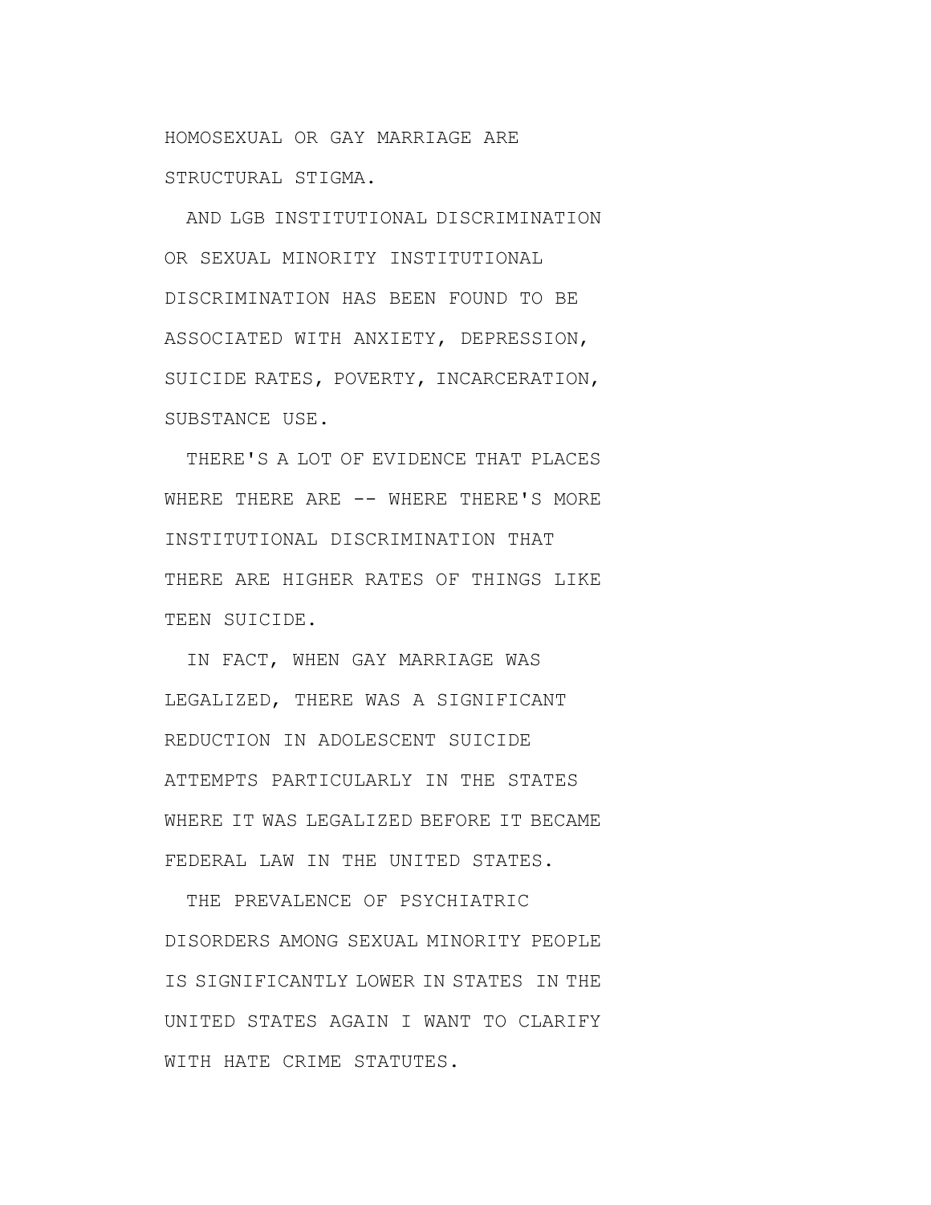HOMOSEXUAL OR GAY MARRIAGE ARE STRUCTURAL STIGMA.

AND LGB INSTITUTIONAL DISCRIMINATION OR SEXUAL MINORITY INSTITUTIONAL DISCRIMINATION HAS BEEN FOUND TO BE ASSOCIATED WITH ANXIETY, DEPRESSION, SUICIDE RATES, POVERTY, INCARCERATION, SUBSTANCE USE.

THERE'S A LOT OF EVIDENCE THAT PLACES WHERE THERE ARE -- WHERE THERE'S MORE INSTITUTIONAL DISCRIMINATION THAT THERE ARE HIGHER RATES OF THINGS LIKE TEEN SUICIDE.

IN FACT, WHEN GAY MARRIAGE WAS LEGALIZED, THERE WAS A SIGNIFICANT REDUCTION IN ADOLESCENT SUICIDE ATTEMPTS PARTICULARLY IN THE STATES WHERE IT WAS LEGALIZED BEFORE IT BECAME FEDERAL LAW IN THE UNITED STATES.

THE PREVALENCE OF PSYCHIATRIC DISORDERS AMONG SEXUAL MINORITY PEOPLE IS SIGNIFICANTLY LOWER IN STATES IN THE UNITED STATES AGAIN I WANT TO CLARIFY WITH HATE CRIME STATUTES.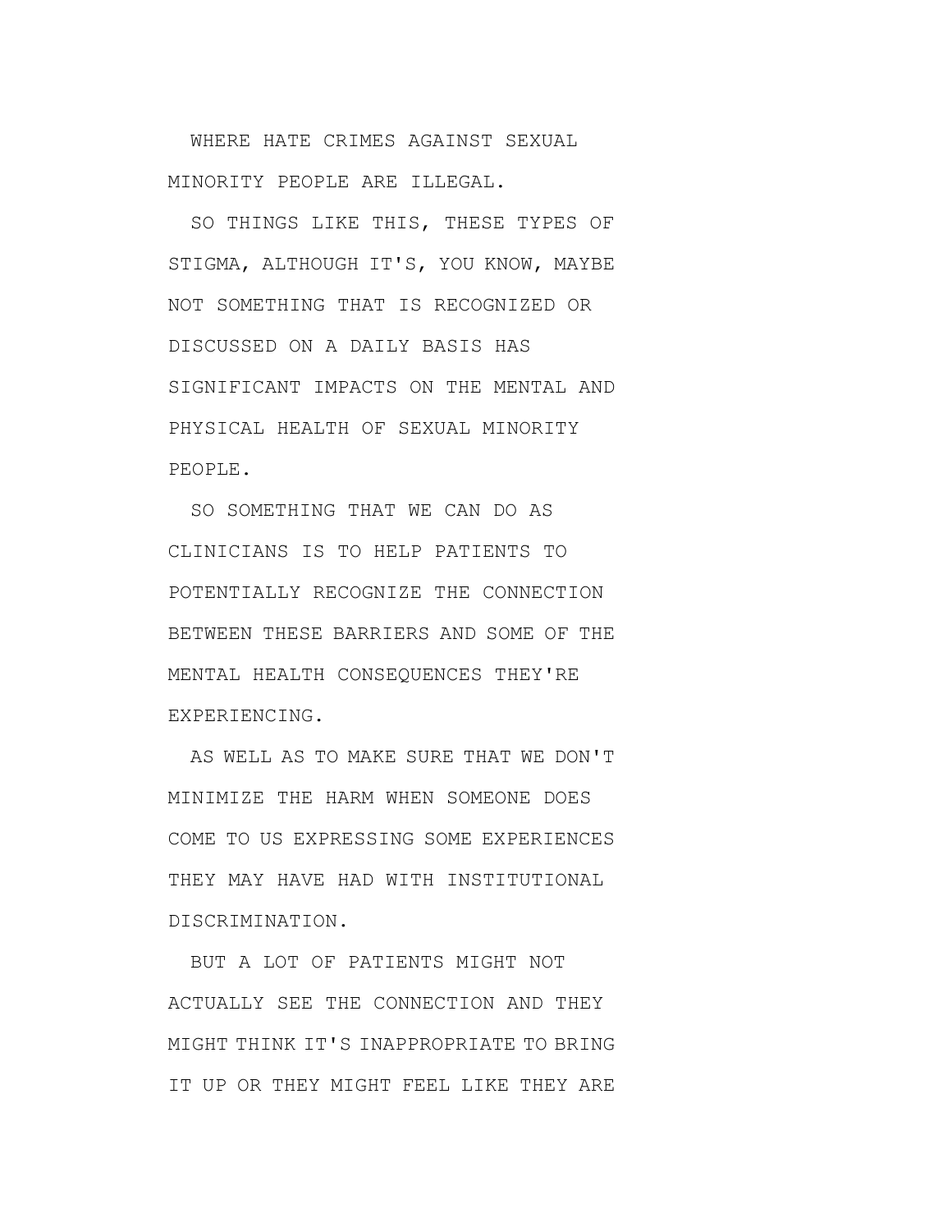WHERE HATE CRIMES AGAINST SEXUAL MINORITY PEOPLE ARE ILLEGAL.

SO THINGS LIKE THIS, THESE TYPES OF STIGMA, ALTHOUGH IT'S, YOU KNOW, MAYBE NOT SOMETHING THAT IS RECOGNIZED OR DISCUSSED ON A DAILY BASIS HAS SIGNIFICANT IMPACTS ON THE MENTAL AND PHYSICAL HEALTH OF SEXUAL MINORITY PEOPLE.

SO SOMETHING THAT WE CAN DO AS CLINICIANS IS TO HELP PATIENTS TO POTENTIALLY RECOGNIZE THE CONNECTION BETWEEN THESE BARRIERS AND SOME OF THE MENTAL HEALTH CONSEQUENCES THEY'RE EXPERIENCING.

AS WELL AS TO MAKE SURE THAT WE DON'T MINIMIZE THE HARM WHEN SOMEONE DOES COME TO US EXPRESSING SOME EXPERIENCES THEY MAY HAVE HAD WITH INSTITUTIONAL DISCRIMINATION.

BUT A LOT OF PATIENTS MIGHT NOT ACTUALLY SEE THE CONNECTION AND THEY MIGHT THINK IT'S INAPPROPRIATE TO BRING IT UP OR THEY MIGHT FEEL LIKE THEY ARE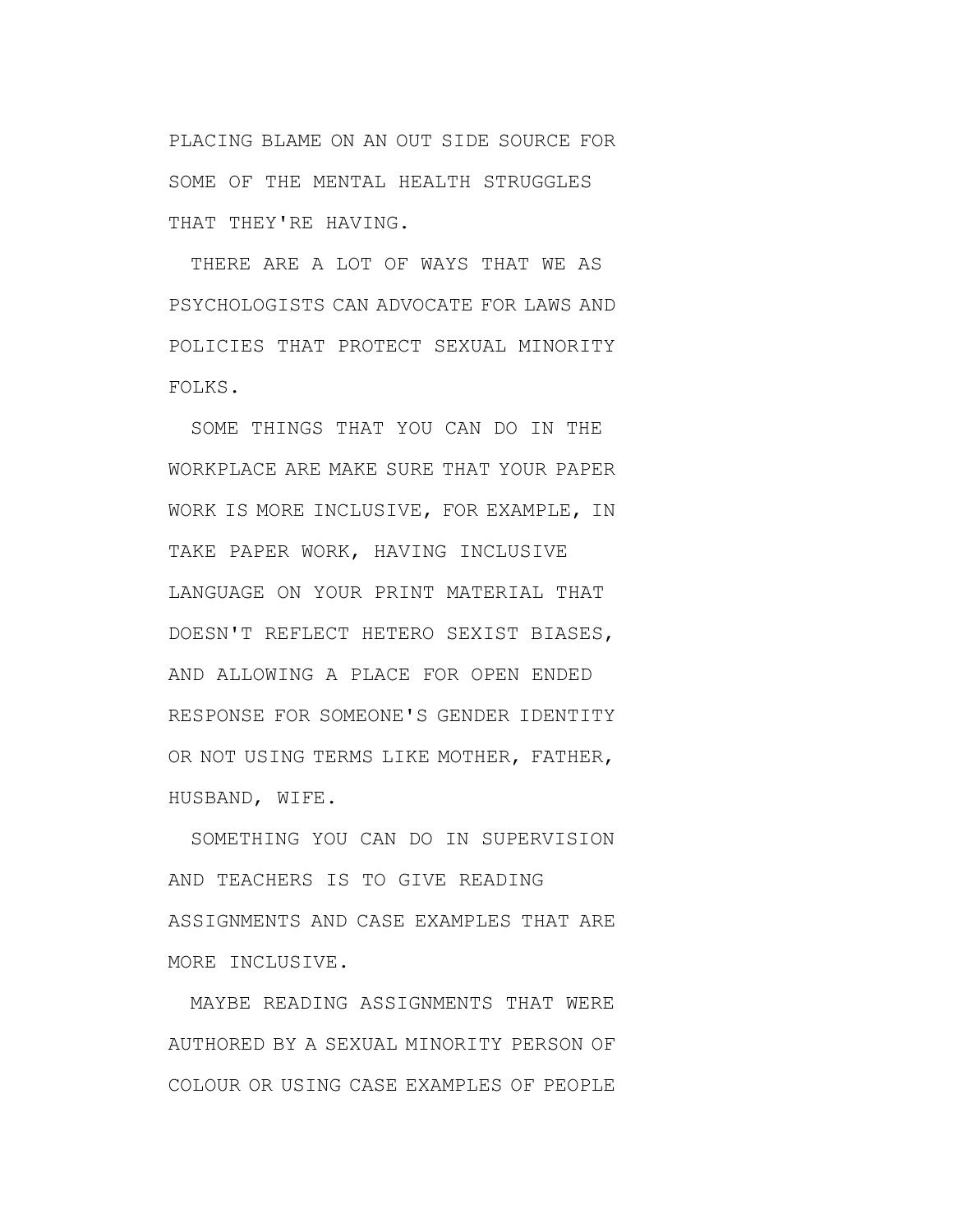PLACING BLAME ON AN OUT SIDE SOURCE FOR SOME OF THE MENTAL HEALTH STRUGGLES THAT THEY'RE HAVING.

THERE ARE A LOT OF WAYS THAT WE AS PSYCHOLOGISTS CAN ADVOCATE FOR LAWS AND POLICIES THAT PROTECT SEXUAL MINORITY FOLKS.

SOME THINGS THAT YOU CAN DO IN THE WORKPLACE ARE MAKE SURE THAT YOUR PAPER WORK IS MORE INCLUSIVE, FOR EXAMPLE, IN TAKE PAPER WORK, HAVING INCLUSIVE LANGUAGE ON YOUR PRINT MATERIAL THAT DOESN'T REFLECT HETERO SEXIST BIASES, AND ALLOWING A PLACE FOR OPEN ENDED RESPONSE FOR SOMEONE'S GENDER IDENTITY OR NOT USING TERMS LIKE MOTHER, FATHER, HUSBAND, WIFE.

SOMETHING YOU CAN DO IN SUPERVISION AND TEACHERS IS TO GIVE READING ASSIGNMENTS AND CASE EXAMPLES THAT ARE MORE INCLUSIVE.

MAYBE READING ASSIGNMENTS THAT WERE AUTHORED BY A SEXUAL MINORITY PERSON OF COLOUR OR USING CASE EXAMPLES OF PEOPLE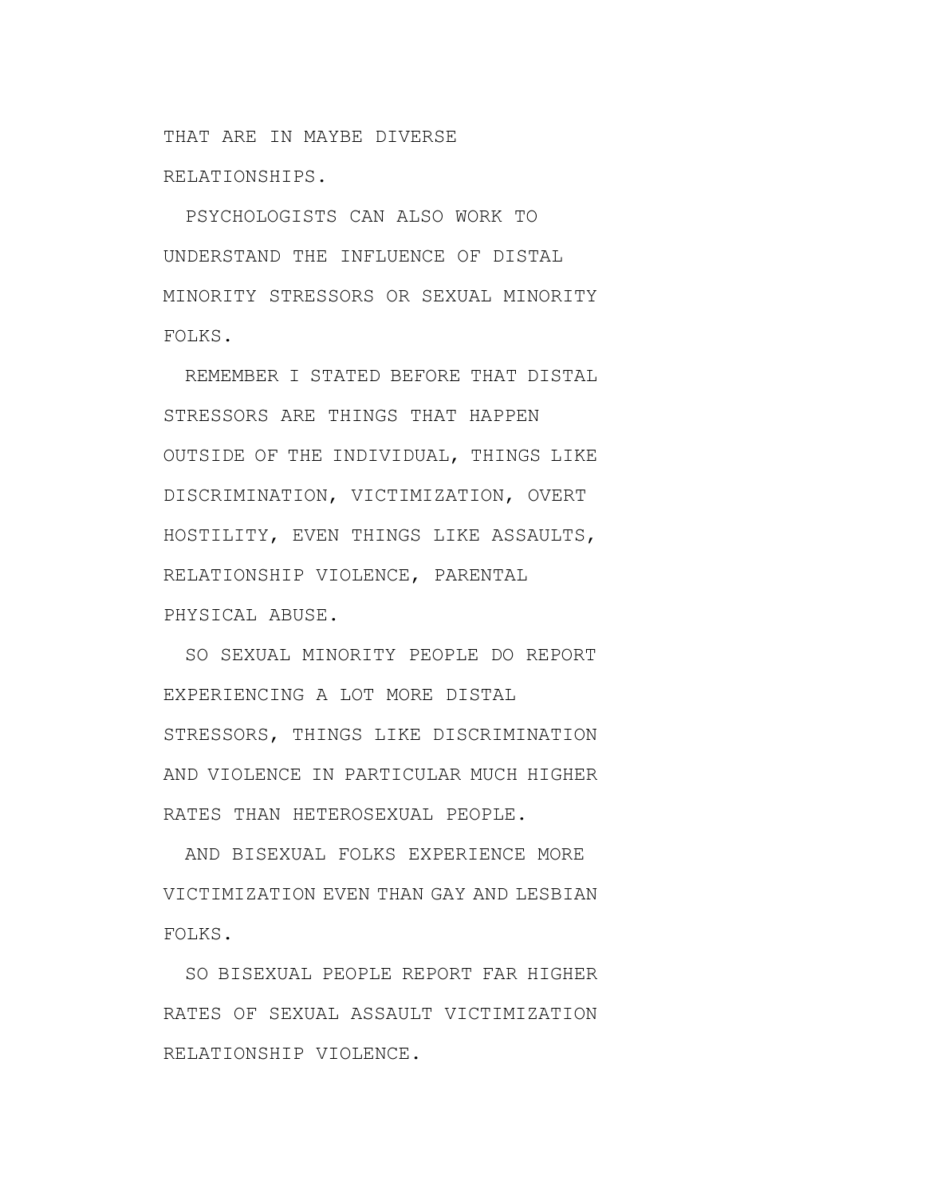THAT ARE IN MAYBE DIVERSE RELATIONSHIPS.

PSYCHOLOGISTS CAN ALSO WORK TO UNDERSTAND THE INFLUENCE OF DISTAL MINORITY STRESSORS OR SEXUAL MINORITY FOLKS.

REMEMBER I STATED BEFORE THAT DISTAL STRESSORS ARE THINGS THAT HAPPEN OUTSIDE OF THE INDIVIDUAL, THINGS LIKE DISCRIMINATION, VICTIMIZATION, OVERT HOSTILITY, EVEN THINGS LIKE ASSAULTS, RELATIONSHIP VIOLENCE, PARENTAL PHYSICAL ABUSE.

SO SEXUAL MINORITY PEOPLE DO REPORT EXPERIENCING A LOT MORE DISTAL STRESSORS, THINGS LIKE DISCRIMINATION AND VIOLENCE IN PARTICULAR MUCH HIGHER RATES THAN HETEROSEXUAL PEOPLE.

AND BISEXUAL FOLKS EXPERIENCE MORE VICTIMIZATION EVEN THAN GAY AND LESBIAN FOLKS.

SO BISEXUAL PEOPLE REPORT FAR HIGHER RATES OF SEXUAL ASSAULT VICTIMIZATION RELATIONSHIP VIOLENCE.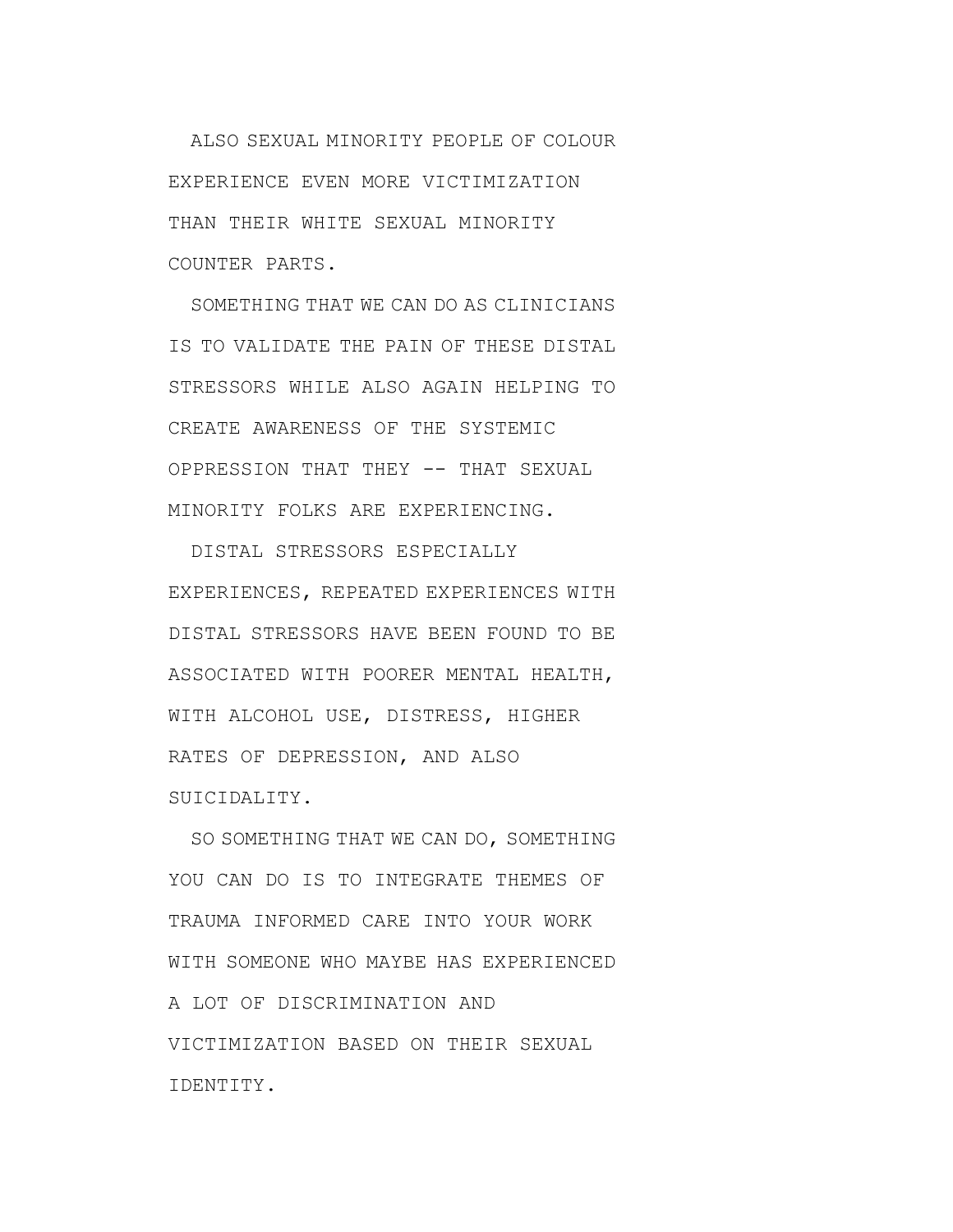ALSO SEXUAL MINORITY PEOPLE OF COLOUR EXPERIENCE EVEN MORE VICTIMIZATION THAN THEIR WHITE SEXUAL MINORITY COUNTER PARTS.

SOMETHING THAT WE CAN DO AS CLINICIANS IS TO VALIDATE THE PAIN OF THESE DISTAL STRESSORS WHILE ALSO AGAIN HELPING TO CREATE AWARENESS OF THE SYSTEMIC OPPRESSION THAT THEY -- THAT SEXUAL MINORITY FOLKS ARE EXPERIENCING.

DISTAL STRESSORS ESPECIALLY EXPERIENCES, REPEATED EXPERIENCES WITH DISTAL STRESSORS HAVE BEEN FOUND TO BE ASSOCIATED WITH POORER MENTAL HEALTH, WITH ALCOHOL USE, DISTRESS, HIGHER RATES OF DEPRESSION, AND ALSO SUICIDALITY.

SO SOMETHING THAT WE CAN DO, SOMETHING YOU CAN DO IS TO INTEGRATE THEMES OF TRAUMA INFORMED CARE INTO YOUR WORK WITH SOMEONE WHO MAYBE HAS EXPERIENCED A LOT OF DISCRIMINATION AND VICTIMIZATION BASED ON THEIR SEXUAL IDENTITY.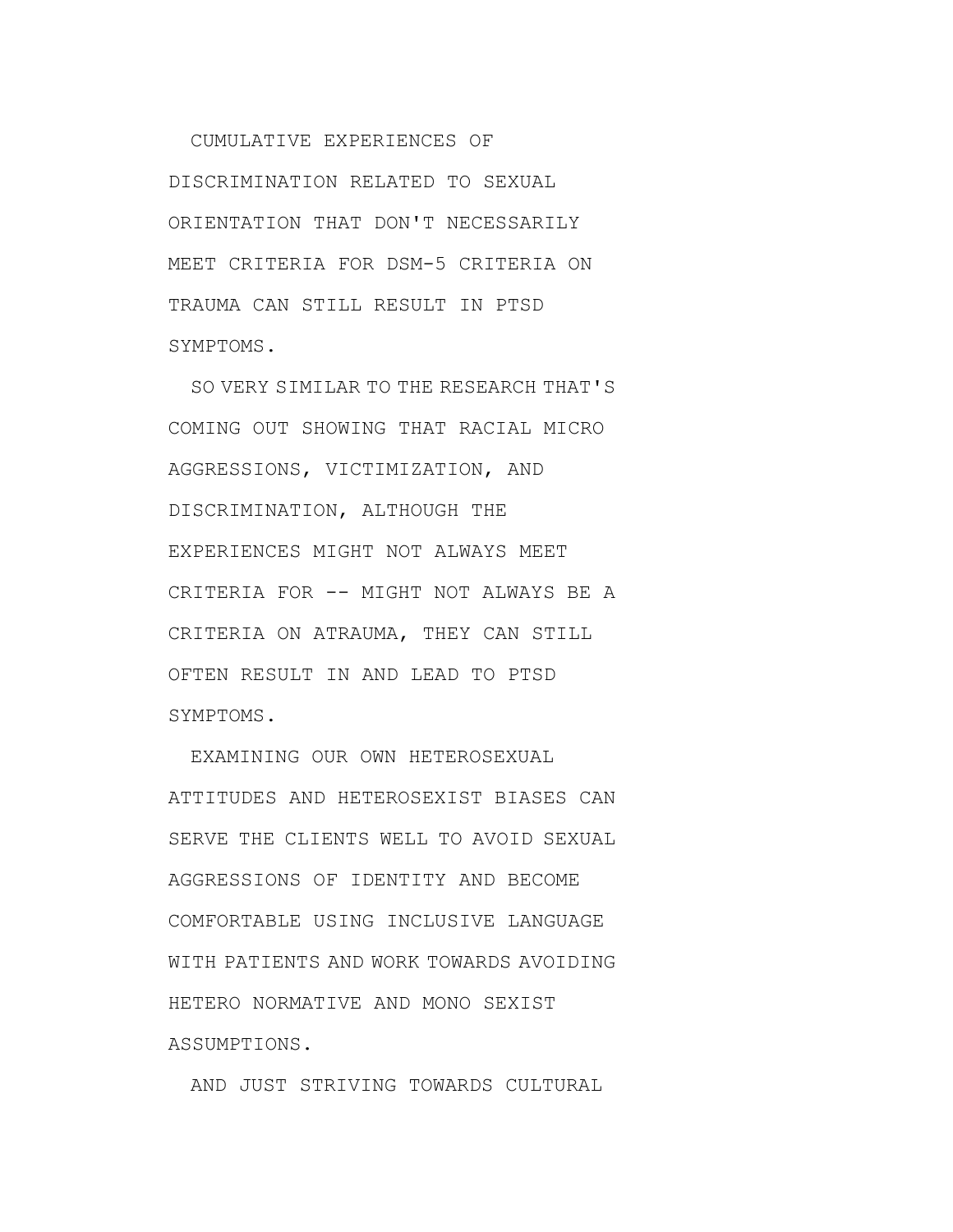CUMULATIVE EXPERIENCES OF DISCRIMINATION RELATED TO SEXUAL ORIENTATION THAT DON'T NECESSARILY MEET CRITERIA FOR DSM-5 CRITERIA ON TRAUMA CAN STILL RESULT IN PTSD SYMPTOMS.

SO VERY SIMILAR TO THE RESEARCH THAT'S COMING OUT SHOWING THAT RACIAL MICRO AGGRESSIONS, VICTIMIZATION, AND DISCRIMINATION, ALTHOUGH THE EXPERIENCES MIGHT NOT ALWAYS MEET CRITERIA FOR -- MIGHT NOT ALWAYS BE A CRITERIA ON ATRAUMA, THEY CAN STILL OFTEN RESULT IN AND LEAD TO PTSD SYMPTOMS.

EXAMINING OUR OWN HETEROSEXUAL ATTITUDES AND HETEROSEXIST BIASES CAN SERVE THE CLIENTS WELL TO AVOID SEXUAL AGGRESSIONS OF IDENTITY AND BECOME COMFORTABLE USING INCLUSIVE LANGUAGE WITH PATIENTS AND WORK TOWARDS AVOIDING HETERO NORMATIVE AND MONO SEXIST ASSUMPTIONS.

AND JUST STRIVING TOWARDS CULTURAL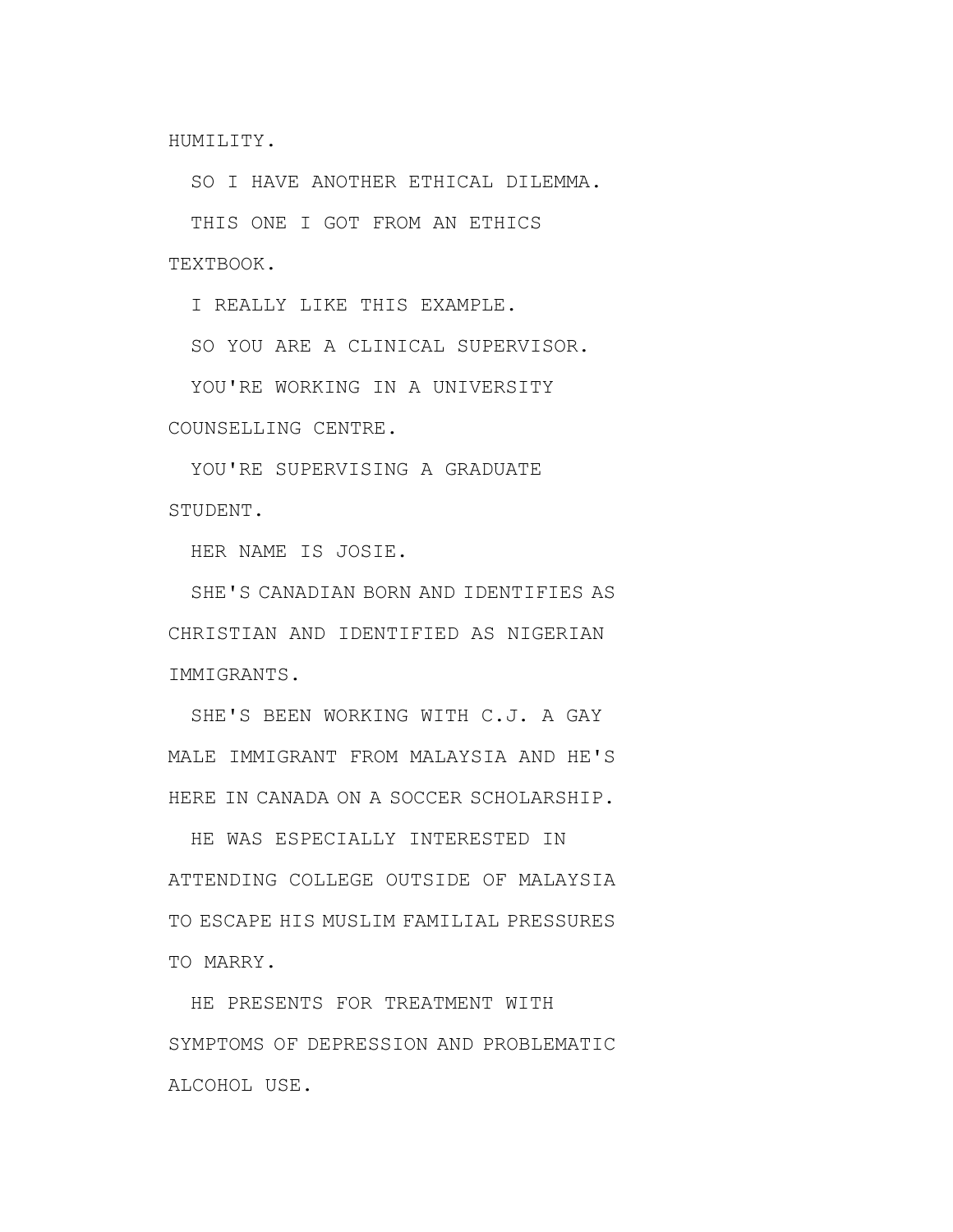HUMILITY.

SO I HAVE ANOTHER ETHICAL DILEMMA.

THIS ONE I GOT FROM AN ETHICS TEXTBOOK.

I REALLY LIKE THIS EXAMPLE.

SO YOU ARE A CLINICAL SUPERVISOR.

YOU'RE WORKING IN A UNIVERSITY COUNSELLING CENTRE.

YOU'RE SUPERVISING A GRADUATE STUDENT.

HER NAME IS JOSIE.

SHE'S CANADIAN BORN AND IDENTIFIES AS CHRISTIAN AND IDENTIFIED AS NIGERIAN IMMIGRANTS.

SHE'S BEEN WORKING WITH C.J. A GAY MALE IMMIGRANT FROM MALAYSIA AND HE'S HERE IN CANADA ON A SOCCER SCHOLARSHIP.

HE WAS ESPECIALLY INTERESTED IN ATTENDING COLLEGE OUTSIDE OF MALAYSIA TO ESCAPE HIS MUSLIM FAMILIAL PRESSURES TO MARRY.

HE PRESENTS FOR TREATMENT WITH SYMPTOMS OF DEPRESSION AND PROBLEMATIC ALCOHOL USE.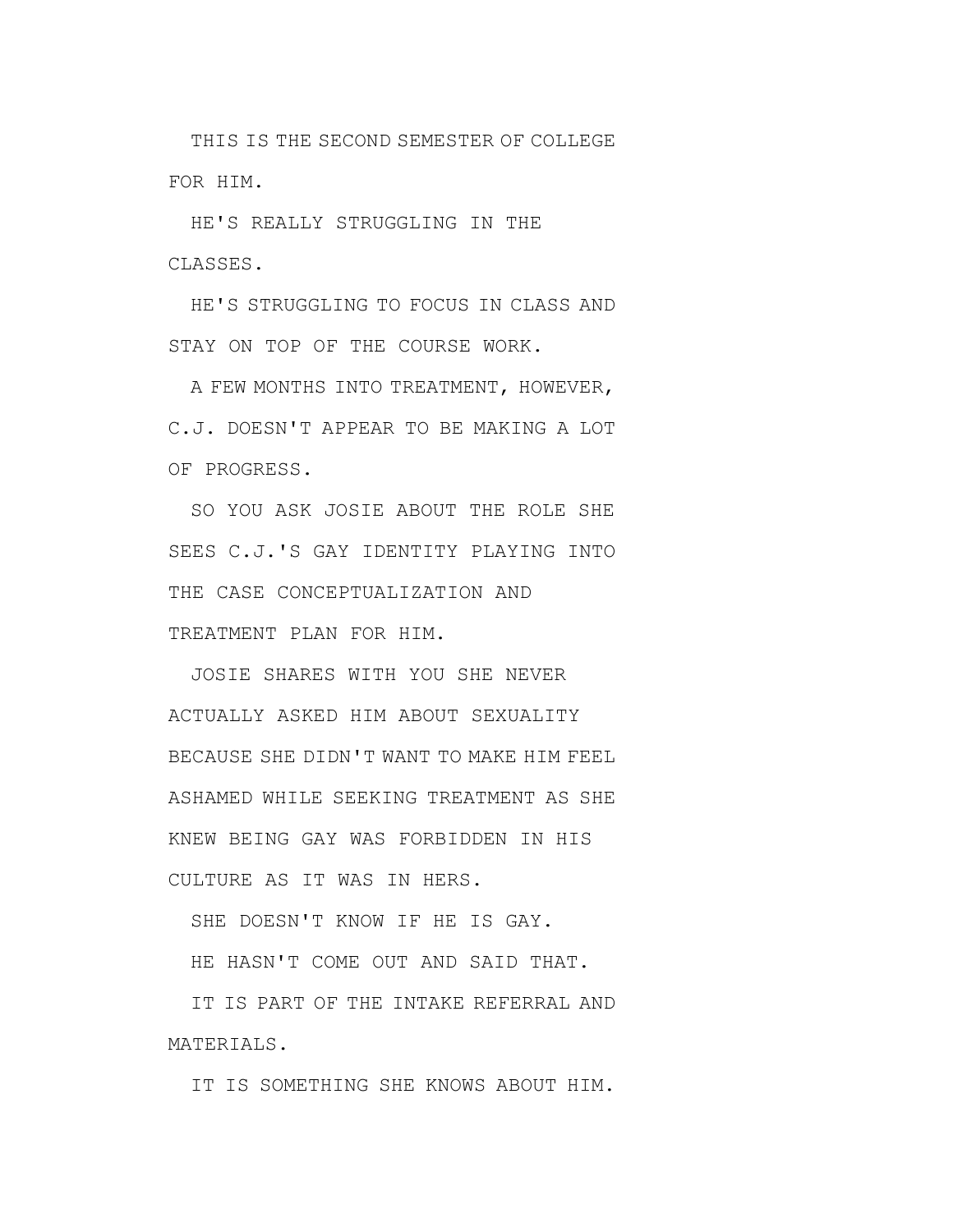THIS IS THE SECOND SEMESTER OF COLLEGE FOR HIM.

HE'S REALLY STRUGGLING IN THE CLASSES.

HE'S STRUGGLING TO FOCUS IN CLASS AND STAY ON TOP OF THE COURSE WORK.

A FEW MONTHS INTO TREATMENT, HOWEVER, C.J. DOESN'T APPEAR TO BE MAKING A LOT OF PROGRESS.

SO YOU ASK JOSIE ABOUT THE ROLE SHE SEES C.J.'S GAY IDENTITY PLAYING INTO THE CASE CONCEPTUALIZATION AND TREATMENT PLAN FOR HIM.

JOSIE SHARES WITH YOU SHE NEVER ACTUALLY ASKED HIM ABOUT SEXUALITY BECAUSE SHE DIDN'T WANT TO MAKE HIM FEEL ASHAMED WHILE SEEKING TREATMENT AS SHE KNEW BEING GAY WAS FORBIDDEN IN HIS CULTURE AS IT WAS IN HERS.

SHE DOESN'T KNOW IF HE IS GAY.

HE HASN'T COME OUT AND SAID THAT.

IT IS PART OF THE INTAKE REFERRAL AND MATERIALS.

IT IS SOMETHING SHE KNOWS ABOUT HIM.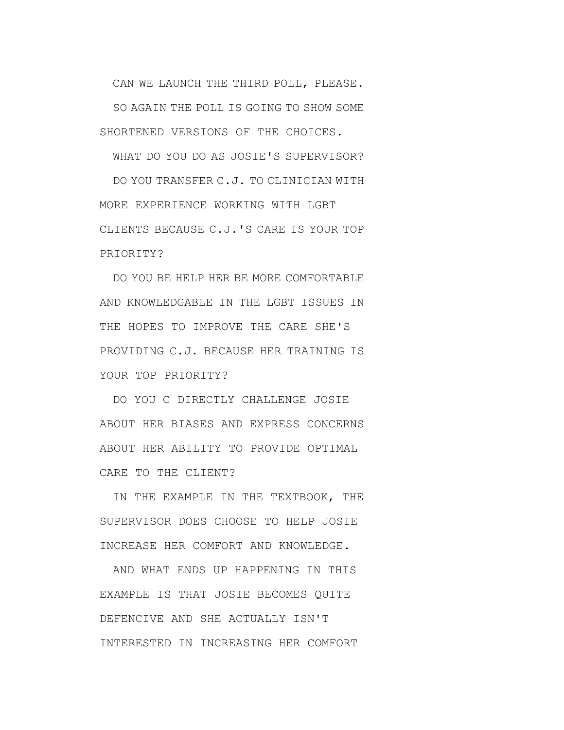CAN WE LAUNCH THE THIRD POLL, PLEASE.

SO AGAIN THE POLL IS GOING TO SHOW SOME SHORTENED VERSIONS OF THE CHOICES.

WHAT DO YOU DO AS JOSIE'S SUPERVISOR?

DO YOU TRANSFER C.J. TO CLINICIAN WITH MORE EXPERIENCE WORKING WITH LGBT CLIENTS BECAUSE C.J.'S CARE IS YOUR TOP PRIORITY?

DO YOU BE HELP HER BE MORE COMFORTABLE AND KNOWLEDGABLE IN THE LGBT ISSUES IN THE HOPES TO IMPROVE THE CARE SHE'S PROVIDING C.J. BECAUSE HER TRAINING IS YOUR TOP PRIORITY?

DO YOU C DIRECTLY CHALLENGE JOSIE ABOUT HER BIASES AND EXPRESS CONCERNS ABOUT HER ABILITY TO PROVIDE OPTIMAL CARE TO THE CLIENT?

IN THE EXAMPLE IN THE TEXTBOOK, THE SUPERVISOR DOES CHOOSE TO HELP JOSIE INCREASE HER COMFORT AND KNOWLEDGE.

AND WHAT ENDS UP HAPPENING IN THIS EXAMPLE IS THAT JOSIE BECOMES QUITE DEFENCIVE AND SHE ACTUALLY ISN'T INTERESTED IN INCREASING HER COMFORT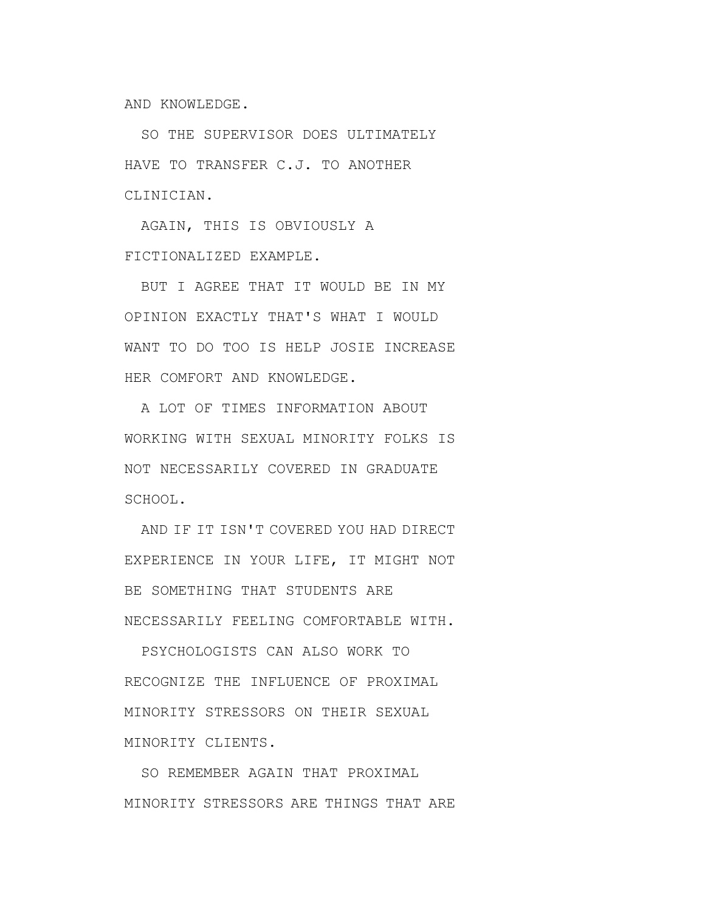AND KNOWLEDGE.

SO THE SUPERVISOR DOES ULTIMATELY HAVE TO TRANSFER C.J. TO ANOTHER CLINICIAN.

AGAIN, THIS IS OBVIOUSLY A FICTIONALIZED EXAMPLE.

BUT I AGREE THAT IT WOULD BE IN MY OPINION EXACTLY THAT'S WHAT I WOULD WANT TO DO TOO IS HELP JOSIE INCREASE HER COMFORT AND KNOWLEDGE.

A LOT OF TIMES INFORMATION ABOUT WORKING WITH SEXUAL MINORITY FOLKS IS NOT NECESSARILY COVERED IN GRADUATE SCHOOL.

AND IF IT ISN'T COVERED YOU HAD DIRECT EXPERIENCE IN YOUR LIFE, IT MIGHT NOT BE SOMETHING THAT STUDENTS ARE NECESSARILY FEELING COMFORTABLE WITH.

PSYCHOLOGISTS CAN ALSO WORK TO RECOGNIZE THE INFLUENCE OF PROXIMAL MINORITY STRESSORS ON THEIR SEXUAL MINORITY CLIENTS.

SO REMEMBER AGAIN THAT PROXIMAL MINORITY STRESSORS ARE THINGS THAT ARE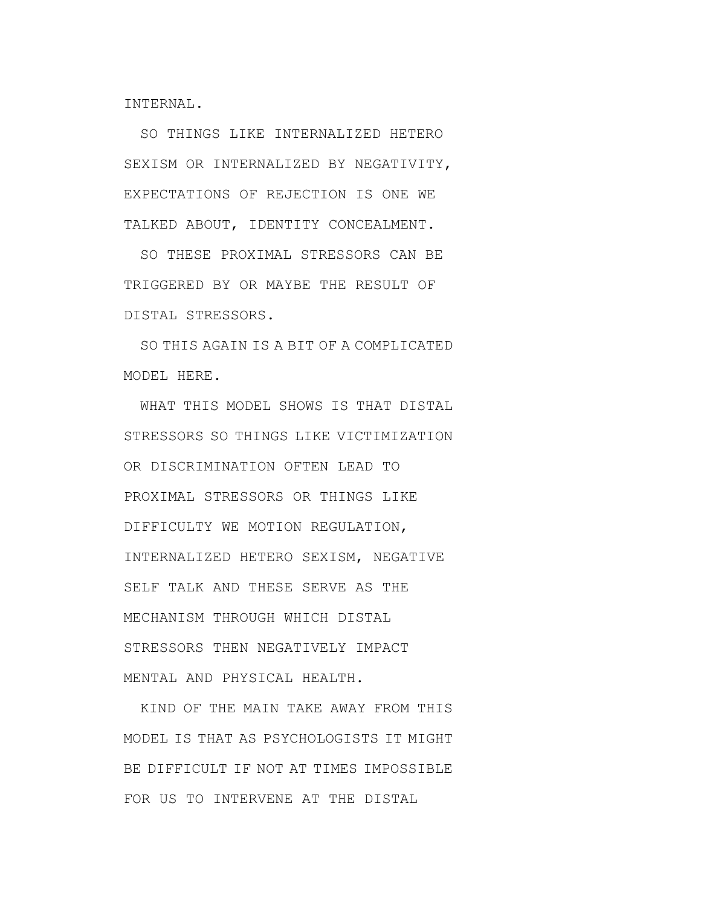INTERNAL.

SO THINGS LIKE INTERNALIZED HETERO SEXISM OR INTERNALIZED BY NEGATIVITY, EXPECTATIONS OF REJECTION IS ONE WE TALKED ABOUT, IDENTITY CONCEALMENT.

SO THESE PROXIMAL STRESSORS CAN BE TRIGGERED BY OR MAYBE THE RESULT OF DISTAL STRESSORS.

SO THIS AGAIN IS A BIT OF A COMPLICATED MODEL HERE.

WHAT THIS MODEL SHOWS IS THAT DISTAL STRESSORS SO THINGS LIKE VICTIMIZATION OR DISCRIMINATION OFTEN LEAD TO PROXIMAL STRESSORS OR THINGS LIKE DIFFICULTY WE MOTION REGULATION, INTERNALIZED HETERO SEXISM, NEGATIVE SELF TALK AND THESE SERVE AS THE MECHANISM THROUGH WHICH DISTAL STRESSORS THEN NEGATIVELY IMPACT MENTAL AND PHYSICAL HEALTH.

KIND OF THE MAIN TAKE AWAY FROM THIS MODEL IS THAT AS PSYCHOLOGISTS IT MIGHT BE DIFFICULT IF NOT AT TIMES IMPOSSIBLE FOR US TO INTERVENE AT THE DISTAL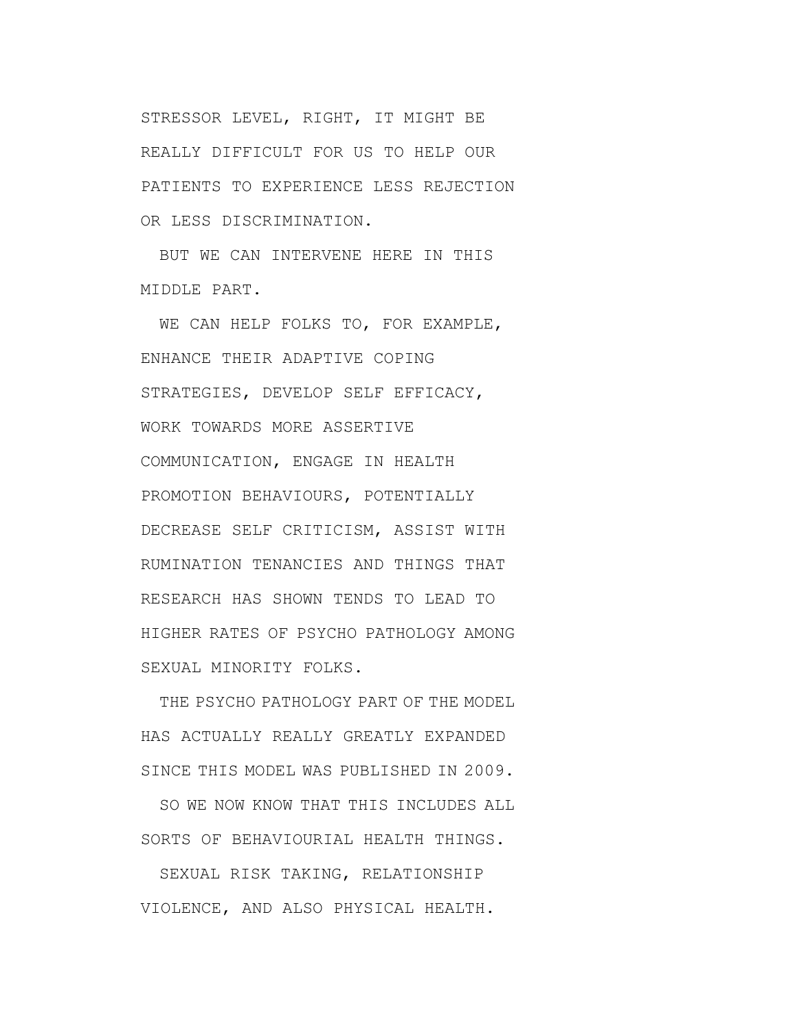STRESSOR LEVEL, RIGHT, IT MIGHT BE REALLY DIFFICULT FOR US TO HELP OUR PATIENTS TO EXPERIENCE LESS REJECTION OR LESS DISCRIMINATION.

BUT WE CAN INTERVENE HERE IN THIS MIDDLE PART.

WE CAN HELP FOLKS TO, FOR EXAMPLE, ENHANCE THEIR ADAPTIVE COPING STRATEGIES, DEVELOP SELF EFFICACY, WORK TOWARDS MORE ASSERTIVE COMMUNICATION, ENGAGE IN HEALTH PROMOTION BEHAVIOURS, POTENTIALLY DECREASE SELF CRITICISM, ASSIST WITH RUMINATION TENANCIES AND THINGS THAT RESEARCH HAS SHOWN TENDS TO LEAD TO HIGHER RATES OF PSYCHO PATHOLOGY AMONG SEXUAL MINORITY FOLKS.

THE PSYCHO PATHOLOGY PART OF THE MODEL HAS ACTUALLY REALLY GREATLY EXPANDED SINCE THIS MODEL WAS PUBLISHED IN 2009.

SO WE NOW KNOW THAT THIS INCLUDES ALL SORTS OF BEHAVIOURIAL HEALTH THINGS.

SEXUAL RISK TAKING, RELATIONSHIP VIOLENCE, AND ALSO PHYSICAL HEALTH.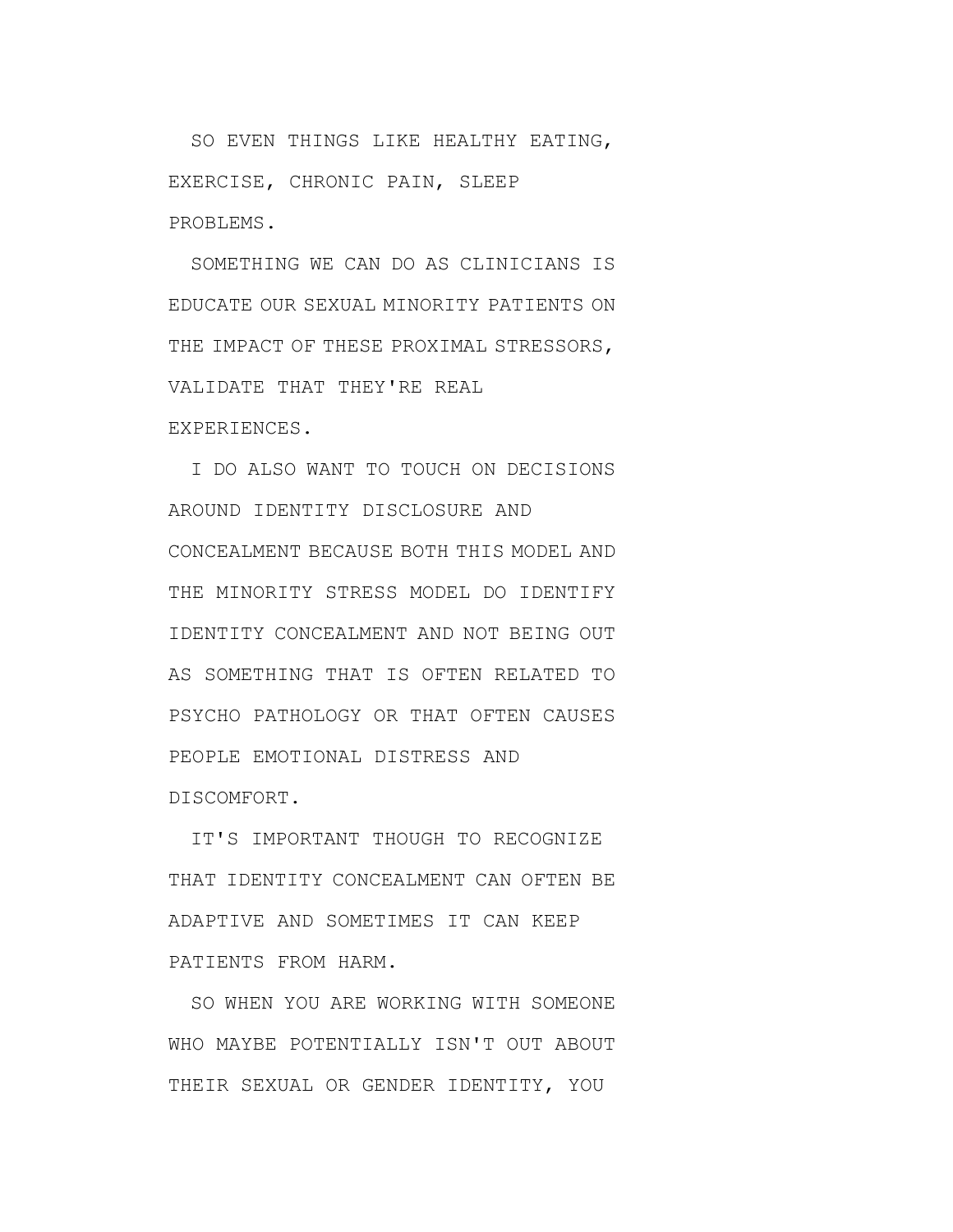SO EVEN THINGS LIKE HEALTHY EATING, EXERCISE, CHRONIC PAIN, SLEEP PROBLEMS.

SOMETHING WE CAN DO AS CLINICIANS IS EDUCATE OUR SEXUAL MINORITY PATIENTS ON THE IMPACT OF THESE PROXIMAL STRESSORS, VALIDATE THAT THEY'RE REAL EXPERIENCES.

I DO ALSO WANT TO TOUCH ON DECISIONS AROUND IDENTITY DISCLOSURE AND CONCEALMENT BECAUSE BOTH THIS MODEL AND THE MINORITY STRESS MODEL DO IDENTIFY IDENTITY CONCEALMENT AND NOT BEING OUT AS SOMETHING THAT IS OFTEN RELATED TO PSYCHO PATHOLOGY OR THAT OFTEN CAUSES PEOPLE EMOTIONAL DISTRESS AND DISCOMFORT.

IT'S IMPORTANT THOUGH TO RECOGNIZE THAT IDENTITY CONCEALMENT CAN OFTEN BE ADAPTIVE AND SOMETIMES IT CAN KEEP PATIENTS FROM HARM.

SO WHEN YOU ARE WORKING WITH SOMEONE WHO MAYBE POTENTIALLY ISN'T OUT ABOUT THEIR SEXUAL OR GENDER IDENTITY, YOU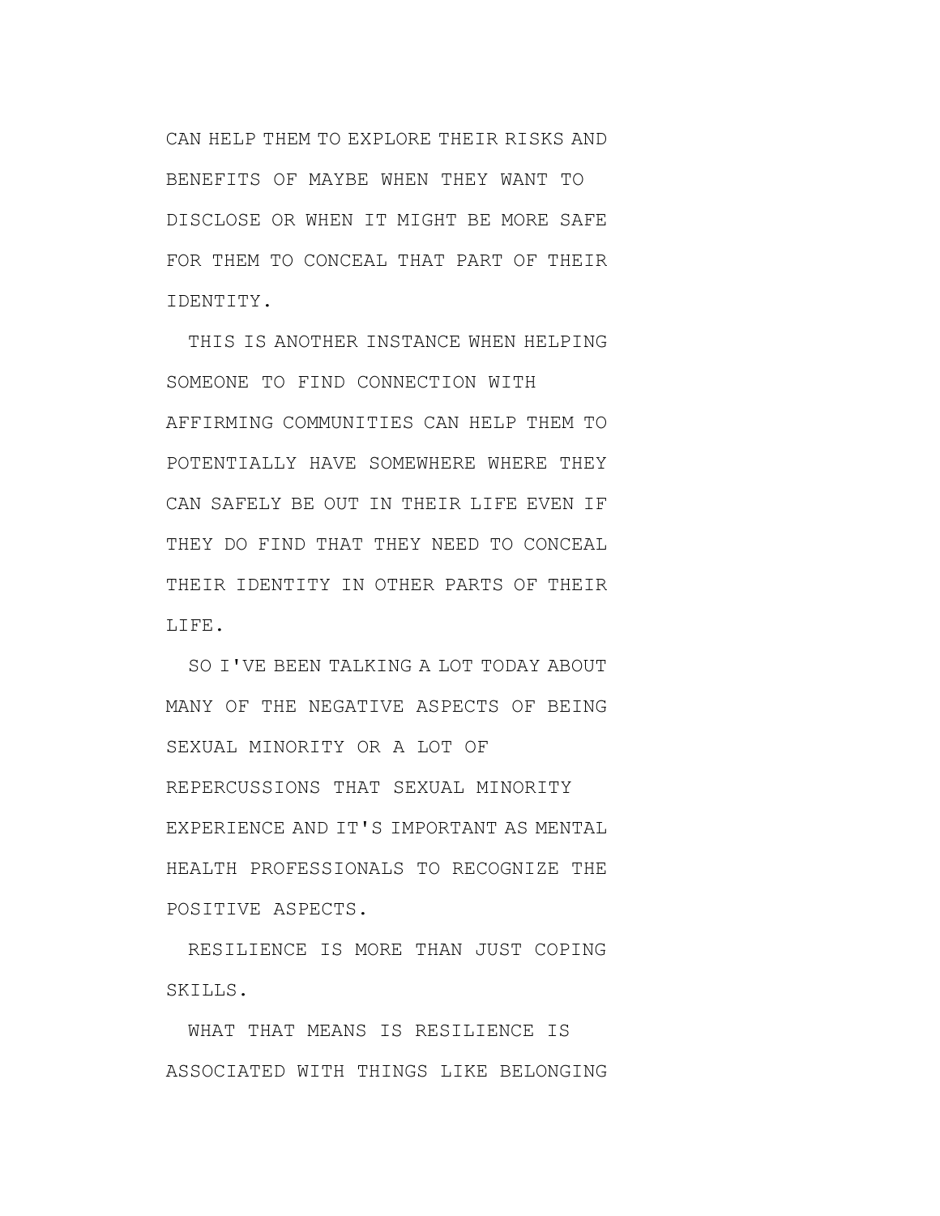CAN HELP THEM TO EXPLORE THEIR RISKS AND BENEFITS OF MAYBE WHEN THEY WANT TO DISCLOSE OR WHEN IT MIGHT BE MORE SAFE FOR THEM TO CONCEAL THAT PART OF THEIR IDENTITY.

THIS IS ANOTHER INSTANCE WHEN HELPING SOMEONE TO FIND CONNECTION WITH AFFIRMING COMMUNITIES CAN HELP THEM TO POTENTIALLY HAVE SOMEWHERE WHERE THEY CAN SAFELY BE OUT IN THEIR LIFE EVEN IF THEY DO FIND THAT THEY NEED TO CONCEAL THEIR IDENTITY IN OTHER PARTS OF THEIR LIFE.

SO I'VE BEEN TALKING A LOT TODAY ABOUT MANY OF THE NEGATIVE ASPECTS OF BEING SEXUAL MINORITY OR A LOT OF REPERCUSSIONS THAT SEXUAL MINORITY EXPERIENCE AND IT'S IMPORTANT AS MENTAL HEALTH PROFESSIONALS TO RECOGNIZE THE POSITIVE ASPECTS.

RESILIENCE IS MORE THAN JUST COPING SKILLS.

WHAT THAT MEANS IS RESILIENCE IS ASSOCIATED WITH THINGS LIKE BELONGING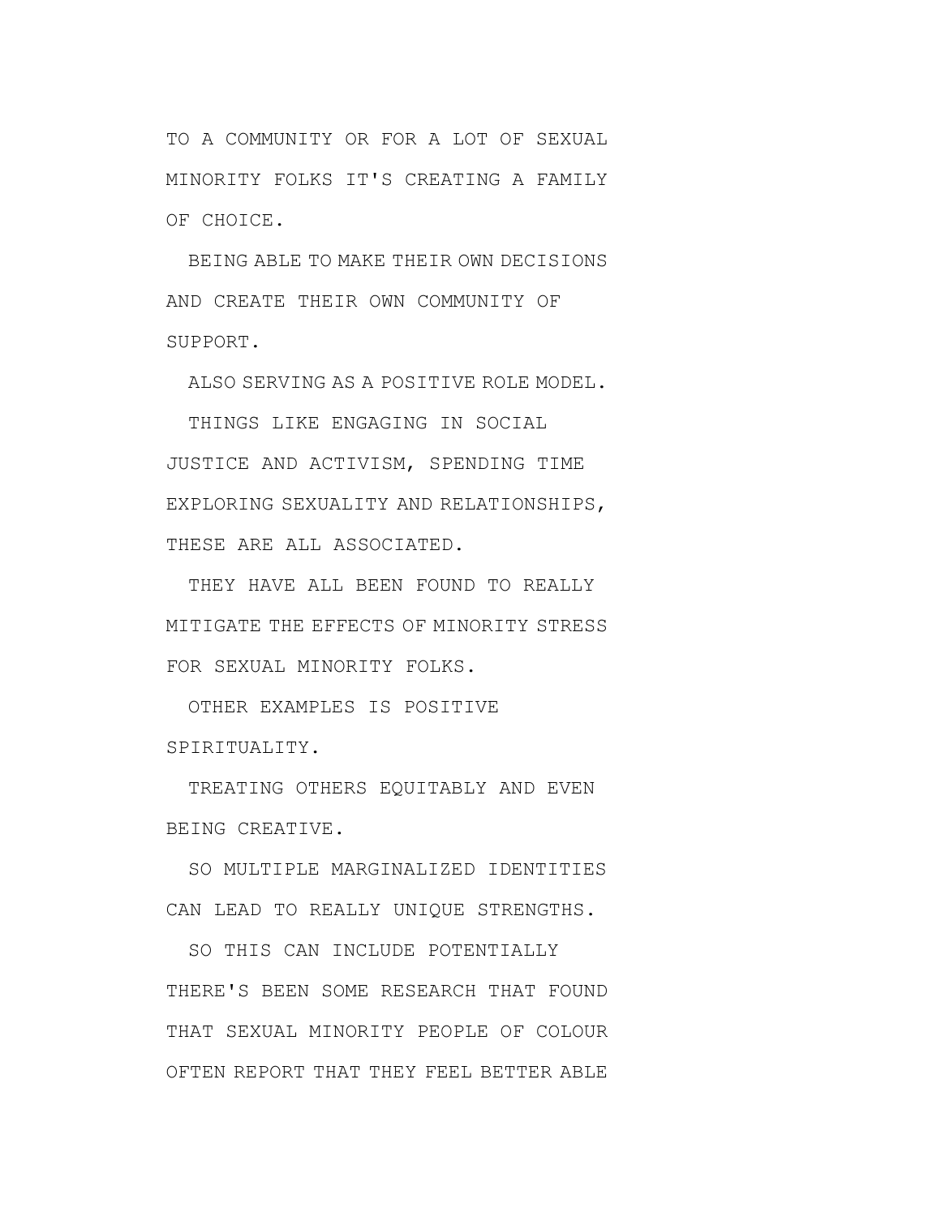TO A COMMUNITY OR FOR A LOT OF SEXUAL MINORITY FOLKS IT'S CREATING A FAMILY OF CHOICE.

BEING ABLE TO MAKE THEIR OWN DECISIONS AND CREATE THEIR OWN COMMUNITY OF SUPPORT.

ALSO SERVING AS A POSITIVE ROLE MODEL.

THINGS LIKE ENGAGING IN SOCIAL JUSTICE AND ACTIVISM, SPENDING TIME EXPLORING SEXUALITY AND RELATIONSHIPS, THESE ARE ALL ASSOCIATED.

THEY HAVE ALL BEEN FOUND TO REALLY MITIGATE THE EFFECTS OF MINORITY STRESS FOR SEXUAL MINORITY FOLKS.

OTHER EXAMPLES IS POSITIVE SPIRITUALITY.

TREATING OTHERS EQUITABLY AND EVEN BEING CREATIVE.

SO MULTIPLE MARGINALIZED IDENTITIES CAN LEAD TO REALLY UNIQUE STRENGTHS.

SO THIS CAN INCLUDE POTENTIALLY THERE'S BEEN SOME RESEARCH THAT FOUND THAT SEXUAL MINORITY PEOPLE OF COLOUR OFTEN REPORT THAT THEY FEEL BETTER ABLE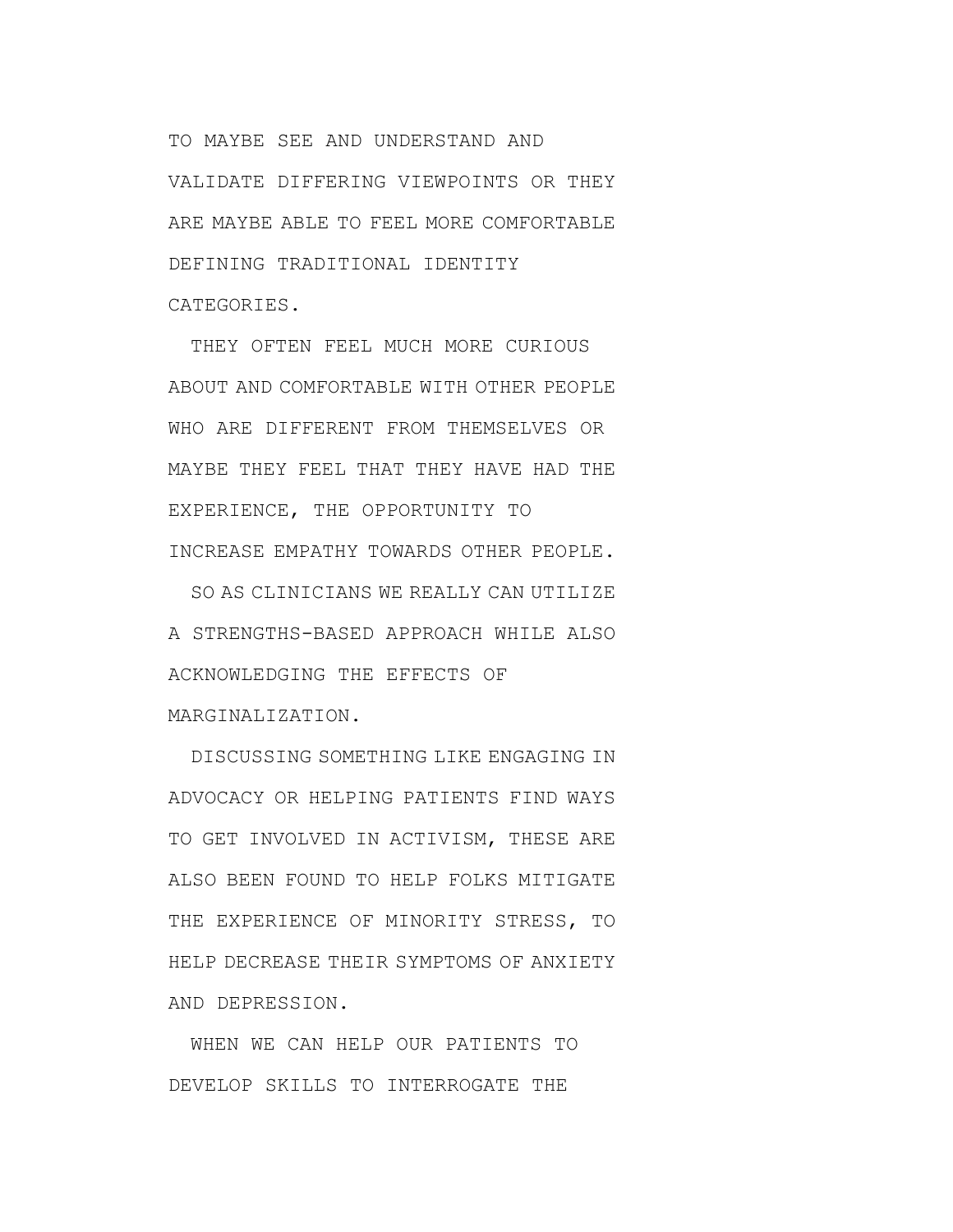TO MAYBE SEE AND UNDERSTAND AND VALIDATE DIFFERING VIEWPOINTS OR THEY ARE MAYBE ABLE TO FEEL MORE COMFORTABLE DEFINING TRADITIONAL IDENTITY CATEGORIES.

THEY OFTEN FEEL MUCH MORE CURIOUS ABOUT AND COMFORTABLE WITH OTHER PEOPLE WHO ARE DIFFERENT FROM THEMSELVES OR MAYBE THEY FEEL THAT THEY HAVE HAD THE EXPERIENCE, THE OPPORTUNITY TO INCREASE EMPATHY TOWARDS OTHER PEOPLE.

SO AS CLINICIANS WE REALLY CAN UTILIZE A STRENGTHS-BASED APPROACH WHILE ALSO ACKNOWLEDGING THE EFFECTS OF MARGINALIZATION.

DISCUSSING SOMETHING LIKE ENGAGING IN ADVOCACY OR HELPING PATIENTS FIND WAYS TO GET INVOLVED IN ACTIVISM, THESE ARE ALSO BEEN FOUND TO HELP FOLKS MITIGATE THE EXPERIENCE OF MINORITY STRESS, TO HELP DECREASE THEIR SYMPTOMS OF ANXIETY AND DEPRESSION.

WHEN WE CAN HELP OUR PATIENTS TO DEVELOP SKILLS TO INTERROGATE THE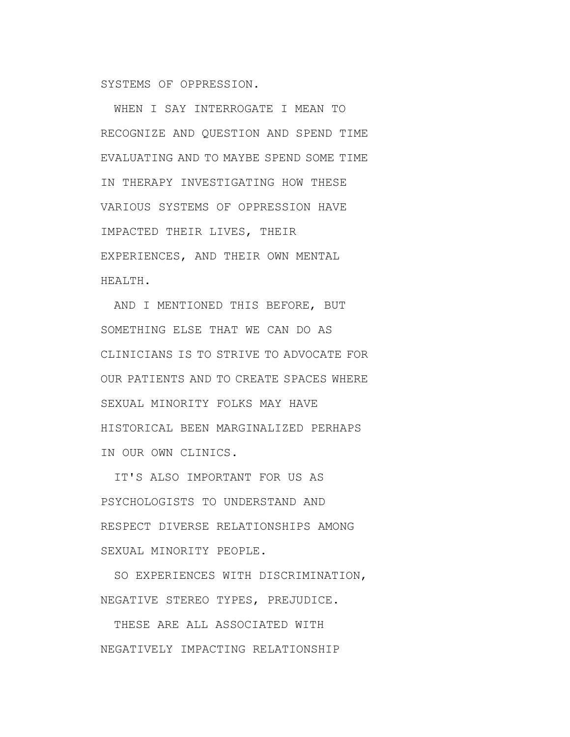SYSTEMS OF OPPRESSION.

WHEN I SAY INTERROGATE I MEAN TO RECOGNIZE AND QUESTION AND SPEND TIME EVALUATING AND TO MAYBE SPEND SOME TIME IN THERAPY INVESTIGATING HOW THESE VARIOUS SYSTEMS OF OPPRESSION HAVE IMPACTED THEIR LIVES, THEIR EXPERIENCES, AND THEIR OWN MENTAL HEALTH.

AND I MENTIONED THIS BEFORE, BUT SOMETHING ELSE THAT WE CAN DO AS CLINICIANS IS TO STRIVE TO ADVOCATE FOR OUR PATIENTS AND TO CREATE SPACES WHERE SEXUAL MINORITY FOLKS MAY HAVE HISTORICAL BEEN MARGINALIZED PERHAPS IN OUR OWN CLINICS.

IT'S ALSO IMPORTANT FOR US AS PSYCHOLOGISTS TO UNDERSTAND AND RESPECT DIVERSE RELATIONSHIPS AMONG SEXUAL MINORITY PEOPLE.

SO EXPERIENCES WITH DISCRIMINATION, NEGATIVE STEREO TYPES, PREJUDICE.

THESE ARE ALL ASSOCIATED WITH NEGATIVELY IMPACTING RELATIONSHIP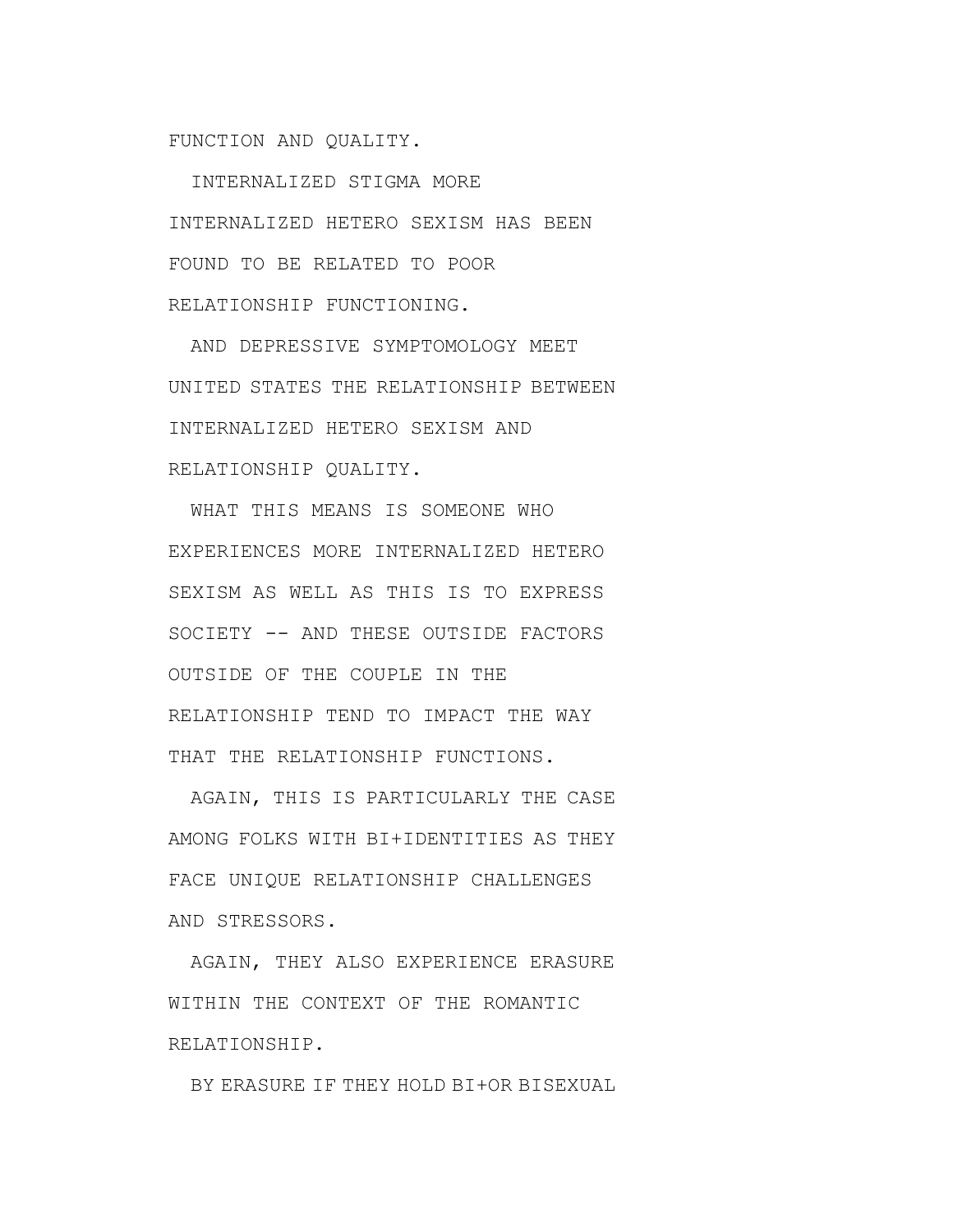FUNCTION AND QUALITY.

INTERNALIZED STIGMA MORE INTERNALIZED HETERO SEXISM HAS BEEN FOUND TO BE RELATED TO POOR RELATIONSHIP FUNCTIONING.

AND DEPRESSIVE SYMPTOMOLOGY MEET UNITED STATES THE RELATIONSHIP BETWEEN INTERNALIZED HETERO SEXISM AND RELATIONSHIP QUALITY.

WHAT THIS MEANS IS SOMEONE WHO EXPERIENCES MORE INTERNALIZED HETERO SEXISM AS WELL AS THIS IS TO EXPRESS SOCIETY -- AND THESE OUTSIDE FACTORS OUTSIDE OF THE COUPLE IN THE RELATIONSHIP TEND TO IMPACT THE WAY THAT THE RELATIONSHIP FUNCTIONS.

AGAIN, THIS IS PARTICULARLY THE CASE AMONG FOLKS WITH BI+IDENTITIES AS THEY FACE UNIQUE RELATIONSHIP CHALLENGES AND STRESSORS.

AGAIN, THEY ALSO EXPERIENCE ERASURE WITHIN THE CONTEXT OF THE ROMANTIC RELATIONSHIP.

BY ERASURE IF THEY HOLD BI+OR BISEXUAL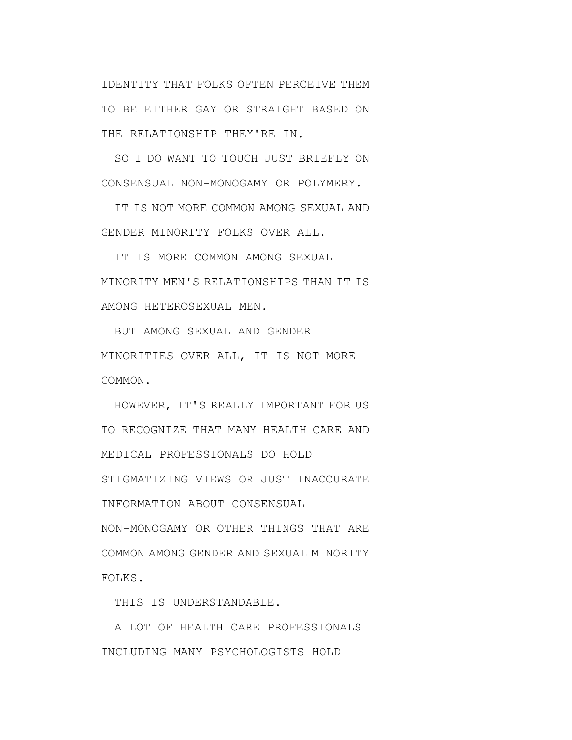IDENTITY THAT FOLKS OFTEN PERCEIVE THEM TO BE EITHER GAY OR STRAIGHT BASED ON THE RELATIONSHIP THEY'RE IN.

SO I DO WANT TO TOUCH JUST BRIEFLY ON CONSENSUAL NON-MONOGAMY OR POLYMERY.

IT IS NOT MORE COMMON AMONG SEXUAL AND GENDER MINORITY FOLKS OVER ALL.

IT IS MORE COMMON AMONG SEXUAL MINORITY MEN'S RELATIONSHIPS THAN IT IS AMONG HETEROSEXUAL MEN.

BUT AMONG SEXUAL AND GENDER MINORITIES OVER ALL, IT IS NOT MORE COMMON.

HOWEVER, IT'S REALLY IMPORTANT FOR US TO RECOGNIZE THAT MANY HEALTH CARE AND MEDICAL PROFESSIONALS DO HOLD STIGMATIZING VIEWS OR JUST INACCURATE INFORMATION ABOUT CONSENSUAL NON-MONOGAMY OR OTHER THINGS THAT ARE COMMON AMONG GENDER AND SEXUAL MINORITY FOLKS.

THIS IS UNDERSTANDABLE.

A LOT OF HEALTH CARE PROFESSIONALS INCLUDING MANY PSYCHOLOGISTS HOLD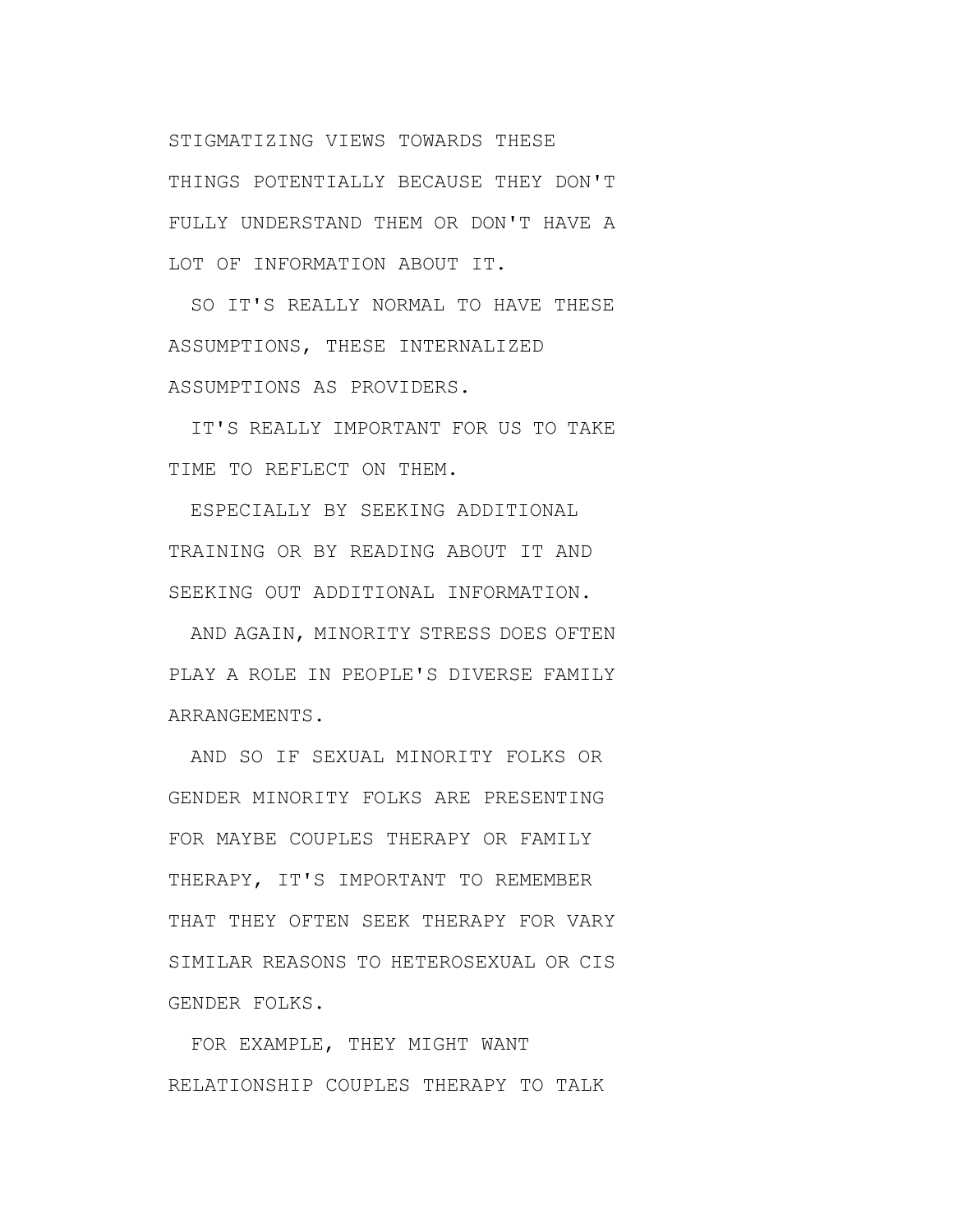STIGMATIZING VIEWS TOWARDS THESE THINGS POTENTIALLY BECAUSE THEY DON'T FULLY UNDERSTAND THEM OR DON'T HAVE A LOT OF INFORMATION ABOUT IT.

SO IT'S REALLY NORMAL TO HAVE THESE ASSUMPTIONS, THESE INTERNALIZED ASSUMPTIONS AS PROVIDERS.

IT'S REALLY IMPORTANT FOR US TO TAKE TIME TO REFLECT ON THEM.

ESPECIALLY BY SEEKING ADDITIONAL TRAINING OR BY READING ABOUT IT AND SEEKING OUT ADDITIONAL INFORMATION.

AND AGAIN, MINORITY STRESS DOES OFTEN PLAY A ROLE IN PEOPLE'S DIVERSE FAMILY ARRANGEMENTS.

AND SO IF SEXUAL MINORITY FOLKS OR GENDER MINORITY FOLKS ARE PRESENTING FOR MAYBE COUPLES THERAPY OR FAMILY THERAPY, IT'S IMPORTANT TO REMEMBER THAT THEY OFTEN SEEK THERAPY FOR VARY SIMILAR REASONS TO HETEROSEXUAL OR CIS GENDER FOLKS.

FOR EXAMPLE, THEY MIGHT WANT RELATIONSHIP COUPLES THERAPY TO TALK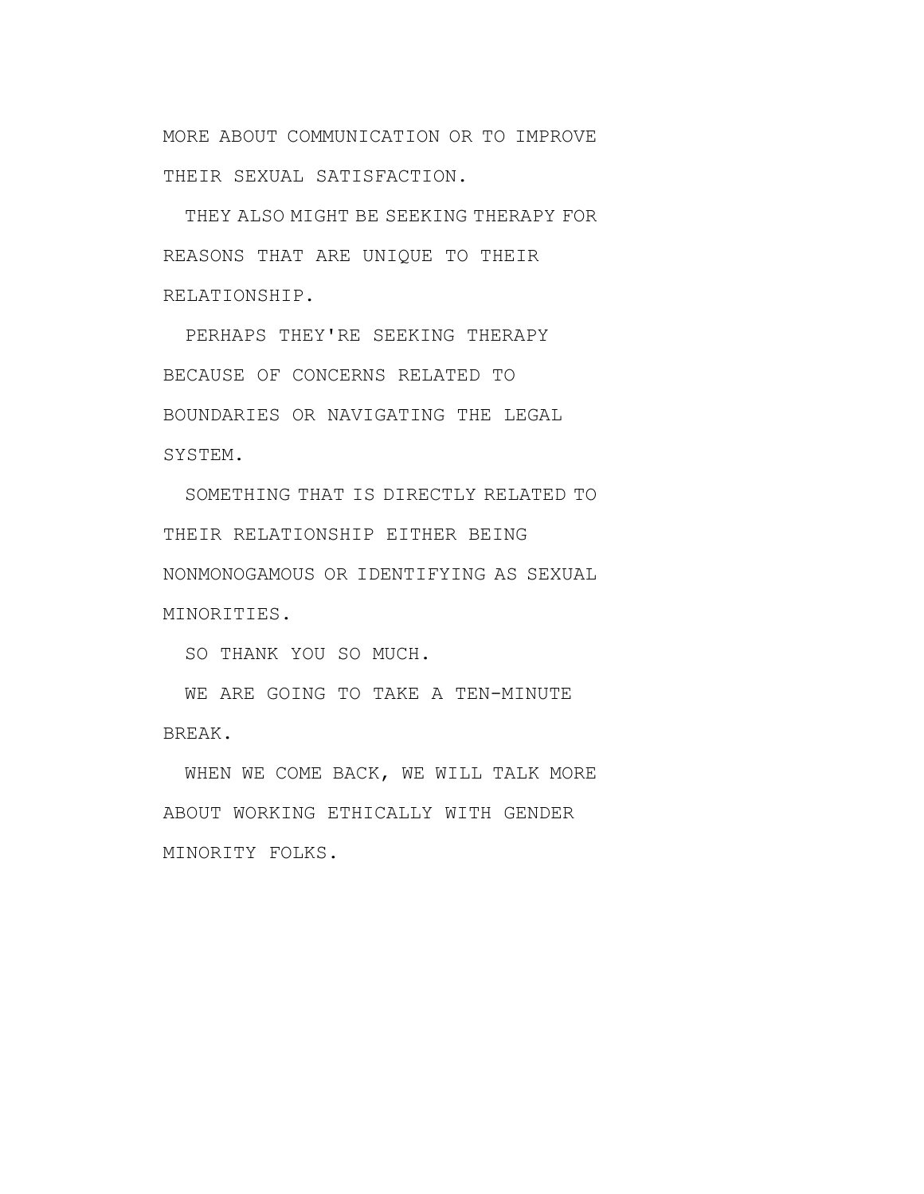MORE ABOUT COMMUNICATION OR TO IMPROVE THEIR SEXUAL SATISFACTION.

THEY ALSO MIGHT BE SEEKING THERAPY FOR REASONS THAT ARE UNIQUE TO THEIR RELATIONSHIP.

PERHAPS THEY'RE SEEKING THERAPY BECAUSE OF CONCERNS RELATED TO BOUNDARIES OR NAVIGATING THE LEGAL SYSTEM.

SOMETHING THAT IS DIRECTLY RELATED TO THEIR RELATIONSHIP EITHER BEING NONMONOGAMOUS OR IDENTIFYING AS SEXUAL MINORITIES.

SO THANK YOU SO MUCH.

WE ARE GOING TO TAKE A TEN-MINUTE BREAK.

WHEN WE COME BACK, WE WILL TALK MORE ABOUT WORKING ETHICALLY WITH GENDER MINORITY FOLKS.